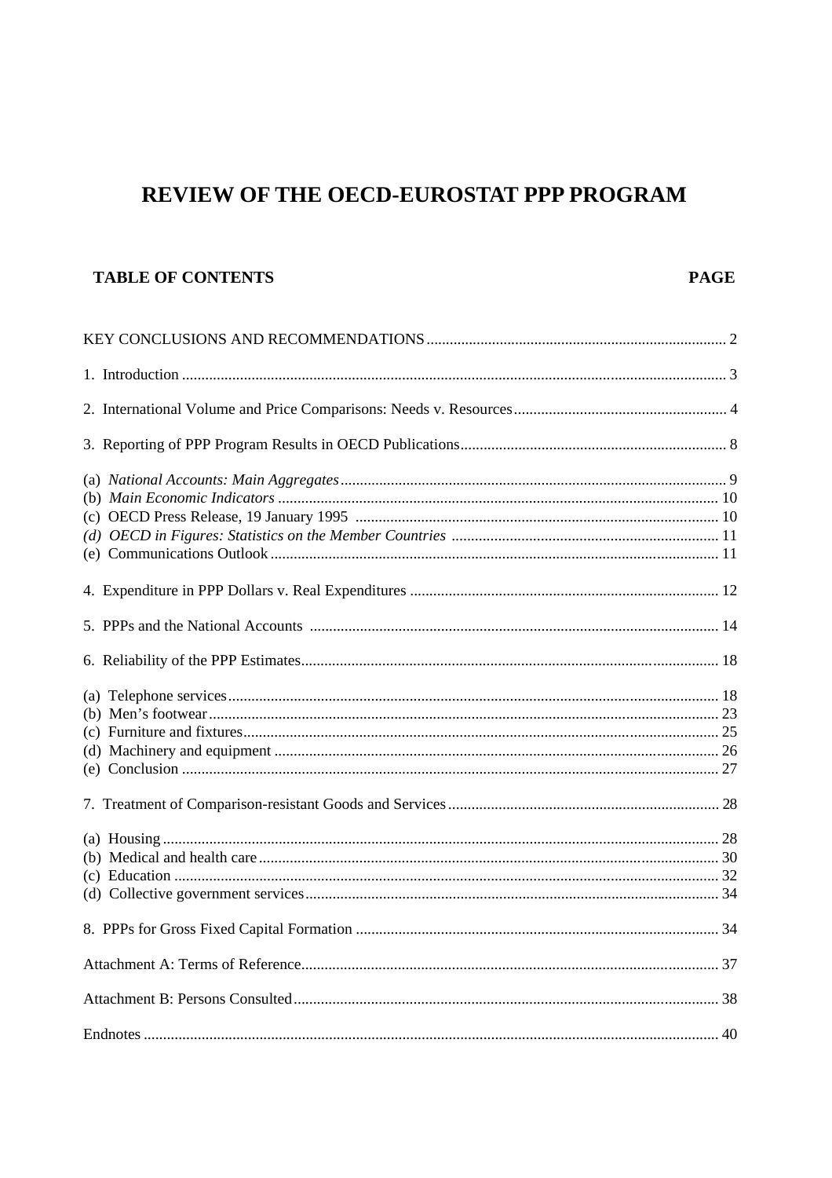# REVIEW OF THE OECD-EUROSTAT PPP PROGRAM

| TABLE OF CONTENTS | PAGE |
|---|---|
| KEY CONCLUSIONS AND RECOMMENDATIONS | 2 |
| 1. Introduction | 3 |
| 2. International Volume and Price Comparisons: Needs v. Resources | 4 |
| 3. Reporting of PPP Program Results in OECD Publications | 8 |
| (a) *National Accounts: Main Aggregates* | 9 |
| (b) *Main Economic Indicators* | 10 |
| (c) OECD Press Release, 19 January 1995 | 10 |
| *(d) OECD in Figures: Statistics on the Member Countries* | 11 |
| (e) Communications Outlook | 11 |
| 4. Expenditure in PPP Dollars v. Real Expenditures | 12 |
| 5. PPPs and the National Accounts | 14 |
| 6. Reliability of the PPP Estimates | 18 |
| (a) Telephone services | 18 |
| (b) Men's footwear | 23 |
| (c) Furniture and fixtures | 25 |
| (d) Machinery and equipment | 26 |
| (e) Conclusion | 27 |
| 7. Treatment of Comparison-resistant Goods and Services | 28 |
| (a) Housing | 28 |
| (b) Medical and health care | 30 |
| (c) Education | 32 |
| (d) Collective government services | 34 |
| 8. PPPs for Gross Fixed Capital Formation | 34 |
| Attachment A: Terms of Reference | 37 |
| Attachment B: Persons Consulted | 38 |
| Endnotes | 40 |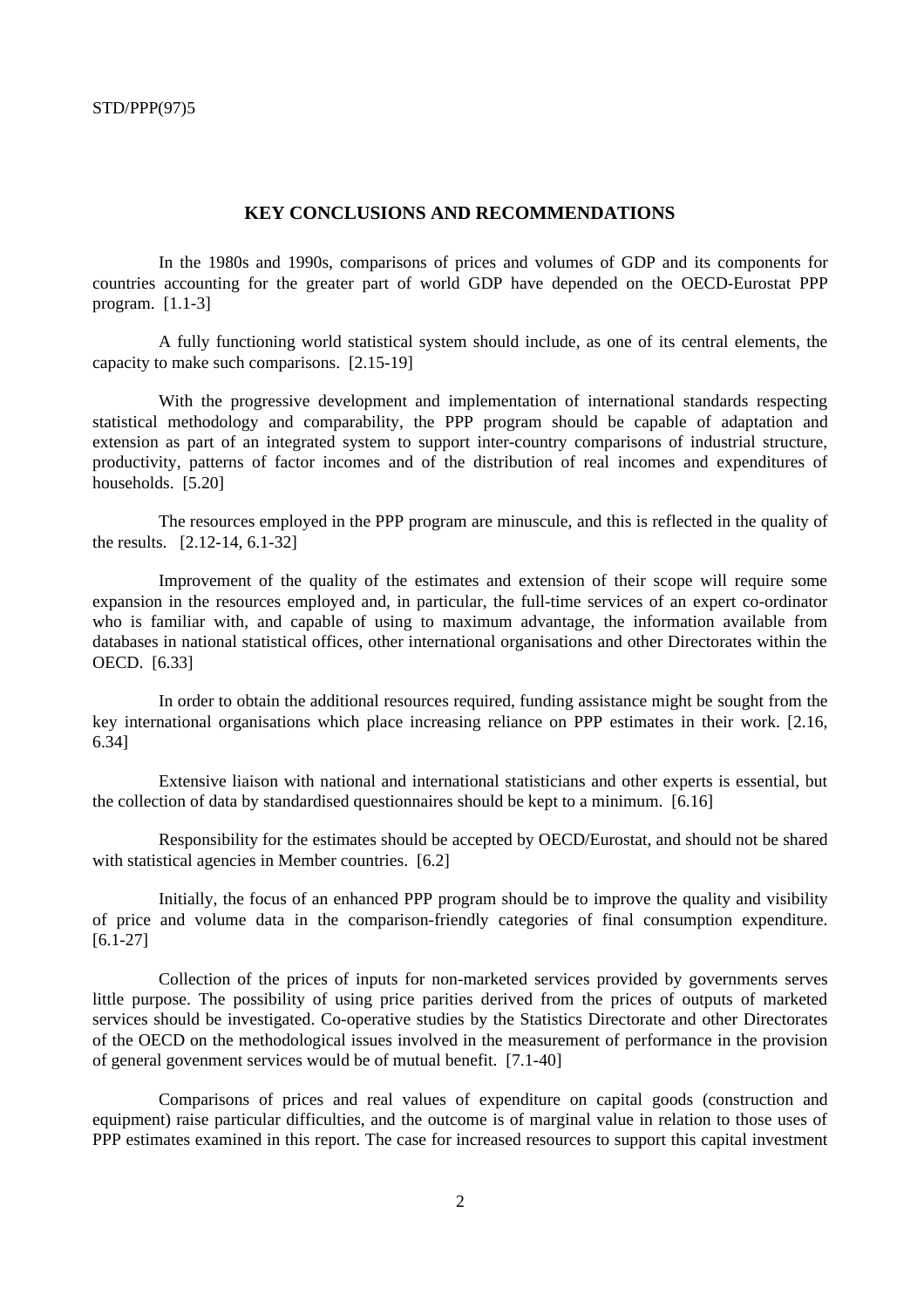## KEY CONCLUSIONS AND RECOMMENDATIONS

In the 1980s and 1990s, comparisons of prices and volumes of GDP and its components for countries accounting for the greater part of world GDP have depended on the OECD-Eurostat PPP program. [1.1-3]

A fully functioning world statistical system should include, as one of its central elements, the capacity to make such comparisons. [2.15-19]

With the progressive development and implementation of international standards respecting statistical methodology and comparability, the PPP program should be capable of adaptation and extension as part of an integrated system to support inter-country comparisons of industrial structure, productivity, patterns of factor incomes and of the distribution of real incomes and expenditures of households. [5.20]

The resources employed in the PPP program are minuscule, and this is reflected in the quality of the results. [2.12-14, 6.1-32]

Improvement of the quality of the estimates and extension of their scope will require some expansion in the resources employed and, in particular, the full-time services of an expert co-ordinator who is familiar with, and capable of using to maximum advantage, the information available from databases in national statistical offices, other international organisations and other Directorates within the OECD. [6.33]

In order to obtain the additional resources required, funding assistance might be sought from the key international organisations which place increasing reliance on PPP estimates in their work. [2.16, 6.34]

Extensive liaison with national and international statisticians and other experts is essential, but the collection of data by standardised questionnaires should be kept to a minimum. [6.16]

Responsibility for the estimates should be accepted by OECD/Eurostat, and should not be shared with statistical agencies in Member countries. [6.2]

Initially, the focus of an enhanced PPP program should be to improve the quality and visibility of price and volume data in the comparison-friendly categories of final consumption expenditure. [6.1-27]

Collection of the prices of inputs for non-marketed services provided by governments serves little purpose. The possibility of using price parities derived from the prices of outputs of marketed services should be investigated. Co-operative studies by the Statistics Directorate and other Directorates of the OECD on the methodological issues involved in the measurement of performance in the provision of general govenment services would be of mutual benefit. [7.1-40]

Comparisons of prices and real values of expenditure on capital goods (construction and equipment) raise particular difficulties, and the outcome is of marginal value in relation to those uses of PPP estimates examined in this report. The case for increased resources to support this capital investment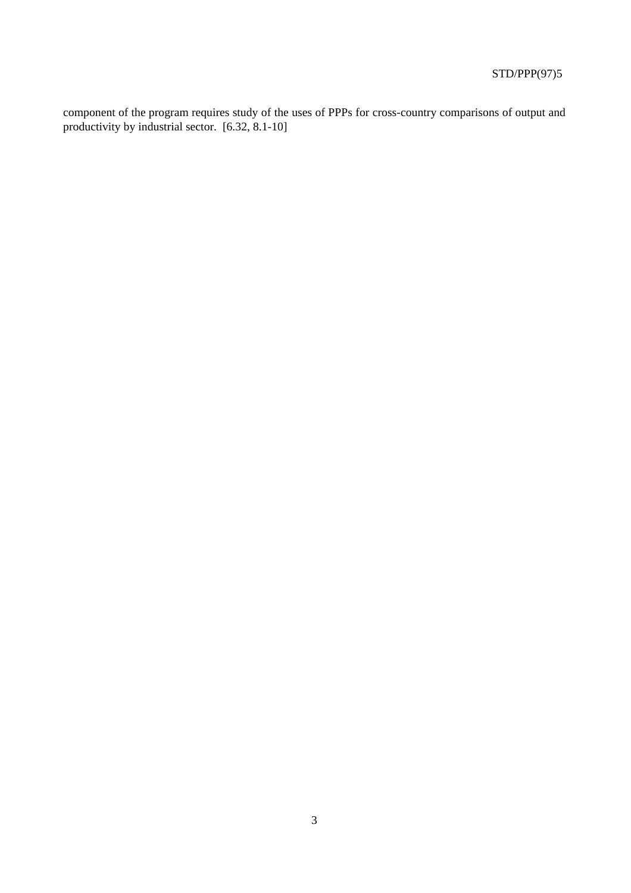component of the program requires study of the uses of PPPs for cross-country comparisons of output and productivity by industrial sector. [6.32, 8.1-10]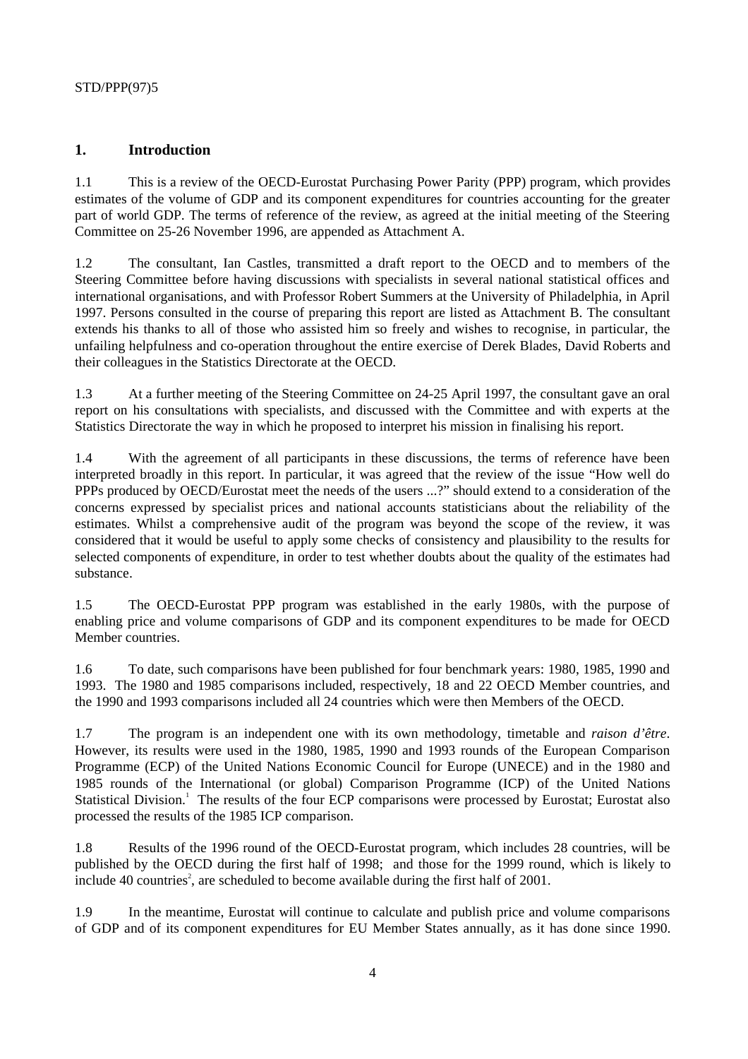## 1. Introduction

1.1 This is a review of the OECD-Eurostat Purchasing Power Parity (PPP) program, which provides estimates of the volume of GDP and its component expenditures for countries accounting for the greater part of world GDP. The terms of reference of the review, as agreed at the initial meeting of the Steering Committee on 25-26 November 1996, are appended as Attachment A.

1.2 The consultant, Ian Castles, transmitted a draft report to the OECD and to members of the Steering Committee before having discussions with specialists in several national statistical offices and international organisations, and with Professor Robert Summers at the University of Philadelphia, in April 1997. Persons consulted in the course of preparing this report are listed as Attachment B. The consultant extends his thanks to all of those who assisted him so freely and wishes to recognise, in particular, the unfailing helpfulness and co-operation throughout the entire exercise of Derek Blades, David Roberts and their colleagues in the Statistics Directorate at the OECD.

1.3 At a further meeting of the Steering Committee on 24-25 April 1997, the consultant gave an oral report on his consultations with specialists, and discussed with the Committee and with experts at the Statistics Directorate the way in which he proposed to interpret his mission in finalising his report.

1.4 With the agreement of all participants in these discussions, the terms of reference have been interpreted broadly in this report. In particular, it was agreed that the review of the issue "How well do PPPs produced by OECD/Eurostat meet the needs of the users ...?" should extend to a consideration of the concerns expressed by specialist prices and national accounts statisticians about the reliability of the estimates. Whilst a comprehensive audit of the program was beyond the scope of the review, it was considered that it would be useful to apply some checks of consistency and plausibility to the results for selected components of expenditure, in order to test whether doubts about the quality of the estimates had substance.

1.5 The OECD-Eurostat PPP program was established in the early 1980s, with the purpose of enabling price and volume comparisons of GDP and its component expenditures to be made for OECD Member countries.

1.6 To date, such comparisons have been published for four benchmark years: 1980, 1985, 1990 and 1993. The 1980 and 1985 comparisons included, respectively, 18 and 22 OECD Member countries, and the 1990 and 1993 comparisons included all 24 countries which were then Members of the OECD.

1.7 The program is an independent one with its own methodology, timetable and *raison d'être*. However, its results were used in the 1980, 1985, 1990 and 1993 rounds of the European Comparison Programme (ECP) of the United Nations Economic Council for Europe (UNECE) and in the 1980 and 1985 rounds of the International (or global) Comparison Programme (ICP) of the United Nations Statistical Division.[1] The results of the four ECP comparisons were processed by Eurostat; Eurostat also processed the results of the 1985 ICP comparison.

1.8 Results of the 1996 round of the OECD-Eurostat program, which includes 28 countries, will be published by the OECD during the first half of 1998; and those for the 1999 round, which is likely to include 40 countries[2], are scheduled to become available during the first half of 2001.

1.9 In the meantime, Eurostat will continue to calculate and publish price and volume comparisons of GDP and of its component expenditures for EU Member States annually, as it has done since 1990.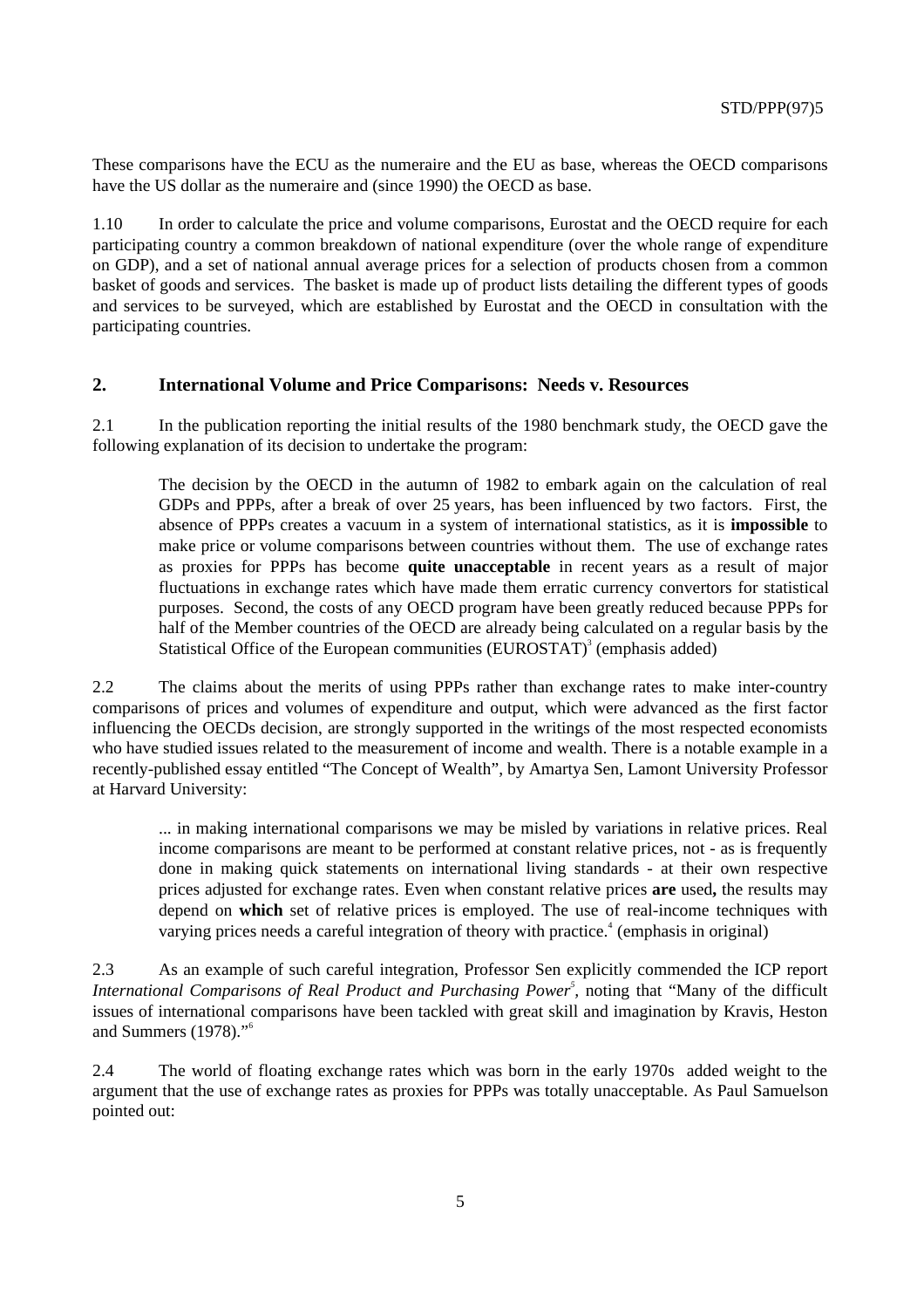These comparisons have the ECU as the numeraire and the EU as base, whereas the OECD comparisons have the US dollar as the numeraire and (since 1990) the OECD as base.

1.10 In order to calculate the price and volume comparisons, Eurostat and the OECD require for each participating country a common breakdown of national expenditure (over the whole range of expenditure on GDP), and a set of national annual average prices for a selection of products chosen from a common basket of goods and services. The basket is made up of product lists detailing the different types of goods and services to be surveyed, which are established by Eurostat and the OECD in consultation with the participating countries.

## 2. International Volume and Price Comparisons: Needs v. Resources

2.1 In the publication reporting the initial results of the 1980 benchmark study, the OECD gave the following explanation of its decision to undertake the program:

> The decision by the OECD in the autumn of 1982 to embark again on the calculation of real GDPs and PPPs, after a break of over 25 years, has been influenced by two factors. First, the absence of PPPs creates a vacuum in a system of international statistics, as it is **impossible** to make price or volume comparisons between countries without them. The use of exchange rates as proxies for PPPs has become **quite unacceptable** in recent years as a result of major fluctuations in exchange rates which have made them erratic currency convertors for statistical purposes. Second, the costs of any OECD program have been greatly reduced because PPPs for half of the Member countries of the OECD are already being calculated on a regular basis by the Statistical Office of the European communities (EUROSTAT)[3] (emphasis added)

2.2 The claims about the merits of using PPPs rather than exchange rates to make inter-country comparisons of prices and volumes of expenditure and output, which were advanced as the first factor influencing the OECDs decision, are strongly supported in the writings of the most respected economists who have studied issues related to the measurement of income and wealth. There is a notable example in a recently-published essay entitled "The Concept of Wealth", by Amartya Sen, Lamont University Professor at Harvard University:

> ... in making international comparisons we may be misled by variations in relative prices. Real income comparisons are meant to be performed at constant relative prices, not - as is frequently done in making quick statements on international living standards - at their own respective prices adjusted for exchange rates. Even when constant relative prices **are** used**,** the results may depend on **which** set of relative prices is employed. The use of real-income techniques with varying prices needs a careful integration of theory with practice.[4] (emphasis in original)

2.3 As an example of such careful integration, Professor Sen explicitly commended the ICP report *International Comparisons of Real Product and Purchasing Power*[5], noting that "Many of the difficult issues of international comparisons have been tackled with great skill and imagination by Kravis, Heston and Summers (1978)."[6]

2.4 The world of floating exchange rates which was born in the early 1970s added weight to the argument that the use of exchange rates as proxies for PPPs was totally unacceptable. As Paul Samuelson pointed out: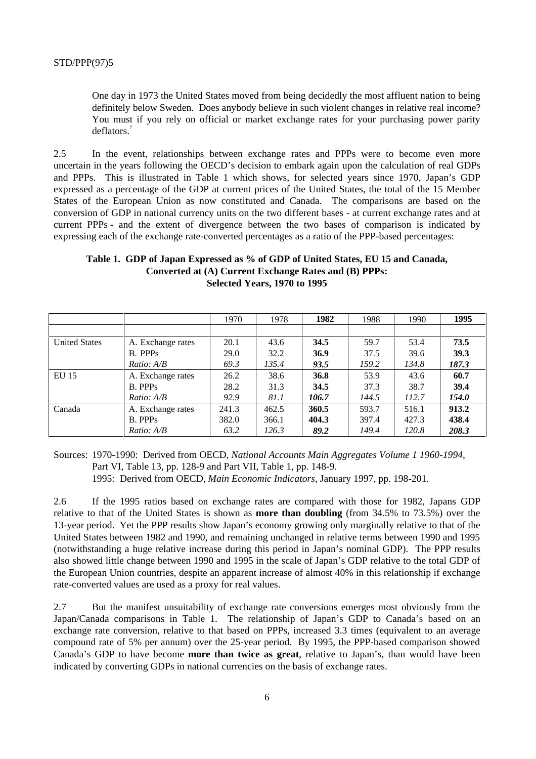> One day in 1973 the United States moved from being decidedly the most affluent nation to being definitely below Sweden. Does anybody believe in such violent changes in relative real income? You must if you rely on official or market exchange rates for your purchasing power parity deflators.[7]

2.5 In the event, relationships between exchange rates and PPPs were to become even more uncertain in the years following the OECD's decision to embark again upon the calculation of real GDPs and PPPs. This is illustrated in Table 1 which shows, for selected years since 1970, Japan's GDP expressed as a percentage of the GDP at current prices of the United States, the total of the 15 Member States of the European Union as now constituted and Canada. The comparisons are based on the conversion of GDP in national currency units on the two different bases - at current exchange rates and at current PPPs - and the extent of divergence between the two bases of comparison is indicated by expressing each of the exchange rate-converted percentages as a ratio of the PPP-based percentages:

**Table 1. GDP of Japan Expressed as % of GDP of United States, EU 15 and Canada, Converted at (A) Current Exchange Rates and (B) PPPs: Selected Years, 1970 to 1995**

| | | 1970 | 1978 | **1982** | 1988 | 1990 | **1995** |
|---|---|---|---|---|---|---|---|
| United States | A. Exchange rates | 20.1 | 43.6 | **34.5** | 59.7 | 53.4 | **73.5** |
| | B. PPPs | 29.0 | 32.2 | **36.9** | 37.5 | 39.6 | **39.3** |
| | *Ratio: A/B* | *69.3* | *135.4* | ***93.5*** | *159.2* | *134.8* | ***187.3*** |
| EU 15 | A. Exchange rates | 26.2 | 38.6 | **36.8** | 53.9 | 43.6 | **60.7** |
| | B. PPPs | 28.2 | 31.3 | **34.5** | 37.3 | 38.7 | **39.4** |
| | *Ratio: A/B* | *92.9* | *81.1* | ***106.7*** | *144.5* | *112.7* | ***154.0*** |
| Canada | A. Exchange rates | 241.3 | 462.5 | **360.5** | 593.7 | 516.1 | **913.2** |
| | B. PPPs | 382.0 | 366.1 | **404.3** | 397.4 | 427.3 | **438.4** |
| | *Ratio: A/B* | *63.2* | *126.3* | ***89.2*** | *149.4* | *120.8* | ***208.3*** |

Sources: 1970-1990: Derived from OECD, *National Accounts Main Aggregates Volume 1 1960-1994*, Part VI, Table 13, pp. 128-9 and Part VII, Table 1, pp. 148-9.
1995: Derived from OECD, *Main Economic Indicators*, January 1997, pp. 198-201.

2.6 If the 1995 ratios based on exchange rates are compared with those for 1982, Japans GDP relative to that of the United States is shown as **more than doubling** (from 34.5% to 73.5%) over the 13-year period. Yet the PPP results show Japan's economy growing only marginally relative to that of the United States between 1982 and 1990, and remaining unchanged in relative terms between 1990 and 1995 (notwithstanding a huge relative increase during this period in Japan's nominal GDP). The PPP results also showed little change between 1990 and 1995 in the scale of Japan's GDP relative to the total GDP of the European Union countries, despite an apparent increase of almost 40% in this relationship if exchange rate-converted values are used as a proxy for real values.

2.7 But the manifest unsuitability of exchange rate conversions emerges most obviously from the Japan/Canada comparisons in Table 1. The relationship of Japan's GDP to Canada's based on an exchange rate conversion, relative to that based on PPPs, increased 3.3 times (equivalent to an average compound rate of 5% per annum) over the 25-year period. By 1995, the PPP-based comparison showed Canada's GDP to have become **more than twice as great**, relative to Japan's, than would have been indicated by converting GDPs in national currencies on the basis of exchange rates.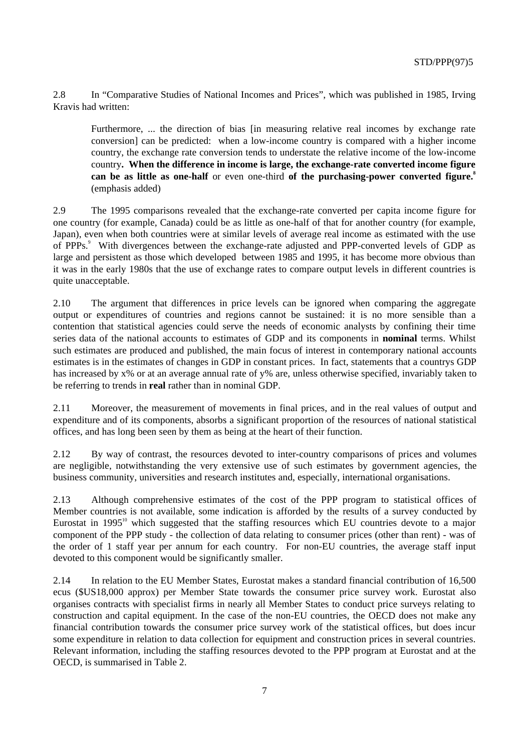2.8 In "Comparative Studies of National Incomes and Prices", which was published in 1985, Irving Kravis had written:

> Furthermore, ... the direction of bias [in measuring relative real incomes by exchange rate conversion] can be predicted: when a low-income country is compared with a higher income country, the exchange rate conversion tends to understate the relative income of the low-income country**. When the difference in income is large, the exchange-rate converted income figure can be as little as one-half** or even one-third **of the purchasing-power converted figure.**[8] (emphasis added)

2.9 The 1995 comparisons revealed that the exchange-rate converted per capita income figure for one country (for example, Canada) could be as little as one-half of that for another country (for example, Japan), even when both countries were at similar levels of average real income as estimated with the use of PPPs.[9] With divergences between the exchange-rate adjusted and PPP-converted levels of GDP as large and persistent as those which developed between 1985 and 1995, it has become more obvious than it was in the early 1980s that the use of exchange rates to compare output levels in different countries is quite unacceptable.

2.10 The argument that differences in price levels can be ignored when comparing the aggregate output or expenditures of countries and regions cannot be sustained: it is no more sensible than a contention that statistical agencies could serve the needs of economic analysts by confining their time series data of the national accounts to estimates of GDP and its components in **nominal** terms. Whilst such estimates are produced and published, the main focus of interest in contemporary national accounts estimates is in the estimates of changes in GDP in constant prices. In fact, statements that a countrys GDP has increased by x% or at an average annual rate of y% are, unless otherwise specified, invariably taken to be referring to trends in **real** rather than in nominal GDP.

2.11 Moreover, the measurement of movements in final prices, and in the real values of output and expenditure and of its components, absorbs a significant proportion of the resources of national statistical offices, and has long been seen by them as being at the heart of their function.

2.12 By way of contrast, the resources devoted to inter-country comparisons of prices and volumes are negligible, notwithstanding the very extensive use of such estimates by government agencies, the business community, universities and research institutes and, especially, international organisations.

2.13 Although comprehensive estimates of the cost of the PPP program to statistical offices of Member countries is not available, some indication is afforded by the results of a survey conducted by Eurostat in 1995[10] which suggested that the staffing resources which EU countries devote to a major component of the PPP study - the collection of data relating to consumer prices (other than rent) - was of the order of 1 staff year per annum for each country. For non-EU countries, the average staff input devoted to this component would be significantly smaller.

2.14 In relation to the EU Member States, Eurostat makes a standard financial contribution of 16,500 ecus ($US18,000 approx) per Member State towards the consumer price survey work. Eurostat also organises contracts with specialist firms in nearly all Member States to conduct price surveys relating to construction and capital equipment. In the case of the non-EU countries, the OECD does not make any financial contribution towards the consumer price survey work of the statistical offices, but does incur some expenditure in relation to data collection for equipment and construction prices in several countries. Relevant information, including the staffing resources devoted to the PPP program at Eurostat and at the OECD, is summarised in Table 2.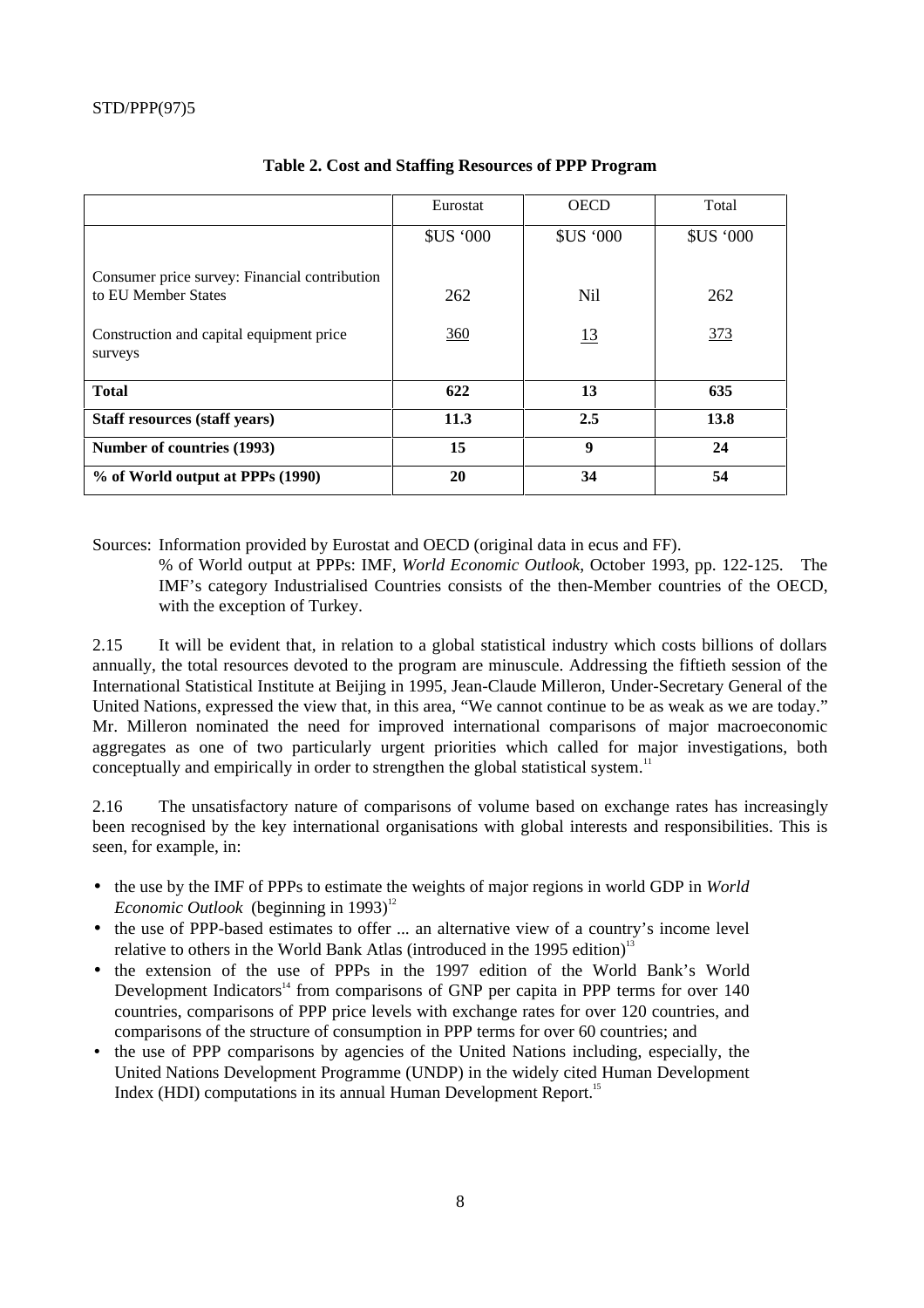**Table 2. Cost and Staffing Resources of PPP Program**

| | Eurostat | OECD | Total |
|---|---|---|---|
| | $US '000 | $US '000 | $US '000 |
| Consumer price survey: Financial contribution to EU Member States | 262 | Nil | 262 |
| Construction and capital equipment price surveys | 360 | 13 | 373 |
| **Total** | **622** | **13** | **635** |
| **Staff resources (staff years)** | **11.3** | **2.5** | **13.8** |
| **Number of countries (1993)** | **15** | **9** | **24** |
| **% of World output at PPPs (1990)** | **20** | **34** | **54** |

Sources: Information provided by Eurostat and OECD (original data in ecus and FF).
% of World output at PPPs: IMF, *World Economic Outlook*, October 1993, pp. 122-125. The IMF's category Industrialised Countries consists of the then-Member countries of the OECD, with the exception of Turkey.

2.15 It will be evident that, in relation to a global statistical industry which costs billions of dollars annually, the total resources devoted to the program are minuscule. Addressing the fiftieth session of the International Statistical Institute at Beijing in 1995, Jean-Claude Milleron, Under-Secretary General of the United Nations, expressed the view that, in this area, "We cannot continue to be as weak as we are today." Mr. Milleron nominated the need for improved international comparisons of major macroeconomic aggregates as one of two particularly urgent priorities which called for major investigations, both conceptually and empirically in order to strengthen the global statistical system.[11]

2.16 The unsatisfactory nature of comparisons of volume based on exchange rates has increasingly been recognised by the key international organisations with global interests and responsibilities. This is seen, for example, in:

- the use by the IMF of PPPs to estimate the weights of major regions in world GDP in *World Economic Outlook* (beginning in 1993)[12]
- the use of PPP-based estimates to offer ... an alternative view of a country's income level relative to others in the World Bank Atlas (introduced in the 1995 edition)[13]
- the extension of the use of PPPs in the 1997 edition of the World Bank's World Development Indicators[14] from comparisons of GNP per capita in PPP terms for over 140 countries, comparisons of PPP price levels with exchange rates for over 120 countries, and comparisons of the structure of consumption in PPP terms for over 60 countries; and
- the use of PPP comparisons by agencies of the United Nations including, especially, the United Nations Development Programme (UNDP) in the widely cited Human Development Index (HDI) computations in its annual Human Development Report.[15]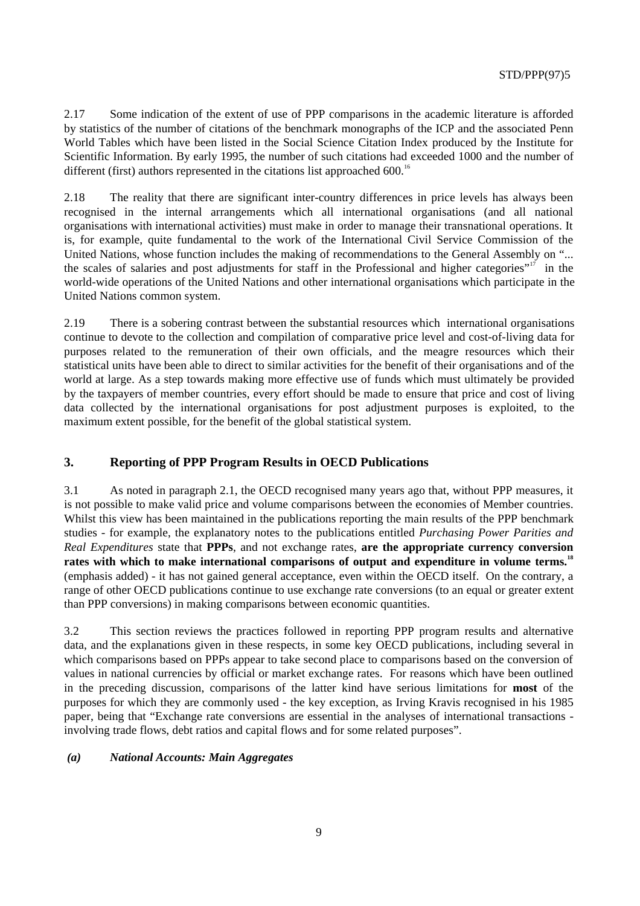2.17 Some indication of the extent of use of PPP comparisons in the academic literature is afforded by statistics of the number of citations of the benchmark monographs of the ICP and the associated Penn World Tables which have been listed in the Social Science Citation Index produced by the Institute for Scientific Information. By early 1995, the number of such citations had exceeded 1000 and the number of different (first) authors represented in the citations list approached 600.[16]

2.18 The reality that there are significant inter-country differences in price levels has always been recognised in the internal arrangements which all international organisations (and all national organisations with international activities) must make in order to manage their transnational operations. It is, for example, quite fundamental to the work of the International Civil Service Commission of the United Nations, whose function includes the making of recommendations to the General Assembly on "... the scales of salaries and post adjustments for staff in the Professional and higher categories"[17] in the world-wide operations of the United Nations and other international organisations which participate in the United Nations common system.

2.19 There is a sobering contrast between the substantial resources which international organisations continue to devote to the collection and compilation of comparative price level and cost-of-living data for purposes related to the remuneration of their own officials, and the meagre resources which their statistical units have been able to direct to similar activities for the benefit of their organisations and of the world at large. As a step towards making more effective use of funds which must ultimately be provided by the taxpayers of member countries, every effort should be made to ensure that price and cost of living data collected by the international organisations for post adjustment purposes is exploited, to the maximum extent possible, for the benefit of the global statistical system.

## 3. Reporting of PPP Program Results in OECD Publications

3.1 As noted in paragraph 2.1, the OECD recognised many years ago that, without PPP measures, it is not possible to make valid price and volume comparisons between the economies of Member countries. Whilst this view has been maintained in the publications reporting the main results of the PPP benchmark studies - for example, the explanatory notes to the publications entitled *Purchasing Power Parities and Real Expenditures* state that **PPPs**, and not exchange rates, **are the appropriate currency conversion rates with which to make international comparisons of output and expenditure in volume terms.**[18] (emphasis added) - it has not gained general acceptance, even within the OECD itself. On the contrary, a range of other OECD publications continue to use exchange rate conversions (to an equal or greater extent than PPP conversions) in making comparisons between economic quantities.

3.2 This section reviews the practices followed in reporting PPP program results and alternative data, and the explanations given in these respects, in some key OECD publications, including several in which comparisons based on PPPs appear to take second place to comparisons based on the conversion of values in national currencies by official or market exchange rates. For reasons which have been outlined in the preceding discussion, comparisons of the latter kind have serious limitations for **most** of the purposes for which they are commonly used - the key exception, as Irving Kravis recognised in his 1985 paper, being that "Exchange rate conversions are essential in the analyses of international transactions - involving trade flows, debt ratios and capital flows and for some related purposes".

### *(a) National Accounts: Main Aggregates*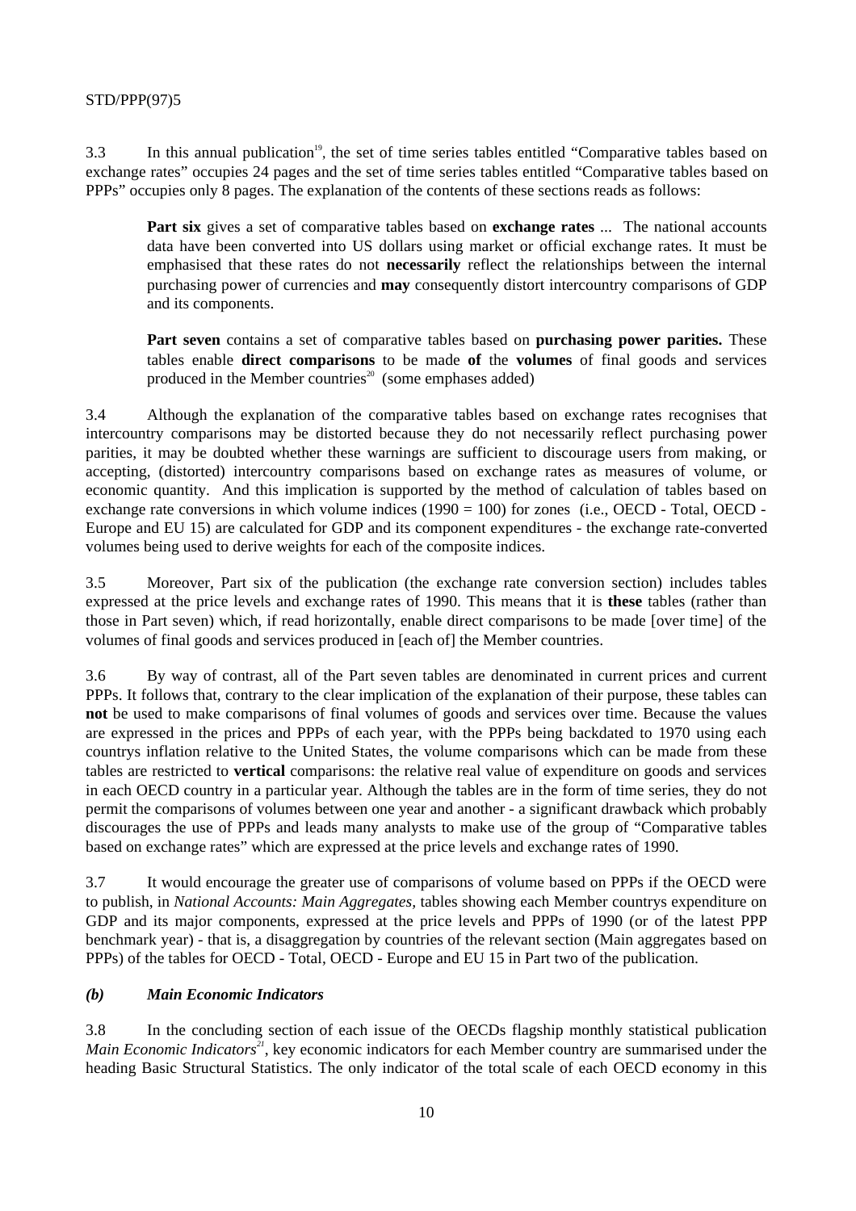3.3 In this annual publication[19], the set of time series tables entitled "Comparative tables based on exchange rates" occupies 24 pages and the set of time series tables entitled "Comparative tables based on PPPs" occupies only 8 pages. The explanation of the contents of these sections reads as follows:

> **Part six** gives a set of comparative tables based on **exchange rates** ... The national accounts data have been converted into US dollars using market or official exchange rates. It must be emphasised that these rates do not **necessarily** reflect the relationships between the internal purchasing power of currencies and **may** consequently distort intercountry comparisons of GDP and its components.
>
> **Part seven** contains a set of comparative tables based on **purchasing power parities.** These tables enable **direct comparisons** to be made **of** the **volumes** of final goods and services produced in the Member countries[20] (some emphases added)

3.4 Although the explanation of the comparative tables based on exchange rates recognises that intercountry comparisons may be distorted because they do not necessarily reflect purchasing power parities, it may be doubted whether these warnings are sufficient to discourage users from making, or accepting, (distorted) intercountry comparisons based on exchange rates as measures of volume, or economic quantity. And this implication is supported by the method of calculation of tables based on exchange rate conversions in which volume indices (1990 = 100) for zones (i.e., OECD - Total, OECD - Europe and EU 15) are calculated for GDP and its component expenditures - the exchange rate-converted volumes being used to derive weights for each of the composite indices.

3.5 Moreover, Part six of the publication (the exchange rate conversion section) includes tables expressed at the price levels and exchange rates of 1990. This means that it is **these** tables (rather than those in Part seven) which, if read horizontally, enable direct comparisons to be made [over time] of the volumes of final goods and services produced in [each of] the Member countries.

3.6 By way of contrast, all of the Part seven tables are denominated in current prices and current PPPs. It follows that, contrary to the clear implication of the explanation of their purpose, these tables can **not** be used to make comparisons of final volumes of goods and services over time. Because the values are expressed in the prices and PPPs of each year, with the PPPs being backdated to 1970 using each countrys inflation relative to the United States, the volume comparisons which can be made from these tables are restricted to **vertical** comparisons: the relative real value of expenditure on goods and services in each OECD country in a particular year. Although the tables are in the form of time series, they do not permit the comparisons of volumes between one year and another - a significant drawback which probably discourages the use of PPPs and leads many analysts to make use of the group of "Comparative tables based on exchange rates" which are expressed at the price levels and exchange rates of 1990.

3.7 It would encourage the greater use of comparisons of volume based on PPPs if the OECD were to publish, in *National Accounts: Main Aggregates,* tables showing each Member countrys expenditure on GDP and its major components, expressed at the price levels and PPPs of 1990 (or of the latest PPP benchmark year) - that is, a disaggregation by countries of the relevant section (Main aggregates based on PPPs) of the tables for OECD - Total, OECD - Europe and EU 15 in Part two of the publication.

### *(b) Main Economic Indicators*

3.8 In the concluding section of each issue of the OECDs flagship monthly statistical publication *Main Economic Indicators*[21], key economic indicators for each Member country are summarised under the heading Basic Structural Statistics. The only indicator of the total scale of each OECD economy in this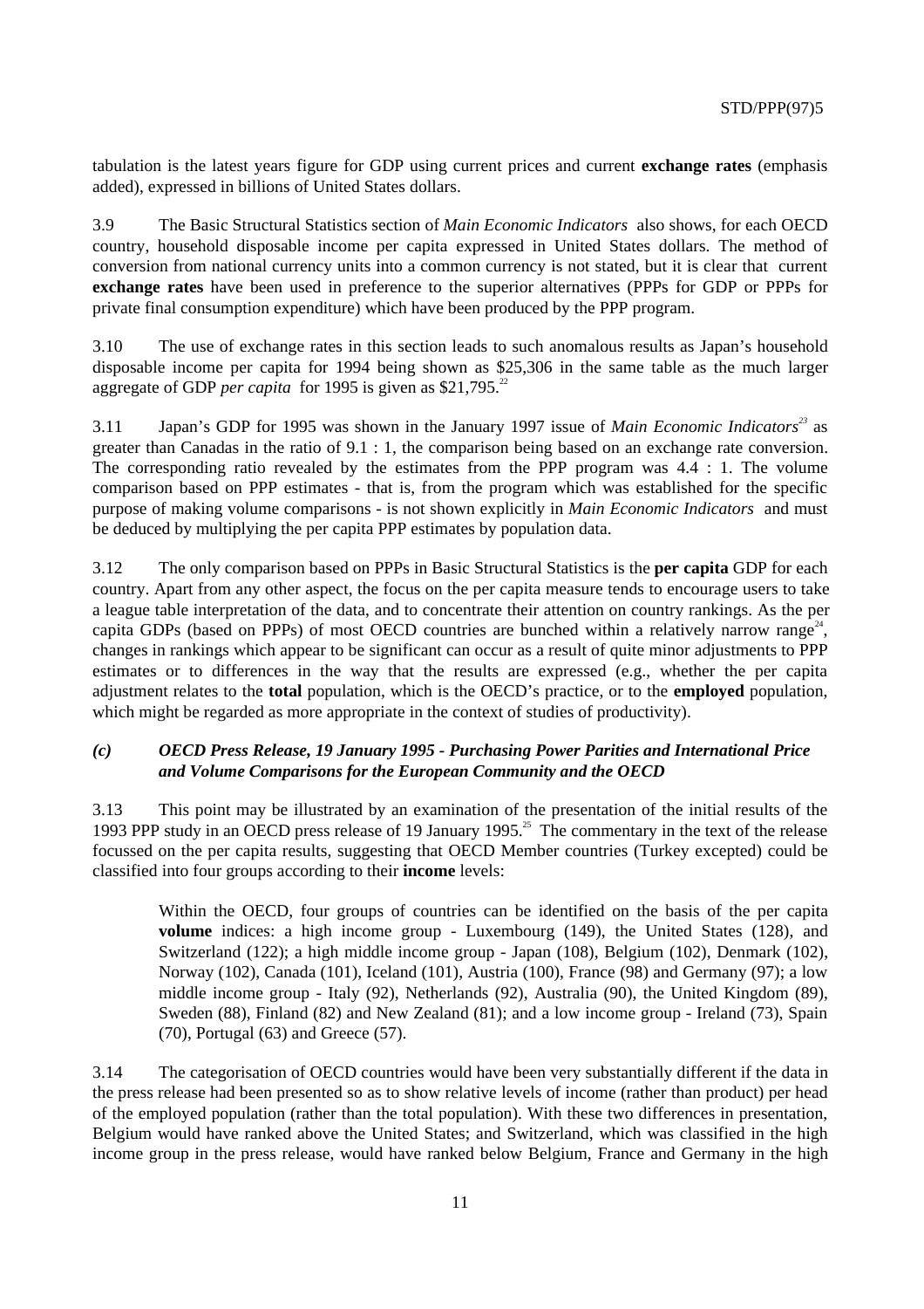tabulation is the latest years figure for GDP using current prices and current **exchange rates** (emphasis added), expressed in billions of United States dollars.

3.9 The Basic Structural Statistics section of *Main Economic Indicators* also shows, for each OECD country, household disposable income per capita expressed in United States dollars. The method of conversion from national currency units into a common currency is not stated, but it is clear that current **exchange rates** have been used in preference to the superior alternatives (PPPs for GDP or PPPs for private final consumption expenditure) which have been produced by the PPP program.

3.10 The use of exchange rates in this section leads to such anomalous results as Japan's household disposable income per capita for 1994 being shown as $25,306 in the same table as the much larger aggregate of GDP *per capita* for 1995 is given as $21,795.[22]

3.11 Japan's GDP for 1995 was shown in the January 1997 issue of *Main Economic Indicators*[23] as greater than Canadas in the ratio of 9.1 : 1, the comparison being based on an exchange rate conversion. The corresponding ratio revealed by the estimates from the PPP program was 4.4 : 1. The volume comparison based on PPP estimates - that is, from the program which was established for the specific purpose of making volume comparisons - is not shown explicitly in *Main Economic Indicators* and must be deduced by multiplying the per capita PPP estimates by population data.

3.12 The only comparison based on PPPs in Basic Structural Statistics is the **per capita** GDP for each country. Apart from any other aspect, the focus on the per capita measure tends to encourage users to take a league table interpretation of the data, and to concentrate their attention on country rankings. As the per capita GDPs (based on PPPs) of most OECD countries are bunched within a relatively narrow range[24], changes in rankings which appear to be significant can occur as a result of quite minor adjustments to PPP estimates or to differences in the way that the results are expressed (e.g., whether the per capita adjustment relates to the **total** population, which is the OECD's practice, or to the **employed** population, which might be regarded as more appropriate in the context of studies of productivity).

### *(c) OECD Press Release, 19 January 1995 - Purchasing Power Parities and International Price and Volume Comparisons for the European Community and the OECD*

3.13 This point may be illustrated by an examination of the presentation of the initial results of the 1993 PPP study in an OECD press release of 19 January 1995.[25] The commentary in the text of the release focussed on the per capita results, suggesting that OECD Member countries (Turkey excepted) could be classified into four groups according to their **income** levels:

> Within the OECD, four groups of countries can be identified on the basis of the per capita **volume** indices: a high income group - Luxembourg (149), the United States (128), and Switzerland (122); a high middle income group - Japan (108), Belgium (102), Denmark (102), Norway (102), Canada (101), Iceland (101), Austria (100), France (98) and Germany (97); a low middle income group - Italy (92), Netherlands (92), Australia (90), the United Kingdom (89), Sweden (88), Finland (82) and New Zealand (81); and a low income group - Ireland (73), Spain (70), Portugal (63) and Greece (57).

3.14 The categorisation of OECD countries would have been very substantially different if the data in the press release had been presented so as to show relative levels of income (rather than product) per head of the employed population (rather than the total population). With these two differences in presentation, Belgium would have ranked above the United States; and Switzerland, which was classified in the high income group in the press release, would have ranked below Belgium, France and Germany in the high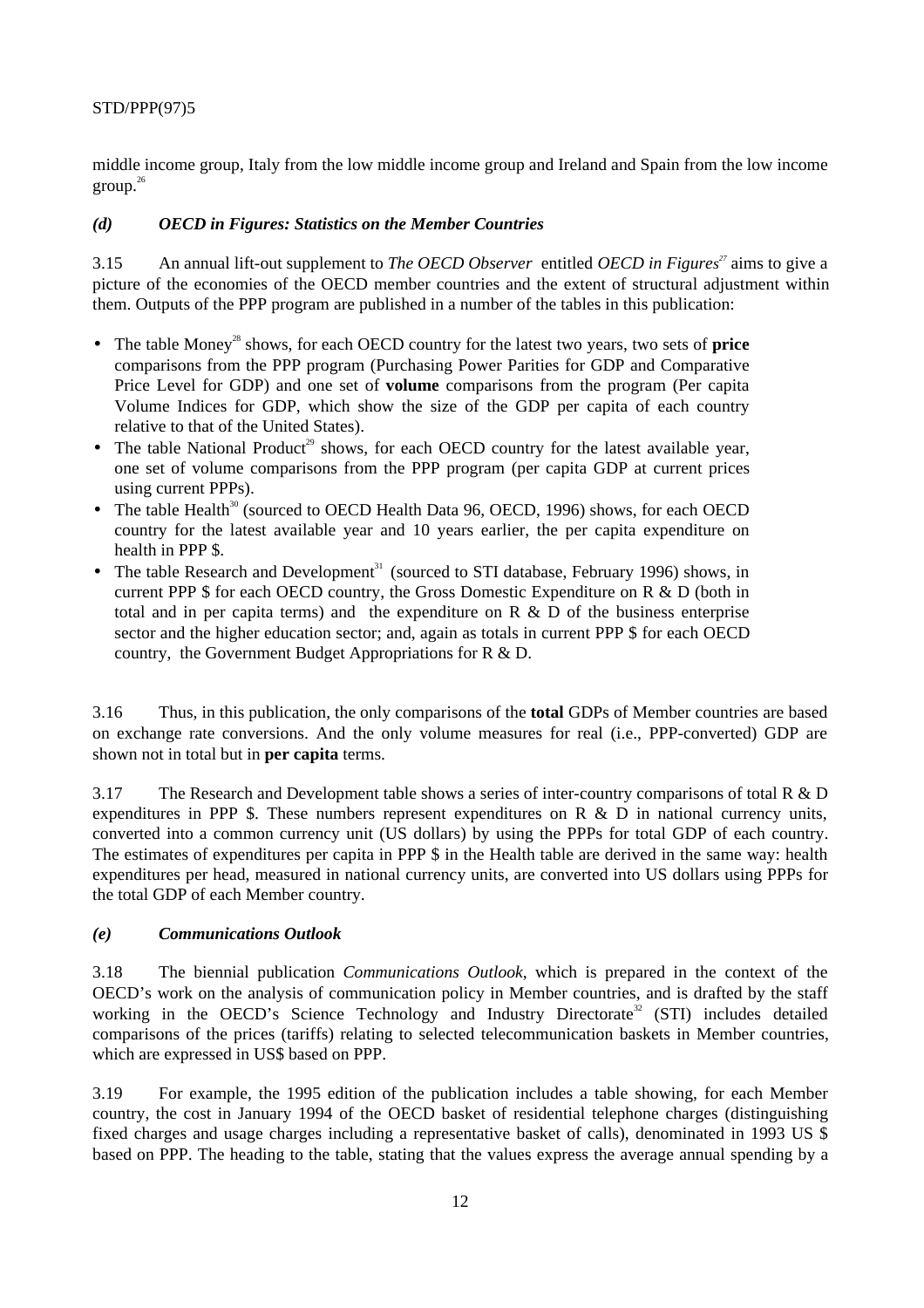middle income group, Italy from the low middle income group and Ireland and Spain from the low income group.[26]

### *(d) OECD in Figures: Statistics on the Member Countries*

3.15 An annual lift-out supplement to *The OECD Observer* entitled *OECD in Figures*[27] aims to give a picture of the economies of the OECD member countries and the extent of structural adjustment within them. Outputs of the PPP program are published in a number of the tables in this publication:

- The table Money[28] shows, for each OECD country for the latest two years, two sets of **price** comparisons from the PPP program (Purchasing Power Parities for GDP and Comparative Price Level for GDP) and one set of **volume** comparisons from the program (Per capita Volume Indices for GDP, which show the size of the GDP per capita of each country relative to that of the United States).
- The table National Product[29] shows, for each OECD country for the latest available year, one set of volume comparisons from the PPP program (per capita GDP at current prices using current PPPs).
- The table Health[30] (sourced to OECD Health Data 96, OECD, 1996) shows, for each OECD country for the latest available year and 10 years earlier, the per capita expenditure on health in PPP $.
- The table Research and Development[31] (sourced to STI database, February 1996) shows, in current PPP $ for each OECD country, the Gross Domestic Expenditure on R & D (both in total and in per capita terms) and the expenditure on R & D of the business enterprise sector and the higher education sector; and, again as totals in current PPP $ for each OECD country, the Government Budget Appropriations for R & D.

3.16 Thus, in this publication, the only comparisons of the **total** GDPs of Member countries are based on exchange rate conversions. And the only volume measures for real (i.e., PPP-converted) GDP are shown not in total but in **per capita** terms.

3.17 The Research and Development table shows a series of inter-country comparisons of total R & D expenditures in PPP $. These numbers represent expenditures on R & D in national currency units, converted into a common currency unit (US dollars) by using the PPPs for total GDP of each country. The estimates of expenditures per capita in PPP $ in the Health table are derived in the same way: health expenditures per head, measured in national currency units, are converted into US dollars using PPPs for the total GDP of each Member country.

### *(e) Communications Outlook*

3.18 The biennial publication *Communications Outlook*, which is prepared in the context of the OECD's work on the analysis of communication policy in Member countries, and is drafted by the staff working in the OECD's Science Technology and Industry Directorate[32] (STI) includes detailed comparisons of the prices (tariffs) relating to selected telecommunication baskets in Member countries, which are expressed in US$ based on PPP.

3.19 For example, the 1995 edition of the publication includes a table showing, for each Member country, the cost in January 1994 of the OECD basket of residential telephone charges (distinguishing fixed charges and usage charges including a representative basket of calls), denominated in 1993 US $ based on PPP. The heading to the table, stating that the values express the average annual spending by a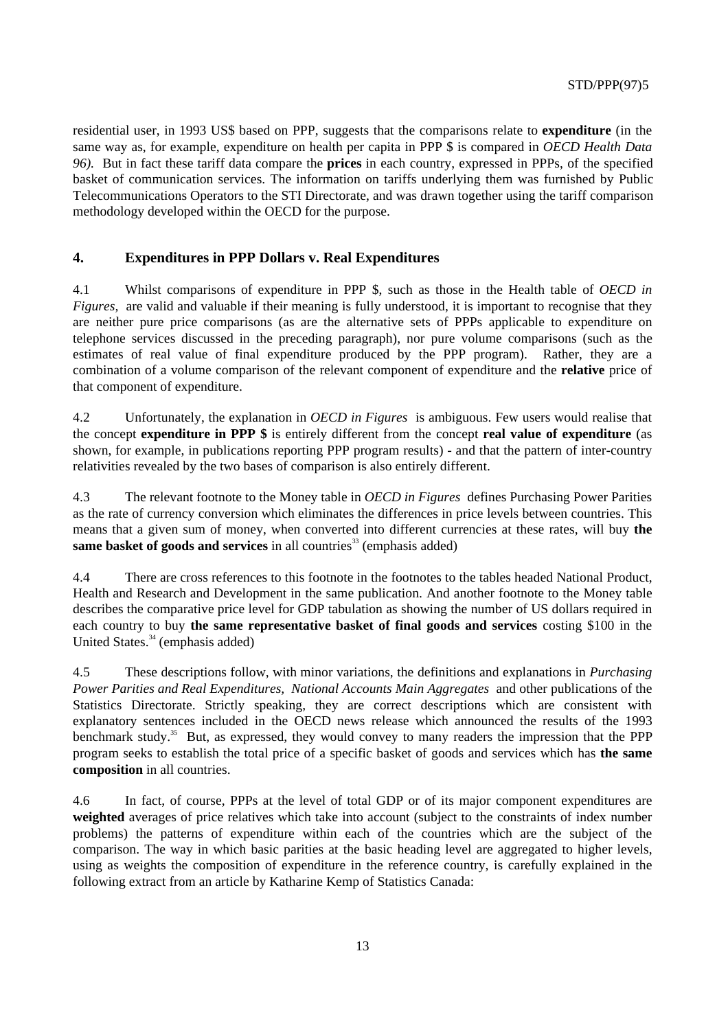residential user, in 1993 US$ based on PPP, suggests that the comparisons relate to **expenditure** (in the same way as, for example, expenditure on health per capita in PPP $ is compared in *OECD Health Data 96).* But in fact these tariff data compare the **prices** in each country, expressed in PPPs, of the specified basket of communication services. The information on tariffs underlying them was furnished by Public Telecommunications Operators to the STI Directorate, and was drawn together using the tariff comparison methodology developed within the OECD for the purpose.

## 4. Expenditures in PPP Dollars v. Real Expenditures

4.1 Whilst comparisons of expenditure in PPP $, such as those in the Health table of *OECD in Figures,* are valid and valuable if their meaning is fully understood, it is important to recognise that they are neither pure price comparisons (as are the alternative sets of PPPs applicable to expenditure on telephone services discussed in the preceding paragraph), nor pure volume comparisons (such as the estimates of real value of final expenditure produced by the PPP program). Rather, they are a combination of a volume comparison of the relevant component of expenditure and the **relative** price of that component of expenditure.

4.2 Unfortunately, the explanation in *OECD in Figures* is ambiguous. Few users would realise that the concept **expenditure in PPP $** is entirely different from the concept **real value of expenditure** (as shown, for example, in publications reporting PPP program results) - and that the pattern of inter-country relativities revealed by the two bases of comparison is also entirely different.

4.3 The relevant footnote to the Money table in *OECD in Figures* defines Purchasing Power Parities as the rate of currency conversion which eliminates the differences in price levels between countries. This means that a given sum of money, when converted into different currencies at these rates, will buy **the same basket of goods and services** in all countries[33] (emphasis added)

4.4 There are cross references to this footnote in the footnotes to the tables headed National Product, Health and Research and Development in the same publication. And another footnote to the Money table describes the comparative price level for GDP tabulation as showing the number of US dollars required in each country to buy **the same representative basket of final goods and services** costing $100 in the United States.[34] (emphasis added)

4.5 These descriptions follow, with minor variations, the definitions and explanations in *Purchasing Power Parities and Real Expenditures, National Accounts Main Aggregates* and other publications of the Statistics Directorate. Strictly speaking, they are correct descriptions which are consistent with explanatory sentences included in the OECD news release which announced the results of the 1993 benchmark study.[35] But, as expressed, they would convey to many readers the impression that the PPP program seeks to establish the total price of a specific basket of goods and services which has **the same composition** in all countries.

4.6 In fact, of course, PPPs at the level of total GDP or of its major component expenditures are **weighted** averages of price relatives which take into account (subject to the constraints of index number problems) the patterns of expenditure within each of the countries which are the subject of the comparison. The way in which basic parities at the basic heading level are aggregated to higher levels, using as weights the composition of expenditure in the reference country, is carefully explained in the following extract from an article by Katharine Kemp of Statistics Canada: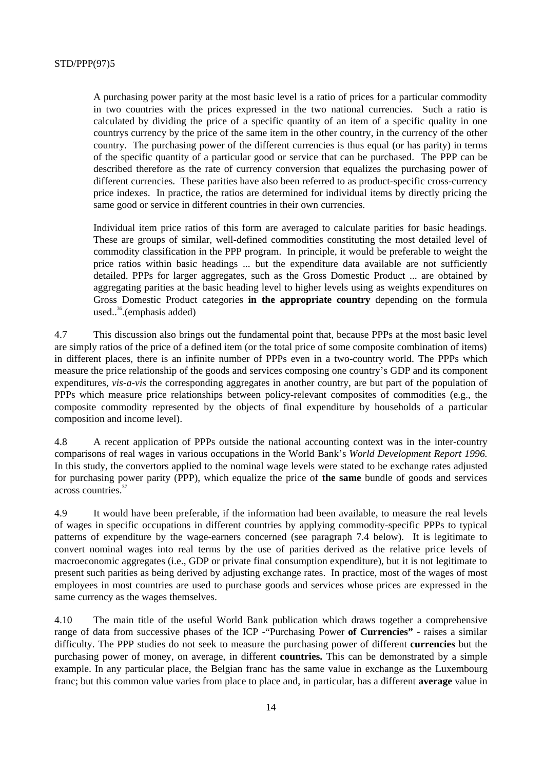> A purchasing power parity at the most basic level is a ratio of prices for a particular commodity in two countries with the prices expressed in the two national currencies. Such a ratio is calculated by dividing the price of a specific quantity of an item of a specific quality in one countrys currency by the price of the same item in the other country, in the currency of the other country. The purchasing power of the different currencies is thus equal (or has parity) in terms of the specific quantity of a particular good or service that can be purchased. The PPP can be described therefore as the rate of currency conversion that equalizes the purchasing power of different currencies. These parities have also been referred to as product-specific cross-currency price indexes. In practice, the ratios are determined for individual items by directly pricing the same good or service in different countries in their own currencies.
>
> Individual item price ratios of this form are averaged to calculate parities for basic headings. These are groups of similar, well-defined commodities constituting the most detailed level of commodity classification in the PPP program. In principle, it would be preferable to weight the price ratios within basic headings ... but the expenditure data available are not sufficiently detailed. PPPs for larger aggregates, such as the Gross Domestic Product ... are obtained by aggregating parities at the basic heading level to higher levels using as weights expenditures on Gross Domestic Product categories **in the appropriate country** depending on the formula used..[36].(emphasis added)

4.7 This discussion also brings out the fundamental point that, because PPPs at the most basic level are simply ratios of the price of a defined item (or the total price of some composite combination of items) in different places, there is an infinite number of PPPs even in a two-country world. The PPPs which measure the price relationship of the goods and services composing one country's GDP and its component expenditures, *vis-a-vis* the corresponding aggregates in another country, are but part of the population of PPPs which measure price relationships between policy-relevant composites of commodities (e.g., the composite commodity represented by the objects of final expenditure by households of a particular composition and income level).

4.8 A recent application of PPPs outside the national accounting context was in the inter-country comparisons of real wages in various occupations in the World Bank's *World Development Report 1996.* In this study, the convertors applied to the nominal wage levels were stated to be exchange rates adjusted for purchasing power parity (PPP), which equalize the price of **the same** bundle of goods and services across countries.[37]

4.9 It would have been preferable, if the information had been available, to measure the real levels of wages in specific occupations in different countries by applying commodity-specific PPPs to typical patterns of expenditure by the wage-earners concerned (see paragraph 7.4 below). It is legitimate to convert nominal wages into real terms by the use of parities derived as the relative price levels of macroeconomic aggregates (i.e., GDP or private final consumption expenditure), but it is not legitimate to present such parities as being derived by adjusting exchange rates. In practice, most of the wages of most employees in most countries are used to purchase goods and services whose prices are expressed in the same currency as the wages themselves.

4.10 The main title of the useful World Bank publication which draws together a comprehensive range of data from successive phases of the ICP -"Purchasing Power **of Currencies"** - raises a similar difficulty. The PPP studies do not seek to measure the purchasing power of different **currencies** but the purchasing power of money, on average, in different **countries.** This can be demonstrated by a simple example. In any particular place, the Belgian franc has the same value in exchange as the Luxembourg franc; but this common value varies from place to place and, in particular, has a different **average** value in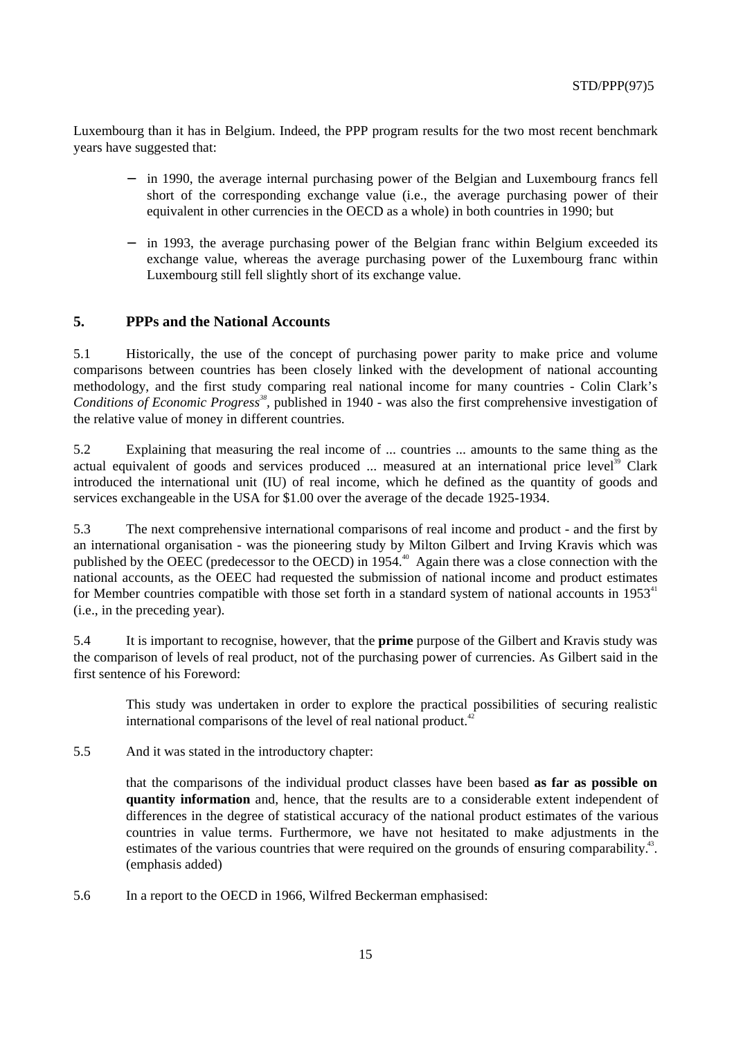Luxembourg than it has in Belgium. Indeed, the PPP program results for the two most recent benchmark years have suggested that:

- in 1990, the average internal purchasing power of the Belgian and Luxembourg francs fell short of the corresponding exchange value (i.e., the average purchasing power of their equivalent in other currencies in the OECD as a whole) in both countries in 1990; but
- in 1993, the average purchasing power of the Belgian franc within Belgium exceeded its exchange value, whereas the average purchasing power of the Luxembourg franc within Luxembourg still fell slightly short of its exchange value.

## 5. PPPs and the National Accounts

5.1 Historically, the use of the concept of purchasing power parity to make price and volume comparisons between countries has been closely linked with the development of national accounting methodology, and the first study comparing real national income for many countries - Colin Clark's *Conditions of Economic Progress*[38], published in 1940 - was also the first comprehensive investigation of the relative value of money in different countries.

5.2 Explaining that measuring the real income of ... countries ... amounts to the same thing as the actual equivalent of goods and services produced ... measured at an international price level[39] Clark introduced the international unit (IU) of real income, which he defined as the quantity of goods and services exchangeable in the USA for $1.00 over the average of the decade 1925-1934.

5.3 The next comprehensive international comparisons of real income and product - and the first by an international organisation - was the pioneering study by Milton Gilbert and Irving Kravis which was published by the OEEC (predecessor to the OECD) in 1954.[40] Again there was a close connection with the national accounts, as the OEEC had requested the submission of national income and product estimates for Member countries compatible with those set forth in a standard system of national accounts in 1953[41] (i.e., in the preceding year).

5.4 It is important to recognise, however, that the **prime** purpose of the Gilbert and Kravis study was the comparison of levels of real product, not of the purchasing power of currencies. As Gilbert said in the first sentence of his Foreword:

> This study was undertaken in order to explore the practical possibilities of securing realistic international comparisons of the level of real national product.[42]

5.5 And it was stated in the introductory chapter:

> that the comparisons of the individual product classes have been based **as far as possible on quantity information** and, hence, that the results are to a considerable extent independent of differences in the degree of statistical accuracy of the national product estimates of the various countries in value terms. Furthermore, we have not hesitated to make adjustments in the estimates of the various countries that were required on the grounds of ensuring comparability.[43]. (emphasis added)

5.6 In a report to the OECD in 1966, Wilfred Beckerman emphasised: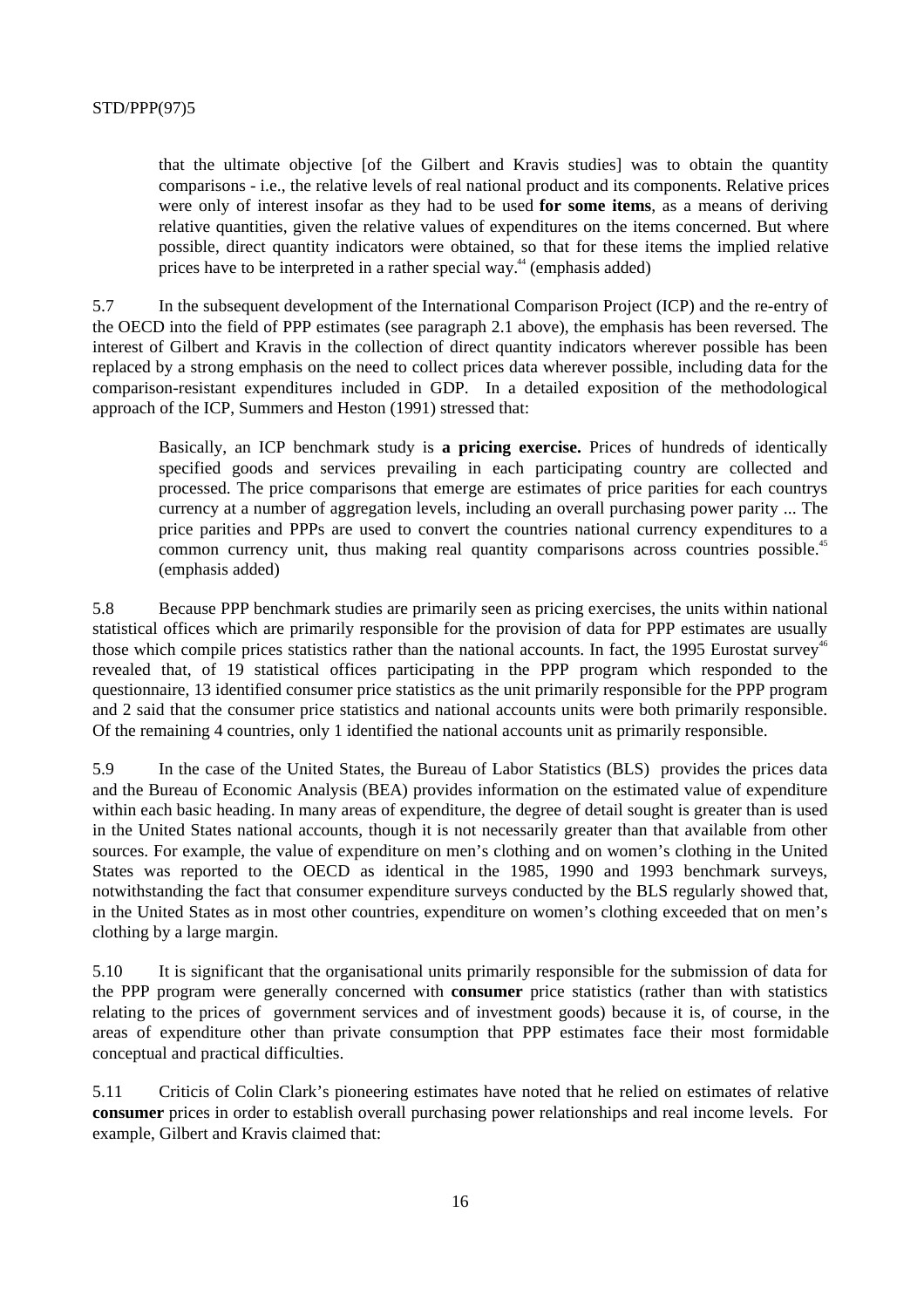> that the ultimate objective [of the Gilbert and Kravis studies] was to obtain the quantity comparisons - i.e., the relative levels of real national product and its components. Relative prices were only of interest insofar as they had to be used **for some items**, as a means of deriving relative quantities, given the relative values of expenditures on the items concerned. But where possible, direct quantity indicators were obtained, so that for these items the implied relative prices have to be interpreted in a rather special way.[44] (emphasis added)

5.7 In the subsequent development of the International Comparison Project (ICP) and the re-entry of the OECD into the field of PPP estimates (see paragraph 2.1 above), the emphasis has been reversed. The interest of Gilbert and Kravis in the collection of direct quantity indicators wherever possible has been replaced by a strong emphasis on the need to collect prices data wherever possible, including data for the comparison-resistant expenditures included in GDP. In a detailed exposition of the methodological approach of the ICP, Summers and Heston (1991) stressed that:

> Basically, an ICP benchmark study is **a pricing exercise.** Prices of hundreds of identically specified goods and services prevailing in each participating country are collected and processed. The price comparisons that emerge are estimates of price parities for each countrys currency at a number of aggregation levels, including an overall purchasing power parity ... The price parities and PPPs are used to convert the countries national currency expenditures to a common currency unit, thus making real quantity comparisons across countries possible.[45] (emphasis added)

5.8 Because PPP benchmark studies are primarily seen as pricing exercises, the units within national statistical offices which are primarily responsible for the provision of data for PPP estimates are usually those which compile prices statistics rather than the national accounts. In fact, the 1995 Eurostat survey[46] revealed that, of 19 statistical offices participating in the PPP program which responded to the questionnaire, 13 identified consumer price statistics as the unit primarily responsible for the PPP program and 2 said that the consumer price statistics and national accounts units were both primarily responsible. Of the remaining 4 countries, only 1 identified the national accounts unit as primarily responsible.

5.9 In the case of the United States, the Bureau of Labor Statistics (BLS) provides the prices data and the Bureau of Economic Analysis (BEA) provides information on the estimated value of expenditure within each basic heading. In many areas of expenditure, the degree of detail sought is greater than is used in the United States national accounts, though it is not necessarily greater than that available from other sources. For example, the value of expenditure on men's clothing and on women's clothing in the United States was reported to the OECD as identical in the 1985, 1990 and 1993 benchmark surveys, notwithstanding the fact that consumer expenditure surveys conducted by the BLS regularly showed that, in the United States as in most other countries, expenditure on women's clothing exceeded that on men's clothing by a large margin.

5.10 It is significant that the organisational units primarily responsible for the submission of data for the PPP program were generally concerned with **consumer** price statistics (rather than with statistics relating to the prices of government services and of investment goods) because it is, of course, in the areas of expenditure other than private consumption that PPP estimates face their most formidable conceptual and practical difficulties.

5.11 Criticis of Colin Clark's pioneering estimates have noted that he relied on estimates of relative **consumer** prices in order to establish overall purchasing power relationships and real income levels. For example, Gilbert and Kravis claimed that: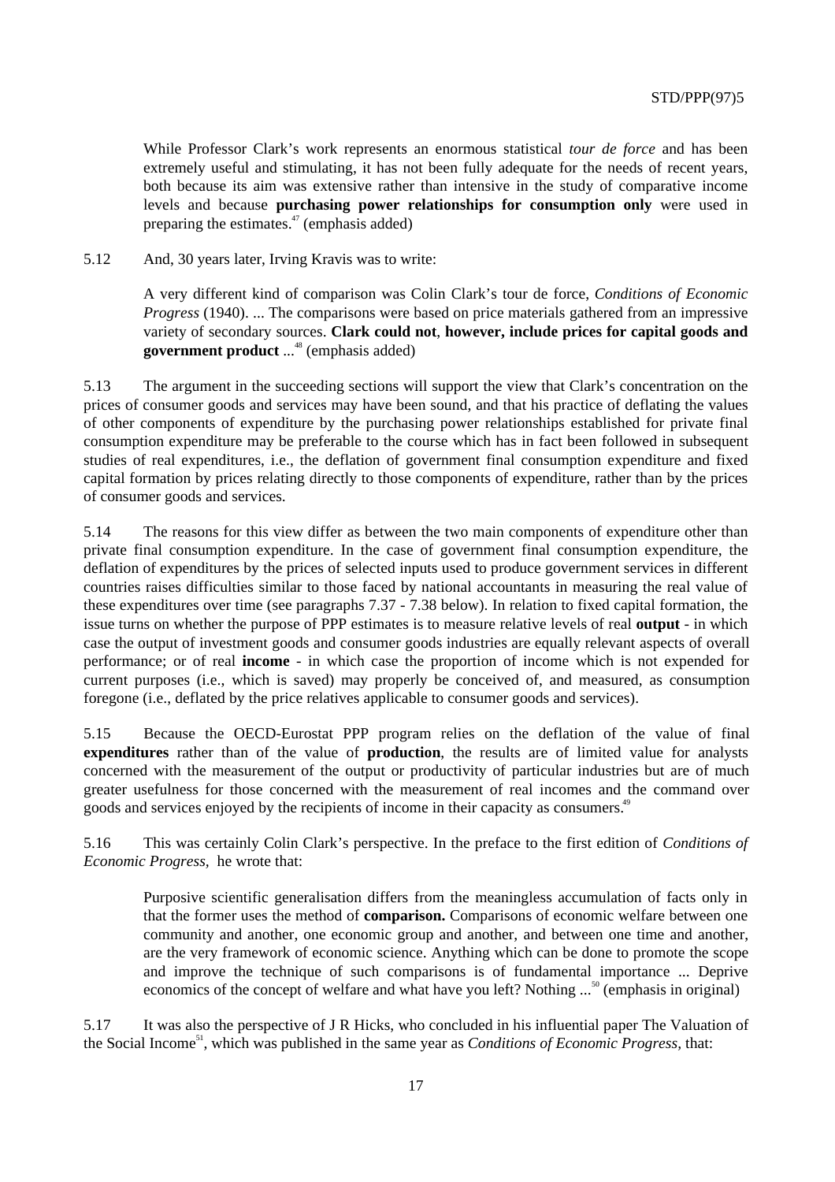> While Professor Clark's work represents an enormous statistical *tour de force* and has been extremely useful and stimulating, it has not been fully adequate for the needs of recent years, both because its aim was extensive rather than intensive in the study of comparative income levels and because **purchasing power relationships for consumption only** were used in preparing the estimates.[47] (emphasis added)

5.12 And, 30 years later, Irving Kravis was to write:

> A very different kind of comparison was Colin Clark's tour de force, *Conditions of Economic Progress* (1940). ... The comparisons were based on price materials gathered from an impressive variety of secondary sources. **Clark could not**, **however, include prices for capital goods and government product** ...[48] (emphasis added)

5.13 The argument in the succeeding sections will support the view that Clark's concentration on the prices of consumer goods and services may have been sound, and that his practice of deflating the values of other components of expenditure by the purchasing power relationships established for private final consumption expenditure may be preferable to the course which has in fact been followed in subsequent studies of real expenditures, i.e., the deflation of government final consumption expenditure and fixed capital formation by prices relating directly to those components of expenditure, rather than by the prices of consumer goods and services.

5.14 The reasons for this view differ as between the two main components of expenditure other than private final consumption expenditure. In the case of government final consumption expenditure, the deflation of expenditures by the prices of selected inputs used to produce government services in different countries raises difficulties similar to those faced by national accountants in measuring the real value of these expenditures over time (see paragraphs 7.37 - 7.38 below). In relation to fixed capital formation, the issue turns on whether the purpose of PPP estimates is to measure relative levels of real **output** - in which case the output of investment goods and consumer goods industries are equally relevant aspects of overall performance; or of real **income** - in which case the proportion of income which is not expended for current purposes (i.e., which is saved) may properly be conceived of, and measured, as consumption foregone (i.e., deflated by the price relatives applicable to consumer goods and services).

5.15 Because the OECD-Eurostat PPP program relies on the deflation of the value of final **expenditures** rather than of the value of **production**, the results are of limited value for analysts concerned with the measurement of the output or productivity of particular industries but are of much greater usefulness for those concerned with the measurement of real incomes and the command over goods and services enjoyed by the recipients of income in their capacity as consumers.[49]

5.16 This was certainly Colin Clark's perspective. In the preface to the first edition of *Conditions of Economic Progress,* he wrote that:

> Purposive scientific generalisation differs from the meaningless accumulation of facts only in that the former uses the method of **comparison.** Comparisons of economic welfare between one community and another, one economic group and another, and between one time and another, are the very framework of economic science. Anything which can be done to promote the scope and improve the technique of such comparisons is of fundamental importance ... Deprive economics of the concept of welfare and what have you left? Nothing ...[50] (emphasis in original)

5.17 It was also the perspective of J R Hicks, who concluded in his influential paper The Valuation of the Social Income[51], which was published in the same year as *Conditions of Economic Progress,* that: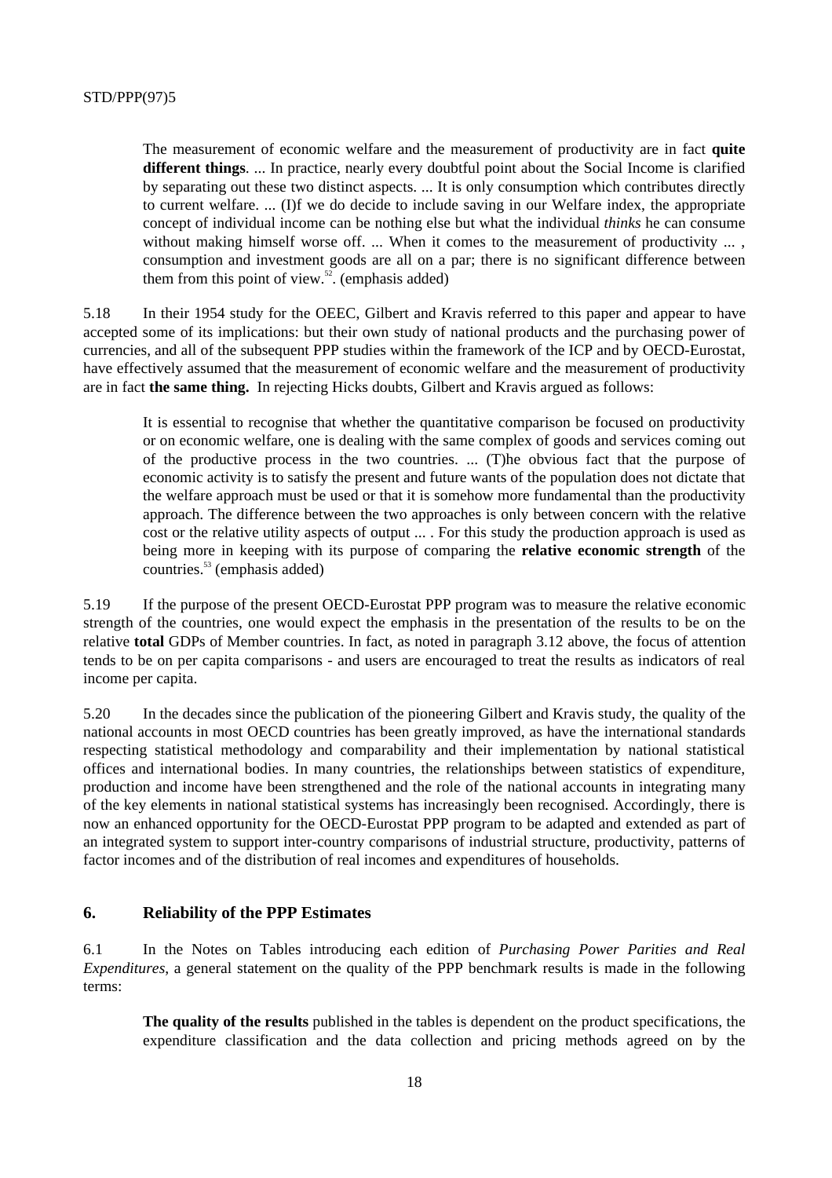> The measurement of economic welfare and the measurement of productivity are in fact **quite different things**. ... In practice, nearly every doubtful point about the Social Income is clarified by separating out these two distinct aspects. ... It is only consumption which contributes directly to current welfare. ... (I)f we do decide to include saving in our Welfare index, the appropriate concept of individual income can be nothing else but what the individual *thinks* he can consume without making himself worse off. ... When it comes to the measurement of productivity ... , consumption and investment goods are all on a par; there is no significant difference between them from this point of view.[52]. (emphasis added)

5.18 In their 1954 study for the OEEC, Gilbert and Kravis referred to this paper and appear to have accepted some of its implications: but their own study of national products and the purchasing power of currencies, and all of the subsequent PPP studies within the framework of the ICP and by OECD-Eurostat, have effectively assumed that the measurement of economic welfare and the measurement of productivity are in fact **the same thing.** In rejecting Hicks doubts, Gilbert and Kravis argued as follows:

> It is essential to recognise that whether the quantitative comparison be focused on productivity or on economic welfare, one is dealing with the same complex of goods and services coming out of the productive process in the two countries. ... (T)he obvious fact that the purpose of economic activity is to satisfy the present and future wants of the population does not dictate that the welfare approach must be used or that it is somehow more fundamental than the productivity approach. The difference between the two approaches is only between concern with the relative cost or the relative utility aspects of output ... . For this study the production approach is used as being more in keeping with its purpose of comparing the **relative economic strength** of the countries.[53] (emphasis added)

5.19 If the purpose of the present OECD-Eurostat PPP program was to measure the relative economic strength of the countries, one would expect the emphasis in the presentation of the results to be on the relative **total** GDPs of Member countries. In fact, as noted in paragraph 3.12 above, the focus of attention tends to be on per capita comparisons - and users are encouraged to treat the results as indicators of real income per capita.

5.20 In the decades since the publication of the pioneering Gilbert and Kravis study, the quality of the national accounts in most OECD countries has been greatly improved, as have the international standards respecting statistical methodology and comparability and their implementation by national statistical offices and international bodies. In many countries, the relationships between statistics of expenditure, production and income have been strengthened and the role of the national accounts in integrating many of the key elements in national statistical systems has increasingly been recognised. Accordingly, there is now an enhanced opportunity for the OECD-Eurostat PPP program to be adapted and extended as part of an integrated system to support inter-country comparisons of industrial structure, productivity, patterns of factor incomes and of the distribution of real incomes and expenditures of households.

## 6. Reliability of the PPP Estimates

6.1 In the Notes on Tables introducing each edition of *Purchasing Power Parities and Real Expenditures*, a general statement on the quality of the PPP benchmark results is made in the following terms:

> **The quality of the results** published in the tables is dependent on the product specifications, the expenditure classification and the data collection and pricing methods agreed on by the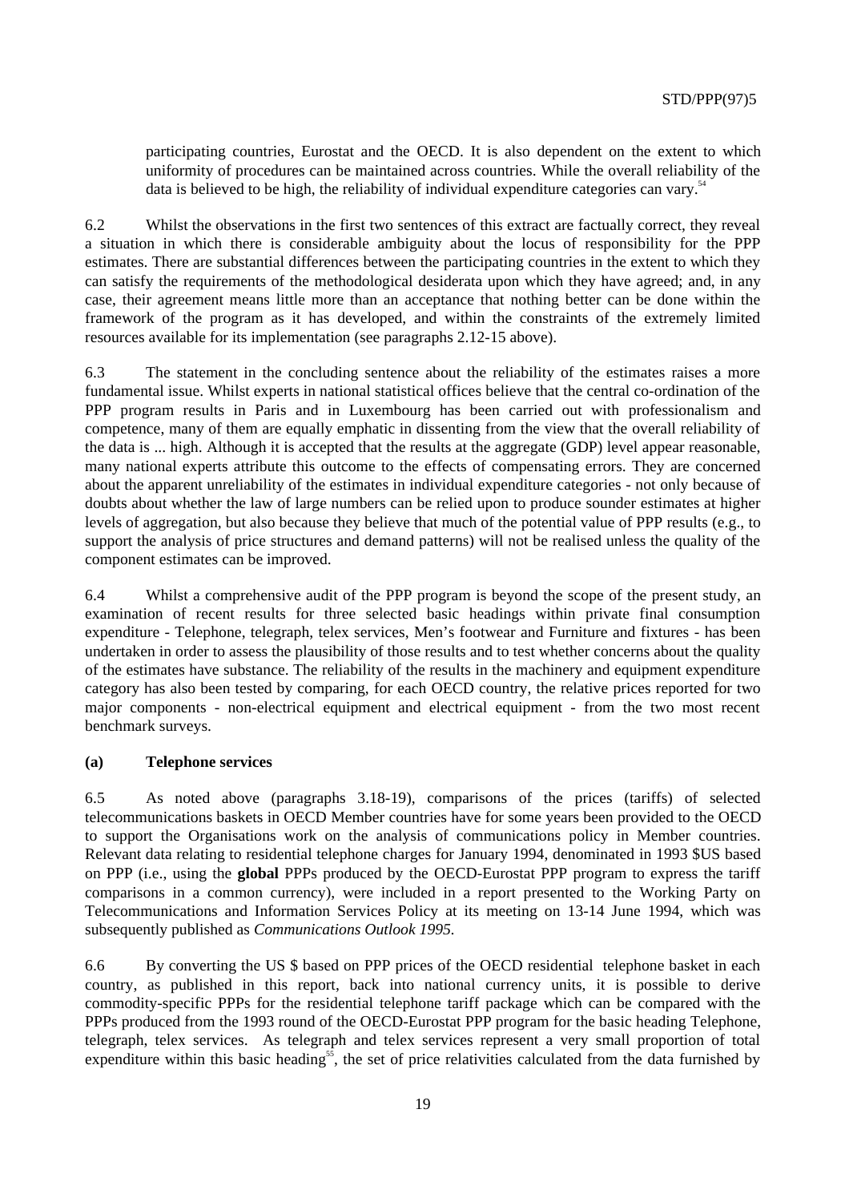participating countries, Eurostat and the OECD. It is also dependent on the extent to which uniformity of procedures can be maintained across countries. While the overall reliability of the data is believed to be high, the reliability of individual expenditure categories can vary.[54]

6.2 Whilst the observations in the first two sentences of this extract are factually correct, they reveal a situation in which there is considerable ambiguity about the locus of responsibility for the PPP estimates. There are substantial differences between the participating countries in the extent to which they can satisfy the requirements of the methodological desiderata upon which they have agreed; and, in any case, their agreement means little more than an acceptance that nothing better can be done within the framework of the program as it has developed, and within the constraints of the extremely limited resources available for its implementation (see paragraphs 2.12-15 above).

6.3 The statement in the concluding sentence about the reliability of the estimates raises a more fundamental issue. Whilst experts in national statistical offices believe that the central co-ordination of the PPP program results in Paris and in Luxembourg has been carried out with professionalism and competence, many of them are equally emphatic in dissenting from the view that the overall reliability of the data is ... high. Although it is accepted that the results at the aggregate (GDP) level appear reasonable, many national experts attribute this outcome to the effects of compensating errors. They are concerned about the apparent unreliability of the estimates in individual expenditure categories - not only because of doubts about whether the law of large numbers can be relied upon to produce sounder estimates at higher levels of aggregation, but also because they believe that much of the potential value of PPP results (e.g., to support the analysis of price structures and demand patterns) will not be realised unless the quality of the component estimates can be improved.

6.4 Whilst a comprehensive audit of the PPP program is beyond the scope of the present study, an examination of recent results for three selected basic headings within private final consumption expenditure - Telephone, telegraph, telex services, Men's footwear and Furniture and fixtures - has been undertaken in order to assess the plausibility of those results and to test whether concerns about the quality of the estimates have substance. The reliability of the results in the machinery and equipment expenditure category has also been tested by comparing, for each OECD country, the relative prices reported for two major components - non-electrical equipment and electrical equipment - from the two most recent benchmark surveys.

### (a) Telephone services

6.5 As noted above (paragraphs 3.18-19), comparisons of the prices (tariffs) of selected telecommunications baskets in OECD Member countries have for some years been provided to the OECD to support the Organisations work on the analysis of communications policy in Member countries. Relevant data relating to residential telephone charges for January 1994, denominated in 1993 $US based on PPP (i.e., using the **global** PPPs produced by the OECD-Eurostat PPP program to express the tariff comparisons in a common currency), were included in a report presented to the Working Party on Telecommunications and Information Services Policy at its meeting on 13-14 June 1994, which was subsequently published as *Communications Outlook 1995*.

6.6 By converting the US $ based on PPP prices of the OECD residential telephone basket in each country, as published in this report, back into national currency units, it is possible to derive commodity-specific PPPs for the residential telephone tariff package which can be compared with the PPPs produced from the 1993 round of the OECD-Eurostat PPP program for the basic heading Telephone, telegraph, telex services. As telegraph and telex services represent a very small proportion of total expenditure within this basic heading[55], the set of price relativities calculated from the data furnished by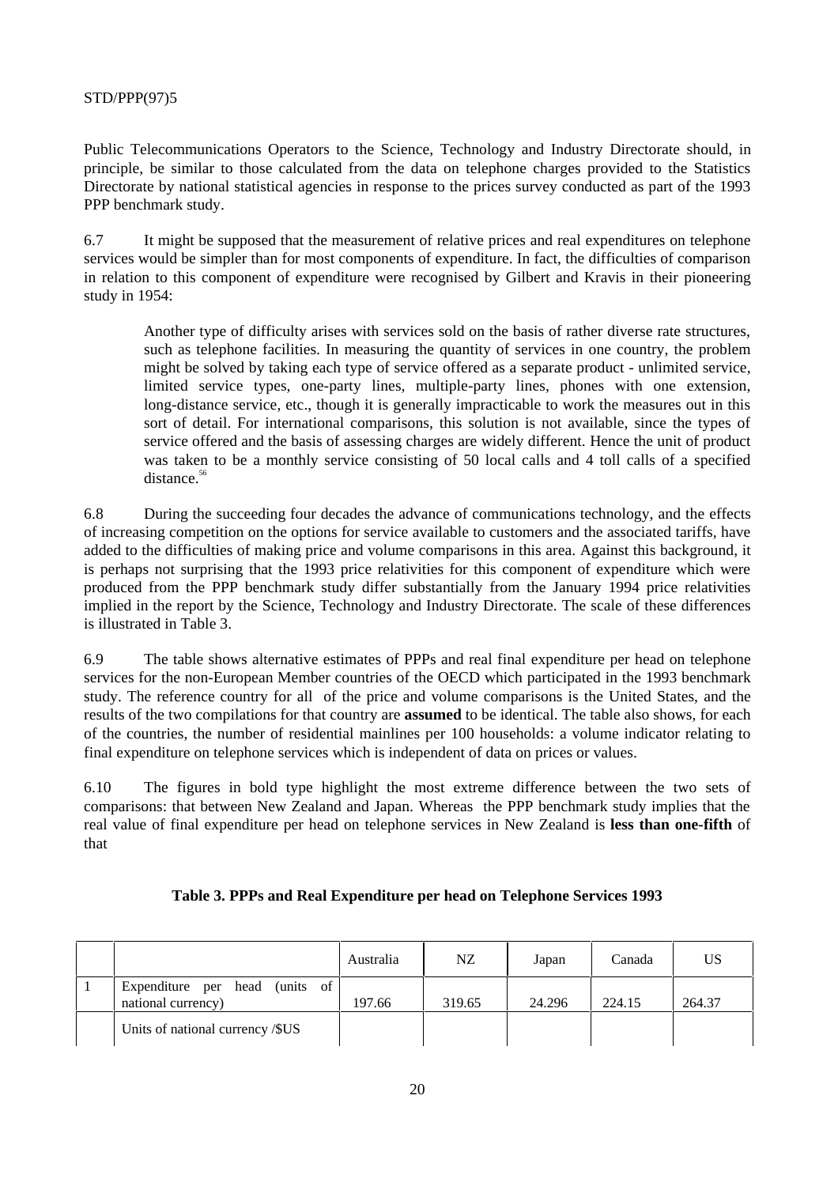Public Telecommunications Operators to the Science, Technology and Industry Directorate should, in principle, be similar to those calculated from the data on telephone charges provided to the Statistics Directorate by national statistical agencies in response to the prices survey conducted as part of the 1993 PPP benchmark study.

6.7 It might be supposed that the measurement of relative prices and real expenditures on telephone services would be simpler than for most components of expenditure. In fact, the difficulties of comparison in relation to this component of expenditure were recognised by Gilbert and Kravis in their pioneering study in 1954:

> Another type of difficulty arises with services sold on the basis of rather diverse rate structures, such as telephone facilities. In measuring the quantity of services in one country, the problem might be solved by taking each type of service offered as a separate product - unlimited service, limited service types, one-party lines, multiple-party lines, phones with one extension, long-distance service, etc., though it is generally impracticable to work the measures out in this sort of detail. For international comparisons, this solution is not available, since the types of service offered and the basis of assessing charges are widely different. Hence the unit of product was taken to be a monthly service consisting of 50 local calls and 4 toll calls of a specified distance.[56]

6.8 During the succeeding four decades the advance of communications technology, and the effects of increasing competition on the options for service available to customers and the associated tariffs, have added to the difficulties of making price and volume comparisons in this area. Against this background, it is perhaps not surprising that the 1993 price relativities for this component of expenditure which were produced from the PPP benchmark study differ substantially from the January 1994 price relativities implied in the report by the Science, Technology and Industry Directorate. The scale of these differences is illustrated in Table 3.

6.9 The table shows alternative estimates of PPPs and real final expenditure per head on telephone services for the non-European Member countries of the OECD which participated in the 1993 benchmark study. The reference country for all of the price and volume comparisons is the United States, and the results of the two compilations for that country are **assumed** to be identical. The table also shows, for each of the countries, the number of residential mainlines per 100 households: a volume indicator relating to final expenditure on telephone services which is independent of data on prices or values.

6.10 The figures in bold type highlight the most extreme difference between the two sets of comparisons: that between New Zealand and Japan. Whereas the PPP benchmark study implies that the real value of final expenditure per head on telephone services in New Zealand is **less than one-fifth** of that

**Table 3. PPPs and Real Expenditure per head on Telephone Services 1993**

| | | Australia | NZ | Japan | Canada | US |
|---|---|---|---|---|---|---|
| 1 | Expenditure per head (units of national currency) | 197.66 | 319.65 | 24.296 | 224.15 | 264.37 |
| | Units of national currency /$US | | | | | |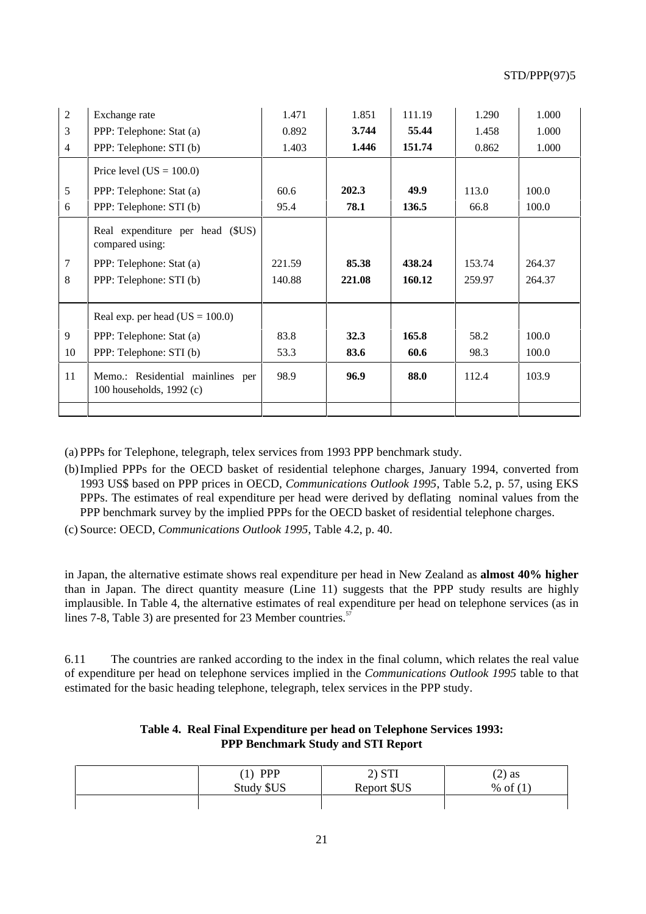| 2 | Exchange rate | 1.471 | 1.851 | 111.19 | 1.290 | 1.000 |
|---|---|---|---|---|---|---|
| 3 | PPP: Telephone: Stat (a) | 0.892 | **3.744** | **55.44** | 1.458 | 1.000 |
| 4 | PPP: Telephone: STI (b) | 1.403 | **1.446** | **151.74** | 0.862 | 1.000 |
| | Price level (US = 100.0) | | | | | |
| 5 | PPP: Telephone: Stat (a) | 60.6 | **202.3** | **49.9** | 113.0 | 100.0 |
| 6 | PPP: Telephone: STI (b) | 95.4 | **78.1** | **136.5** | 66.8 | 100.0 |
| | Real expenditure per head ($US) compared using: | | | | | |
| 7 | PPP: Telephone: Stat (a) | 221.59 | **85.38** | **438.24** | 153.74 | 264.37 |
| 8 | PPP: Telephone: STI (b) | 140.88 | **221.08** | **160.12** | 259.97 | 264.37 |
| | Real exp. per head (US = 100.0) | | | | | |
| 9 | PPP: Telephone: Stat (a) | 83.8 | **32.3** | **165.8** | 58.2 | 100.0 |
| 10 | PPP: Telephone: STI (b) | 53.3 | **83.6** | **60.6** | 98.3 | 100.0 |
| 11 | Memo.: Residential mainlines per 100 households, 1992 (c) | 98.9 | **96.9** | **88.0** | 112.4 | 103.9 |

(a) PPPs for Telephone, telegraph, telex services from 1993 PPP benchmark study.

(b) Implied PPPs for the OECD basket of residential telephone charges, January 1994, converted from 1993 US$ based on PPP prices in OECD, *Communications Outlook 1995*, Table 5.2, p. 57, using EKS PPPs. The estimates of real expenditure per head were derived by deflating nominal values from the PPP benchmark survey by the implied PPPs for the OECD basket of residential telephone charges.

(c) Source: OECD, *Communications Outlook 1995*, Table 4.2, p. 40.

in Japan, the alternative estimate shows real expenditure per head in New Zealand as **almost 40% higher** than in Japan. The direct quantity measure (Line 11) suggests that the PPP study results are highly implausible. In Table 4, the alternative estimates of real expenditure per head on telephone services (as in lines 7-8, Table 3) are presented for 23 Member countries.[57]

6.11 The countries are ranked according to the index in the final column, which relates the real value of expenditure per head on telephone services implied in the *Communications Outlook 1995* table to that estimated for the basic heading telephone, telegraph, telex services in the PPP study.

**Table 4. Real Final Expenditure per head on Telephone Services 1993: PPP Benchmark Study and STI Report**

| | (1) PPP Study $US | 2) STI Report $US | (2) as % of (1) |
|---|---|---|---|
| | | | |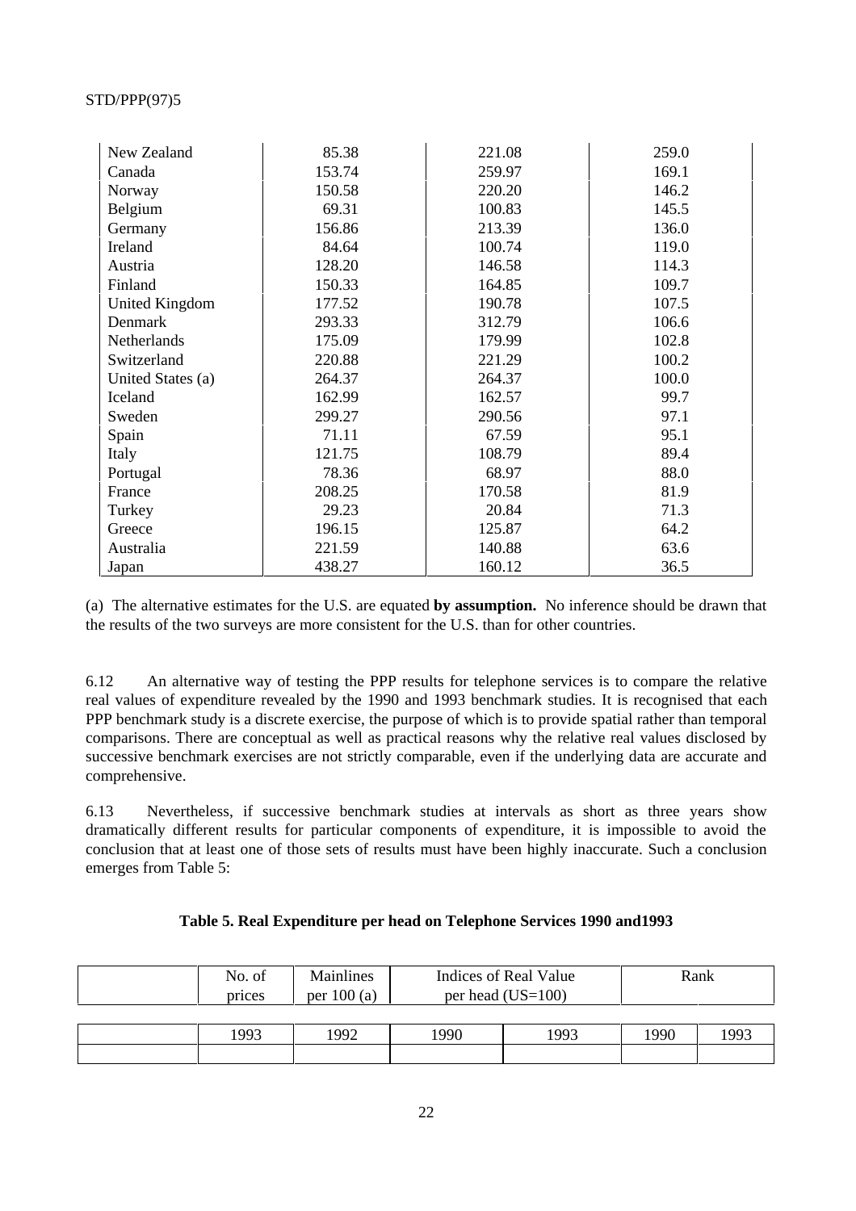| | | | |
|---|---|---|---|
| New Zealand | 85.38 | 221.08 | 259.0 |
| Canada | 153.74 | 259.97 | 169.1 |
| Norway | 150.58 | 220.20 | 146.2 |
| Belgium | 69.31 | 100.83 | 145.5 |
| Germany | 156.86 | 213.39 | 136.0 |
| Ireland | 84.64 | 100.74 | 119.0 |
| Austria | 128.20 | 146.58 | 114.3 |
| Finland | 150.33 | 164.85 | 109.7 |
| United Kingdom | 177.52 | 190.78 | 107.5 |
| Denmark | 293.33 | 312.79 | 106.6 |
| Netherlands | 175.09 | 179.99 | 102.8 |
| Switzerland | 220.88 | 221.29 | 100.2 |
| United States (a) | 264.37 | 264.37 | 100.0 |
| Iceland | 162.99 | 162.57 | 99.7 |
| Sweden | 299.27 | 290.56 | 97.1 |
| Spain | 71.11 | 67.59 | 95.1 |
| Italy | 121.75 | 108.79 | 89.4 |
| Portugal | 78.36 | 68.97 | 88.0 |
| France | 208.25 | 170.58 | 81.9 |
| Turkey | 29.23 | 20.84 | 71.3 |
| Greece | 196.15 | 125.87 | 64.2 |
| Australia | 221.59 | 140.88 | 63.6 |
| Japan | 438.27 | 160.12 | 36.5 |

(a) The alternative estimates for the U.S. are equated **by assumption.** No inference should be drawn that the results of the two surveys are more consistent for the U.S. than for other countries.

6.12 An alternative way of testing the PPP results for telephone services is to compare the relative real values of expenditure revealed by the 1990 and 1993 benchmark studies. It is recognised that each PPP benchmark study is a discrete exercise, the purpose of which is to provide spatial rather than temporal comparisons. There are conceptual as well as practical reasons why the relative real values disclosed by successive benchmark exercises are not strictly comparable, even if the underlying data are accurate and comprehensive.

6.13 Nevertheless, if successive benchmark studies at intervals as short as three years show dramatically different results for particular components of expenditure, it is impossible to avoid the conclusion that at least one of those sets of results must have been highly inaccurate. Such a conclusion emerges from Table 5:

**Table 5. Real Expenditure per head on Telephone Services 1990 and1993**

| | No. of prices | Mainlines per 100 (a) | Indices of Real Value per head (US=100) | | Rank | |
|---|---|---|---|---|---|---|
| | 1993 | 1992 | 1990 | 1993 | 1990 | 1993 |
| | | | | | | |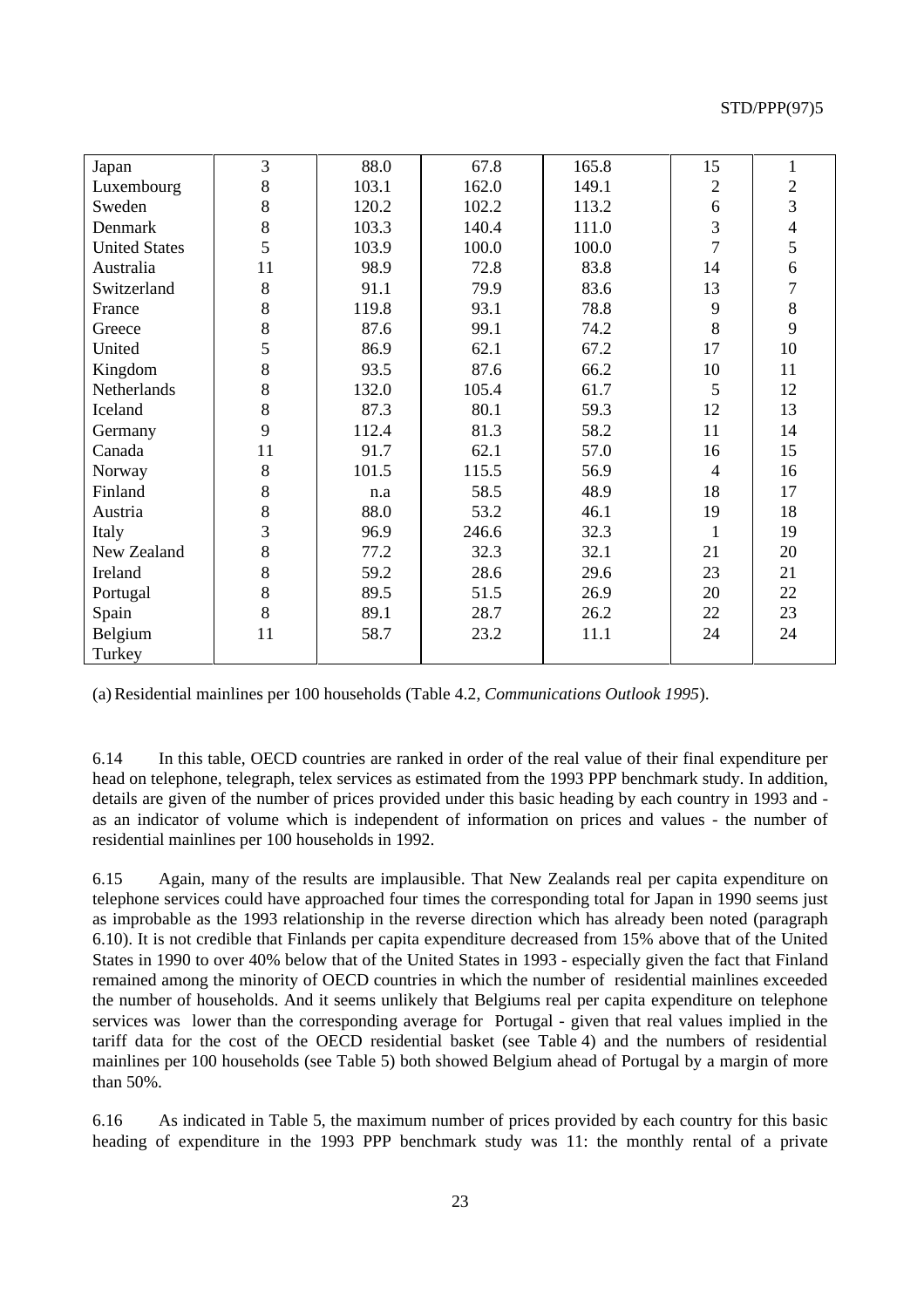| | | | | | | |
|---|---|---|---|---|---|---|
| Japan | 3 | 88.0 | 67.8 | 165.8 | 15 | 1 |
| Luxembourg | 8 | 103.1 | 162.0 | 149.1 | 2 | 2 |
| Sweden | 8 | 120.2 | 102.2 | 113.2 | 6 | 3 |
| Denmark | 8 | 103.3 | 140.4 | 111.0 | 3 | 4 |
| United States | 5 | 103.9 | 100.0 | 100.0 | 7 | 5 |
| Australia | 11 | 98.9 | 72.8 | 83.8 | 14 | 6 |
| Switzerland | 8 | 91.1 | 79.9 | 83.6 | 13 | 7 |
| France | 8 | 119.8 | 93.1 | 78.8 | 9 | 8 |
| Greece | 8 | 87.6 | 99.1 | 74.2 | 8 | 9 |
| United | 5 | 86.9 | 62.1 | 67.2 | 17 | 10 |
| Kingdom | 8 | 93.5 | 87.6 | 66.2 | 10 | 11 |
| Netherlands | 8 | 132.0 | 105.4 | 61.7 | 5 | 12 |
| Iceland | 8 | 87.3 | 80.1 | 59.3 | 12 | 13 |
| Germany | 9 | 112.4 | 81.3 | 58.2 | 11 | 14 |
| Canada | 11 | 91.7 | 62.1 | 57.0 | 16 | 15 |
| Norway | 8 | 101.5 | 115.5 | 56.9 | 4 | 16 |
| Finland | 8 | n.a | 58.5 | 48.9 | 18 | 17 |
| Austria | 8 | 88.0 | 53.2 | 46.1 | 19 | 18 |
| Italy | 3 | 96.9 | 246.6 | 32.3 | 1 | 19 |
| New Zealand | 8 | 77.2 | 32.3 | 32.1 | 21 | 20 |
| Ireland | 8 | 59.2 | 28.6 | 29.6 | 23 | 21 |
| Portugal | 8 | 89.5 | 51.5 | 26.9 | 20 | 22 |
| Spain | 8 | 89.1 | 28.7 | 26.2 | 22 | 23 |
| Belgium | 11 | 58.7 | 23.2 | 11.1 | 24 | 24 |
| Turkey | | | | | | |

(a) Residential mainlines per 100 households (Table 4.2, *Communications Outlook 1995*).

6.14 In this table, OECD countries are ranked in order of the real value of their final expenditure per head on telephone, telegraph, telex services as estimated from the 1993 PPP benchmark study. In addition, details are given of the number of prices provided under this basic heading by each country in 1993 and - as an indicator of volume which is independent of information on prices and values - the number of residential mainlines per 100 households in 1992.

6.15 Again, many of the results are implausible. That New Zealands real per capita expenditure on telephone services could have approached four times the corresponding total for Japan in 1990 seems just as improbable as the 1993 relationship in the reverse direction which has already been noted (paragraph 6.10). It is not credible that Finlands per capita expenditure decreased from 15% above that of the United States in 1990 to over 40% below that of the United States in 1993 - especially given the fact that Finland remained among the minority of OECD countries in which the number of residential mainlines exceeded the number of households. And it seems unlikely that Belgiums real per capita expenditure on telephone services was lower than the corresponding average for Portugal - given that real values implied in the tariff data for the cost of the OECD residential basket (see Table 4) and the numbers of residential mainlines per 100 households (see Table 5) both showed Belgium ahead of Portugal by a margin of more than 50%.

6.16 As indicated in Table 5, the maximum number of prices provided by each country for this basic heading of expenditure in the 1993 PPP benchmark study was 11: the monthly rental of a private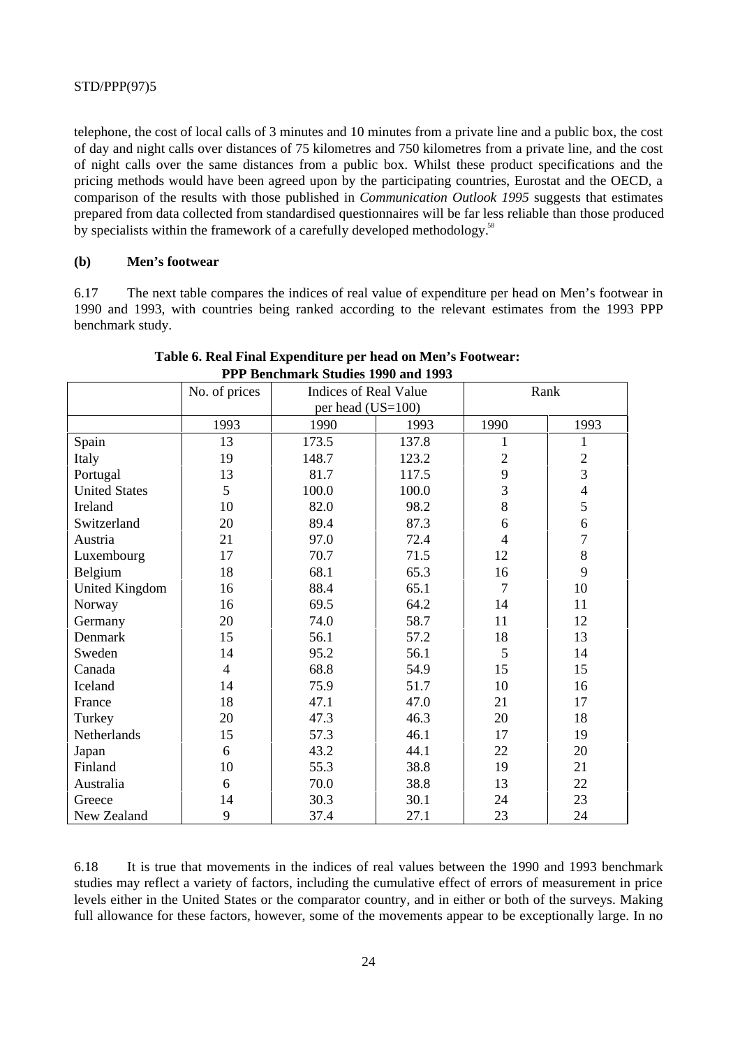telephone, the cost of local calls of 3 minutes and 10 minutes from a private line and a public box, the cost of day and night calls over distances of 75 kilometres and 750 kilometres from a private line, and the cost of night calls over the same distances from a public box. Whilst these product specifications and the pricing methods would have been agreed upon by the participating countries, Eurostat and the OECD, a comparison of the results with those published in *Communication Outlook 1995* suggests that estimates prepared from data collected from standardised questionnaires will be far less reliable than those produced by specialists within the framework of a carefully developed methodology.[58]

**(b) Men's footwear**

6.17 The next table compares the indices of real value of expenditure per head on Men's footwear in 1990 and 1993, with countries being ranked according to the relevant estimates from the 1993 PPP benchmark study.

**Table 6. Real Final Expenditure per head on Men's Footwear: PPP Benchmark Studies 1990 and 1993**

| | No. of prices | Indices of Real Value per head (US=100) | | Rank | |
|---|---|---|---|---|---|
| | 1993 | 1990 | 1993 | 1990 | 1993 |
| Spain | 13 | 173.5 | 137.8 | 1 | 1 |
| Italy | 19 | 148.7 | 123.2 | 2 | 2 |
| Portugal | 13 | 81.7 | 117.5 | 9 | 3 |
| United States | 5 | 100.0 | 100.0 | 3 | 4 |
| Ireland | 10 | 82.0 | 98.2 | 8 | 5 |
| Switzerland | 20 | 89.4 | 87.3 | 6 | 6 |
| Austria | 21 | 97.0 | 72.4 | 4 | 7 |
| Luxembourg | 17 | 70.7 | 71.5 | 12 | 8 |
| Belgium | 18 | 68.1 | 65.3 | 16 | 9 |
| United Kingdom | 16 | 88.4 | 65.1 | 7 | 10 |
| Norway | 16 | 69.5 | 64.2 | 14 | 11 |
| Germany | 20 | 74.0 | 58.7 | 11 | 12 |
| Denmark | 15 | 56.1 | 57.2 | 18 | 13 |
| Sweden | 14 | 95.2 | 56.1 | 5 | 14 |
| Canada | 4 | 68.8 | 54.9 | 15 | 15 |
| Iceland | 14 | 75.9 | 51.7 | 10 | 16 |
| France | 18 | 47.1 | 47.0 | 21 | 17 |
| Turkey | 20 | 47.3 | 46.3 | 20 | 18 |
| Netherlands | 15 | 57.3 | 46.1 | 17 | 19 |
| Japan | 6 | 43.2 | 44.1 | 22 | 20 |
| Finland | 10 | 55.3 | 38.8 | 19 | 21 |
| Australia | 6 | 70.0 | 38.8 | 13 | 22 |
| Greece | 14 | 30.3 | 30.1 | 24 | 23 |
| New Zealand | 9 | 37.4 | 27.1 | 23 | 24 |

6.18 It is true that movements in the indices of real values between the 1990 and 1993 benchmark studies may reflect a variety of factors, including the cumulative effect of errors of measurement in price levels either in the United States or the comparator country, and in either or both of the surveys. Making full allowance for these factors, however, some of the movements appear to be exceptionally large. In no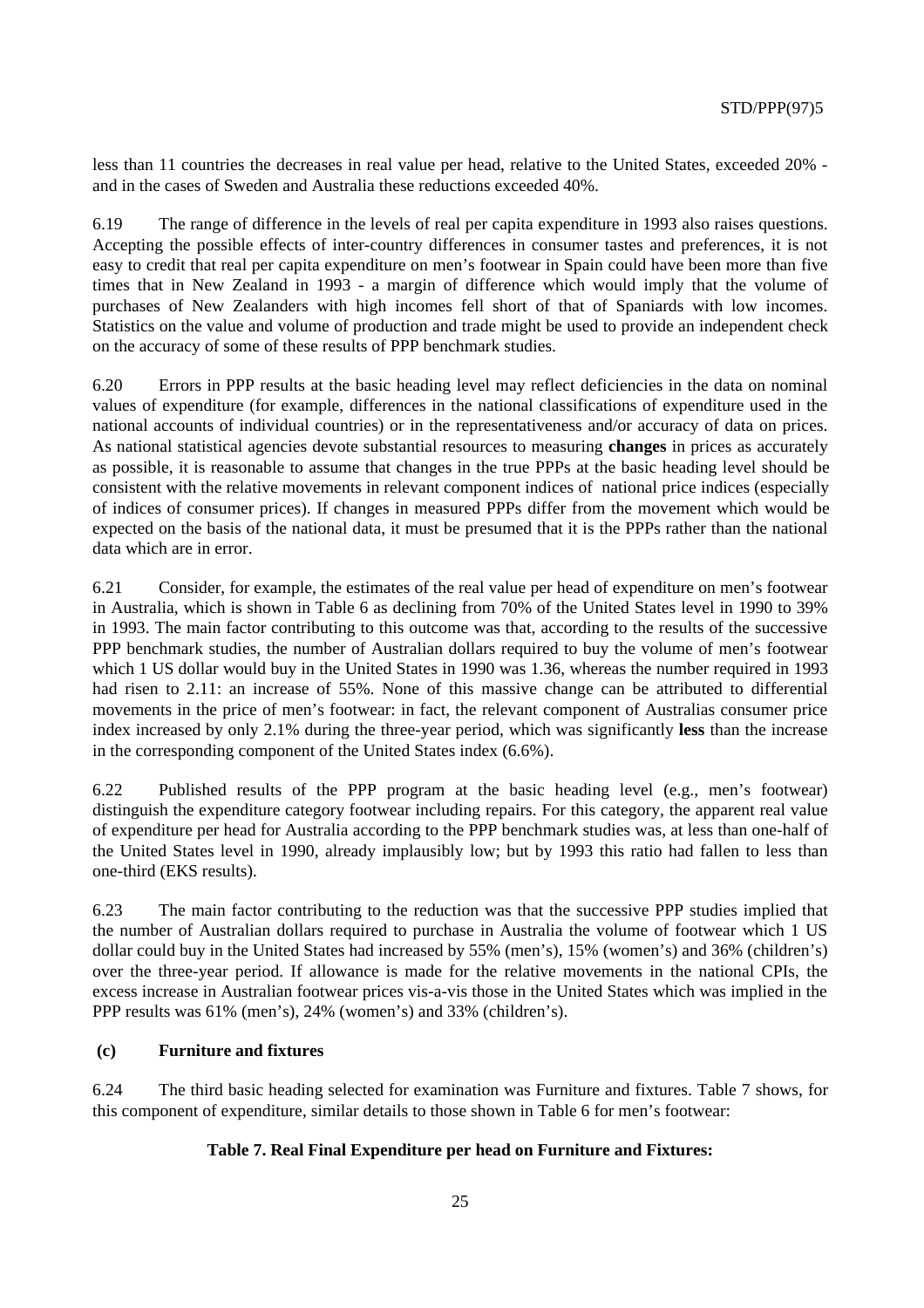less than 11 countries the decreases in real value per head, relative to the United States, exceeded 20% - and in the cases of Sweden and Australia these reductions exceeded 40%.

6.19 The range of difference in the levels of real per capita expenditure in 1993 also raises questions. Accepting the possible effects of inter-country differences in consumer tastes and preferences, it is not easy to credit that real per capita expenditure on men's footwear in Spain could have been more than five times that in New Zealand in 1993 - a margin of difference which would imply that the volume of purchases of New Zealanders with high incomes fell short of that of Spaniards with low incomes. Statistics on the value and volume of production and trade might be used to provide an independent check on the accuracy of some of these results of PPP benchmark studies.

6.20 Errors in PPP results at the basic heading level may reflect deficiencies in the data on nominal values of expenditure (for example, differences in the national classifications of expenditure used in the national accounts of individual countries) or in the representativeness and/or accuracy of data on prices. As national statistical agencies devote substantial resources to measuring **changes** in prices as accurately as possible, it is reasonable to assume that changes in the true PPPs at the basic heading level should be consistent with the relative movements in relevant component indices of national price indices (especially of indices of consumer prices). If changes in measured PPPs differ from the movement which would be expected on the basis of the national data, it must be presumed that it is the PPPs rather than the national data which are in error.

6.21 Consider, for example, the estimates of the real value per head of expenditure on men's footwear in Australia, which is shown in Table 6 as declining from 70% of the United States level in 1990 to 39% in 1993. The main factor contributing to this outcome was that, according to the results of the successive PPP benchmark studies, the number of Australian dollars required to buy the volume of men's footwear which 1 US dollar would buy in the United States in 1990 was 1.36, whereas the number required in 1993 had risen to 2.11: an increase of 55%. None of this massive change can be attributed to differential movements in the price of men's footwear: in fact, the relevant component of Australias consumer price index increased by only 2.1% during the three-year period, which was significantly **less** than the increase in the corresponding component of the United States index (6.6%).

6.22 Published results of the PPP program at the basic heading level (e.g., men's footwear) distinguish the expenditure category footwear including repairs. For this category, the apparent real value of expenditure per head for Australia according to the PPP benchmark studies was, at less than one-half of the United States level in 1990, already implausibly low; but by 1993 this ratio had fallen to less than one-third (EKS results).

6.23 The main factor contributing to the reduction was that the successive PPP studies implied that the number of Australian dollars required to purchase in Australia the volume of footwear which 1 US dollar could buy in the United States had increased by 55% (men's), 15% (women's) and 36% (children's) over the three-year period. If allowance is made for the relative movements in the national CPIs, the excess increase in Australian footwear prices vis-a-vis those in the United States which was implied in the PPP results was 61% (men's), 24% (women's) and 33% (children's).

### (c) Furniture and fixtures

6.24 The third basic heading selected for examination was Furniture and fixtures. Table 7 shows, for this component of expenditure, similar details to those shown in Table 6 for men's footwear:

**Table 7. Real Final Expenditure per head on Furniture and Fixtures:**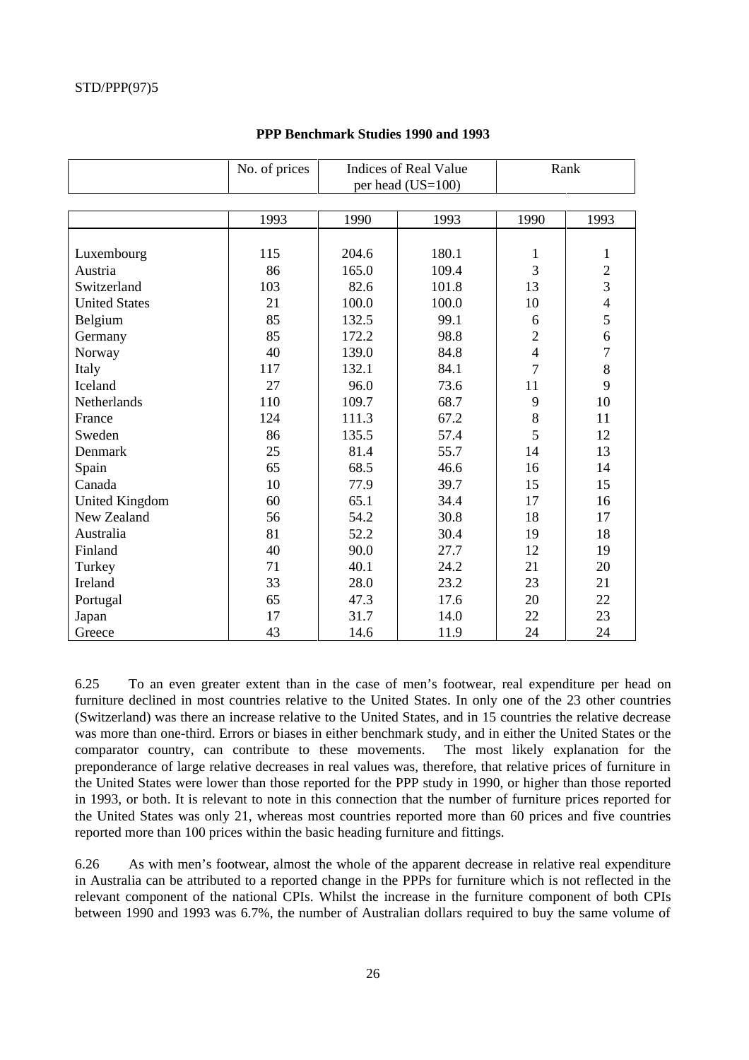**PPP Benchmark Studies 1990 and 1993**

| | No. of prices | Indices of Real Value per head (US=100) | | Rank | |
|---|---|---|---|---|---|
| | 1993 | 1990 | 1993 | 1990 | 1993 |
| Luxembourg | 115 | 204.6 | 180.1 | 1 | 1 |
| Austria | 86 | 165.0 | 109.4 | 3 | 2 |
| Switzerland | 103 | 82.6 | 101.8 | 13 | 3 |
| United States | 21 | 100.0 | 100.0 | 10 | 4 |
| Belgium | 85 | 132.5 | 99.1 | 6 | 5 |
| Germany | 85 | 172.2 | 98.8 | 2 | 6 |
| Norway | 40 | 139.0 | 84.8 | 4 | 7 |
| Italy | 117 | 132.1 | 84.1 | 7 | 8 |
| Iceland | 27 | 96.0 | 73.6 | 11 | 9 |
| Netherlands | 110 | 109.7 | 68.7 | 9 | 10 |
| France | 124 | 111.3 | 67.2 | 8 | 11 |
| Sweden | 86 | 135.5 | 57.4 | 5 | 12 |
| Denmark | 25 | 81.4 | 55.7 | 14 | 13 |
| Spain | 65 | 68.5 | 46.6 | 16 | 14 |
| Canada | 10 | 77.9 | 39.7 | 15 | 15 |
| United Kingdom | 60 | 65.1 | 34.4 | 17 | 16 |
| New Zealand | 56 | 54.2 | 30.8 | 18 | 17 |
| Australia | 81 | 52.2 | 30.4 | 19 | 18 |
| Finland | 40 | 90.0 | 27.7 | 12 | 19 |
| Turkey | 71 | 40.1 | 24.2 | 21 | 20 |
| Ireland | 33 | 28.0 | 23.2 | 23 | 21 |
| Portugal | 65 | 47.3 | 17.6 | 20 | 22 |
| Japan | 17 | 31.7 | 14.0 | 22 | 23 |
| Greece | 43 | 14.6 | 11.9 | 24 | 24 |

6.25 To an even greater extent than in the case of men's footwear, real expenditure per head on furniture declined in most countries relative to the United States. In only one of the 23 other countries (Switzerland) was there an increase relative to the United States, and in 15 countries the relative decrease was more than one-third. Errors or biases in either benchmark study, and in either the United States or the comparator country, can contribute to these movements. The most likely explanation for the preponderance of large relative decreases in real values was, therefore, that relative prices of furniture in the United States were lower than those reported for the PPP study in 1990, or higher than those reported in 1993, or both. It is relevant to note in this connection that the number of furniture prices reported for the United States was only 21, whereas most countries reported more than 60 prices and five countries reported more than 100 prices within the basic heading furniture and fittings.

6.26 As with men's footwear, almost the whole of the apparent decrease in relative real expenditure in Australia can be attributed to a reported change in the PPPs for furniture which is not reflected in the relevant component of the national CPIs. Whilst the increase in the furniture component of both CPIs between 1990 and 1993 was 6.7%, the number of Australian dollars required to buy the same volume of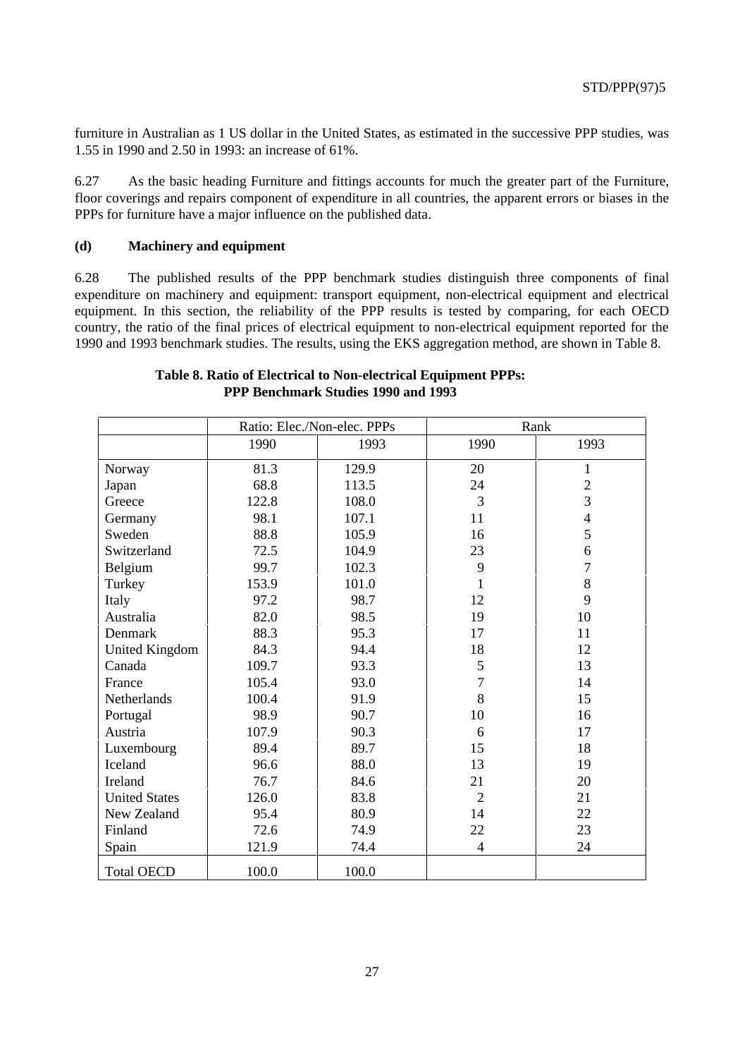furniture in Australian as 1 US dollar in the United States, as estimated in the successive PPP studies, was 1.55 in 1990 and 2.50 in 1993: an increase of 61%.

6.27 As the basic heading Furniture and fittings accounts for much the greater part of the Furniture, floor coverings and repairs component of expenditure in all countries, the apparent errors or biases in the PPPs for furniture have a major influence on the published data.

**(d) Machinery and equipment**

6.28 The published results of the PPP benchmark studies distinguish three components of final expenditure on machinery and equipment: transport equipment, non-electrical equipment and electrical equipment. In this section, the reliability of the PPP results is tested by comparing, for each OECD country, the ratio of the final prices of electrical equipment to non-electrical equipment reported for the 1990 and 1993 benchmark studies. The results, using the EKS aggregation method, are shown in Table 8.

**Table 8. Ratio of Electrical to Non-electrical Equipment PPPs: PPP Benchmark Studies 1990 and 1993**

| | Ratio: Elec./Non-elec. PPPs | | Rank | |
|---|---|---|---|---|
| | 1990 | 1993 | 1990 | 1993 |
| Norway | 81.3 | 129.9 | 20 | 1 |
| Japan | 68.8 | 113.5 | 24 | 2 |
| Greece | 122.8 | 108.0 | 3 | 3 |
| Germany | 98.1 | 107.1 | 11 | 4 |
| Sweden | 88.8 | 105.9 | 16 | 5 |
| Switzerland | 72.5 | 104.9 | 23 | 6 |
| Belgium | 99.7 | 102.3 | 9 | 7 |
| Turkey | 153.9 | 101.0 | 1 | 8 |
| Italy | 97.2 | 98.7 | 12 | 9 |
| Australia | 82.0 | 98.5 | 19 | 10 |
| Denmark | 88.3 | 95.3 | 17 | 11 |
| United Kingdom | 84.3 | 94.4 | 18 | 12 |
| Canada | 109.7 | 93.3 | 5 | 13 |
| France | 105.4 | 93.0 | 7 | 14 |
| Netherlands | 100.4 | 91.9 | 8 | 15 |
| Portugal | 98.9 | 90.7 | 10 | 16 |
| Austria | 107.9 | 90.3 | 6 | 17 |
| Luxembourg | 89.4 | 89.7 | 15 | 18 |
| Iceland | 96.6 | 88.0 | 13 | 19 |
| Ireland | 76.7 | 84.6 | 21 | 20 |
| United States | 126.0 | 83.8 | 2 | 21 |
| New Zealand | 95.4 | 80.9 | 14 | 22 |
| Finland | 72.6 | 74.9 | 22 | 23 |
| Spain | 121.9 | 74.4 | 4 | 24 |
| Total OECD | 100.0 | 100.0 | | |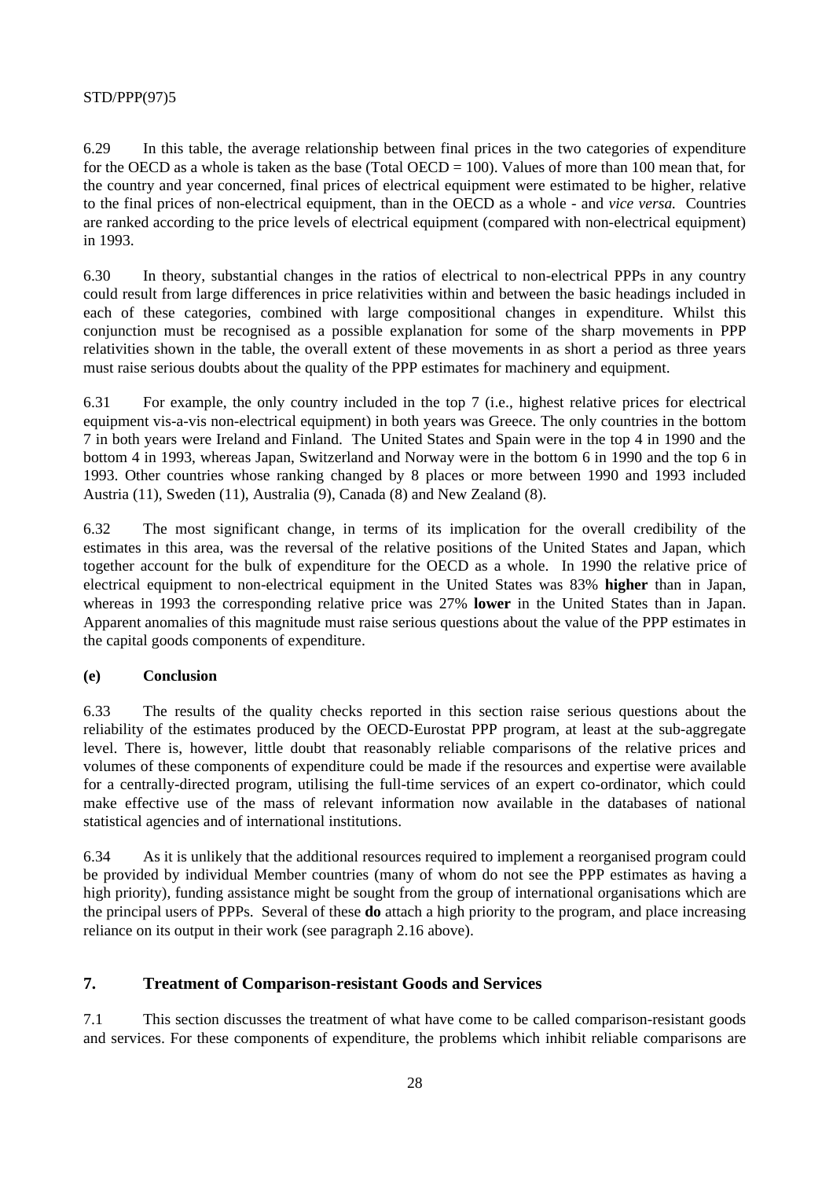6.29 In this table, the average relationship between final prices in the two categories of expenditure for the OECD as a whole is taken as the base (Total OECD = 100). Values of more than 100 mean that, for the country and year concerned, final prices of electrical equipment were estimated to be higher, relative to the final prices of non-electrical equipment, than in the OECD as a whole - and *vice versa.* Countries are ranked according to the price levels of electrical equipment (compared with non-electrical equipment) in 1993.

6.30 In theory, substantial changes in the ratios of electrical to non-electrical PPPs in any country could result from large differences in price relativities within and between the basic headings included in each of these categories, combined with large compositional changes in expenditure. Whilst this conjunction must be recognised as a possible explanation for some of the sharp movements in PPP relativities shown in the table, the overall extent of these movements in as short a period as three years must raise serious doubts about the quality of the PPP estimates for machinery and equipment.

6.31 For example, the only country included in the top 7 (i.e., highest relative prices for electrical equipment vis-a-vis non-electrical equipment) in both years was Greece. The only countries in the bottom 7 in both years were Ireland and Finland. The United States and Spain were in the top 4 in 1990 and the bottom 4 in 1993, whereas Japan, Switzerland and Norway were in the bottom 6 in 1990 and the top 6 in 1993. Other countries whose ranking changed by 8 places or more between 1990 and 1993 included Austria (11), Sweden (11), Australia (9), Canada (8) and New Zealand (8).

6.32 The most significant change, in terms of its implication for the overall credibility of the estimates in this area, was the reversal of the relative positions of the United States and Japan, which together account for the bulk of expenditure for the OECD as a whole. In 1990 the relative price of electrical equipment to non-electrical equipment in the United States was 83% **higher** than in Japan, whereas in 1993 the corresponding relative price was 27% **lower** in the United States than in Japan. Apparent anomalies of this magnitude must raise serious questions about the value of the PPP estimates in the capital goods components of expenditure.

### (e) Conclusion

6.33 The results of the quality checks reported in this section raise serious questions about the reliability of the estimates produced by the OECD-Eurostat PPP program, at least at the sub-aggregate level. There is, however, little doubt that reasonably reliable comparisons of the relative prices and volumes of these components of expenditure could be made if the resources and expertise were available for a centrally-directed program, utilising the full-time services of an expert co-ordinator, which could make effective use of the mass of relevant information now available in the databases of national statistical agencies and of international institutions.

6.34 As it is unlikely that the additional resources required to implement a reorganised program could be provided by individual Member countries (many of whom do not see the PPP estimates as having a high priority), funding assistance might be sought from the group of international organisations which are the principal users of PPPs. Several of these **do** attach a high priority to the program, and place increasing reliance on its output in their work (see paragraph 2.16 above).

## 7. Treatment of Comparison-resistant Goods and Services

7.1 This section discusses the treatment of what have come to be called comparison-resistant goods and services. For these components of expenditure, the problems which inhibit reliable comparisons are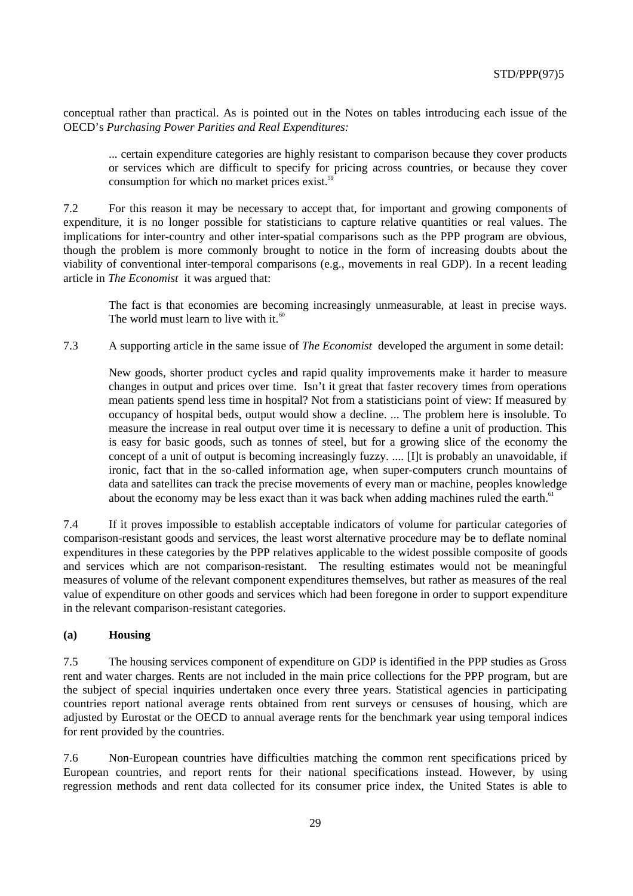conceptual rather than practical. As is pointed out in the Notes on tables introducing each issue of the OECD's *Purchasing Power Parities and Real Expenditures:*

> ... certain expenditure categories are highly resistant to comparison because they cover products or services which are difficult to specify for pricing across countries, or because they cover consumption for which no market prices exist.[59]

7.2 For this reason it may be necessary to accept that, for important and growing components of expenditure, it is no longer possible for statisticians to capture relative quantities or real values. The implications for inter-country and other inter-spatial comparisons such as the PPP program are obvious, though the problem is more commonly brought to notice in the form of increasing doubts about the viability of conventional inter-temporal comparisons (e.g., movements in real GDP). In a recent leading article in *The Economist* it was argued that:

> The fact is that economies are becoming increasingly unmeasurable, at least in precise ways. The world must learn to live with it.[60]

7.3 A supporting article in the same issue of *The Economist* developed the argument in some detail:

> New goods, shorter product cycles and rapid quality improvements make it harder to measure changes in output and prices over time. Isn't it great that faster recovery times from operations mean patients spend less time in hospital? Not from a statisticians point of view: If measured by occupancy of hospital beds, output would show a decline. ... The problem here is insoluble. To measure the increase in real output over time it is necessary to define a unit of production. This is easy for basic goods, such as tonnes of steel, but for a growing slice of the economy the concept of a unit of output is becoming increasingly fuzzy. .... [I]t is probably an unavoidable, if ironic, fact that in the so-called information age, when super-computers crunch mountains of data and satellites can track the precise movements of every man or machine, peoples knowledge about the economy may be less exact than it was back when adding machines ruled the earth.[61]

7.4 If it proves impossible to establish acceptable indicators of volume for particular categories of comparison-resistant goods and services, the least worst alternative procedure may be to deflate nominal expenditures in these categories by the PPP relatives applicable to the widest possible composite of goods and services which are not comparison-resistant. The resulting estimates would not be meaningful measures of volume of the relevant component expenditures themselves, but rather as measures of the real value of expenditure on other goods and services which had been foregone in order to support expenditure in the relevant comparison-resistant categories.

### (a) Housing

7.5 The housing services component of expenditure on GDP is identified in the PPP studies as Gross rent and water charges. Rents are not included in the main price collections for the PPP program, but are the subject of special inquiries undertaken once every three years. Statistical agencies in participating countries report national average rents obtained from rent surveys or censuses of housing, which are adjusted by Eurostat or the OECD to annual average rents for the benchmark year using temporal indices for rent provided by the countries.

7.6 Non-European countries have difficulties matching the common rent specifications priced by European countries, and report rents for their national specifications instead. However, by using regression methods and rent data collected for its consumer price index, the United States is able to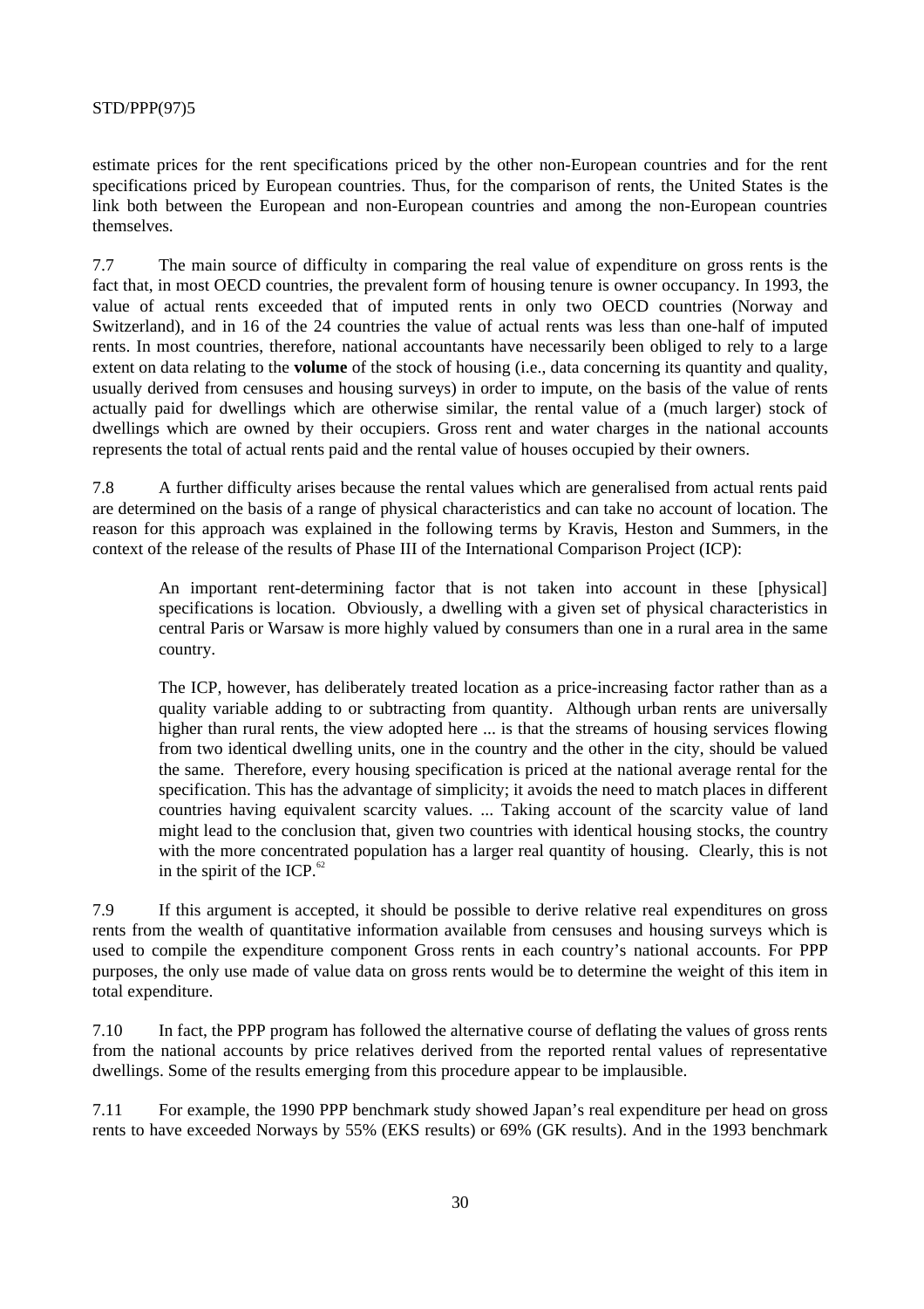estimate prices for the rent specifications priced by the other non-European countries and for the rent specifications priced by European countries. Thus, for the comparison of rents, the United States is the link both between the European and non-European countries and among the non-European countries themselves.

7.7 The main source of difficulty in comparing the real value of expenditure on gross rents is the fact that, in most OECD countries, the prevalent form of housing tenure is owner occupancy. In 1993, the value of actual rents exceeded that of imputed rents in only two OECD countries (Norway and Switzerland), and in 16 of the 24 countries the value of actual rents was less than one-half of imputed rents. In most countries, therefore, national accountants have necessarily been obliged to rely to a large extent on data relating to the **volume** of the stock of housing (i.e., data concerning its quantity and quality, usually derived from censuses and housing surveys) in order to impute, on the basis of the value of rents actually paid for dwellings which are otherwise similar, the rental value of a (much larger) stock of dwellings which are owned by their occupiers. Gross rent and water charges in the national accounts represents the total of actual rents paid and the rental value of houses occupied by their owners.

7.8 A further difficulty arises because the rental values which are generalised from actual rents paid are determined on the basis of a range of physical characteristics and can take no account of location. The reason for this approach was explained in the following terms by Kravis, Heston and Summers, in the context of the release of the results of Phase III of the International Comparison Project (ICP):

> An important rent-determining factor that is not taken into account in these [physical] specifications is location. Obviously, a dwelling with a given set of physical characteristics in central Paris or Warsaw is more highly valued by consumers than one in a rural area in the same country.
>
> The ICP, however, has deliberately treated location as a price-increasing factor rather than as a quality variable adding to or subtracting from quantity. Although urban rents are universally higher than rural rents, the view adopted here ... is that the streams of housing services flowing from two identical dwelling units, one in the country and the other in the city, should be valued the same. Therefore, every housing specification is priced at the national average rental for the specification. This has the advantage of simplicity; it avoids the need to match places in different countries having equivalent scarcity values. ... Taking account of the scarcity value of land might lead to the conclusion that, given two countries with identical housing stocks, the country with the more concentrated population has a larger real quantity of housing. Clearly, this is not in the spirit of the ICP.[62]

7.9 If this argument is accepted, it should be possible to derive relative real expenditures on gross rents from the wealth of quantitative information available from censuses and housing surveys which is used to compile the expenditure component Gross rents in each country's national accounts. For PPP purposes, the only use made of value data on gross rents would be to determine the weight of this item in total expenditure.

7.10 In fact, the PPP program has followed the alternative course of deflating the values of gross rents from the national accounts by price relatives derived from the reported rental values of representative dwellings. Some of the results emerging from this procedure appear to be implausible.

7.11 For example, the 1990 PPP benchmark study showed Japan's real expenditure per head on gross rents to have exceeded Norways by 55% (EKS results) or 69% (GK results). And in the 1993 benchmark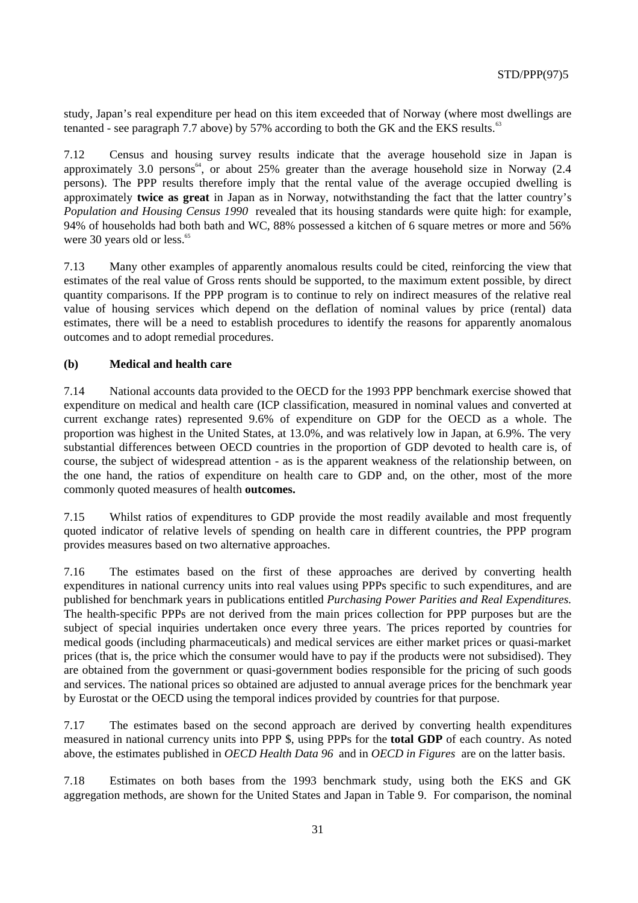study, Japan's real expenditure per head on this item exceeded that of Norway (where most dwellings are tenanted - see paragraph 7.7 above) by 57% according to both the GK and the EKS results.[63]

7.12 Census and housing survey results indicate that the average household size in Japan is approximately 3.0 persons[64], or about 25% greater than the average household size in Norway (2.4 persons). The PPP results therefore imply that the rental value of the average occupied dwelling is approximately **twice as great** in Japan as in Norway, notwithstanding the fact that the latter country's *Population and Housing Census 1990* revealed that its housing standards were quite high: for example, 94% of households had both bath and WC, 88% possessed a kitchen of 6 square metres or more and 56% were 30 years old or less.[65]

7.13 Many other examples of apparently anomalous results could be cited, reinforcing the view that estimates of the real value of Gross rents should be supported, to the maximum extent possible, by direct quantity comparisons. If the PPP program is to continue to rely on indirect measures of the relative real value of housing services which depend on the deflation of nominal values by price (rental) data estimates, there will be a need to establish procedures to identify the reasons for apparently anomalous outcomes and to adopt remedial procedures.

### (b) Medical and health care

7.14 National accounts data provided to the OECD for the 1993 PPP benchmark exercise showed that expenditure on medical and health care (ICP classification, measured in nominal values and converted at current exchange rates) represented 9.6% of expenditure on GDP for the OECD as a whole. The proportion was highest in the United States, at 13.0%, and was relatively low in Japan, at 6.9%. The very substantial differences between OECD countries in the proportion of GDP devoted to health care is, of course, the subject of widespread attention - as is the apparent weakness of the relationship between, on the one hand, the ratios of expenditure on health care to GDP and, on the other, most of the more commonly quoted measures of health **outcomes.**

7.15 Whilst ratios of expenditures to GDP provide the most readily available and most frequently quoted indicator of relative levels of spending on health care in different countries, the PPP program provides measures based on two alternative approaches.

7.16 The estimates based on the first of these approaches are derived by converting health expenditures in national currency units into real values using PPPs specific to such expenditures, and are published for benchmark years in publications entitled *Purchasing Power Parities and Real Expenditures.* The health-specific PPPs are not derived from the main prices collection for PPP purposes but are the subject of special inquiries undertaken once every three years. The prices reported by countries for medical goods (including pharmaceuticals) and medical services are either market prices or quasi-market prices (that is, the price which the consumer would have to pay if the products were not subsidised). They are obtained from the government or quasi-government bodies responsible for the pricing of such goods and services. The national prices so obtained are adjusted to annual average prices for the benchmark year by Eurostat or the OECD using the temporal indices provided by countries for that purpose.

7.17 The estimates based on the second approach are derived by converting health expenditures measured in national currency units into PPP $, using PPPs for the **total GDP** of each country. As noted above, the estimates published in *OECD Health Data 96* and in *OECD in Figures* are on the latter basis.

7.18 Estimates on both bases from the 1993 benchmark study, using both the EKS and GK aggregation methods, are shown for the United States and Japan in Table 9. For comparison, the nominal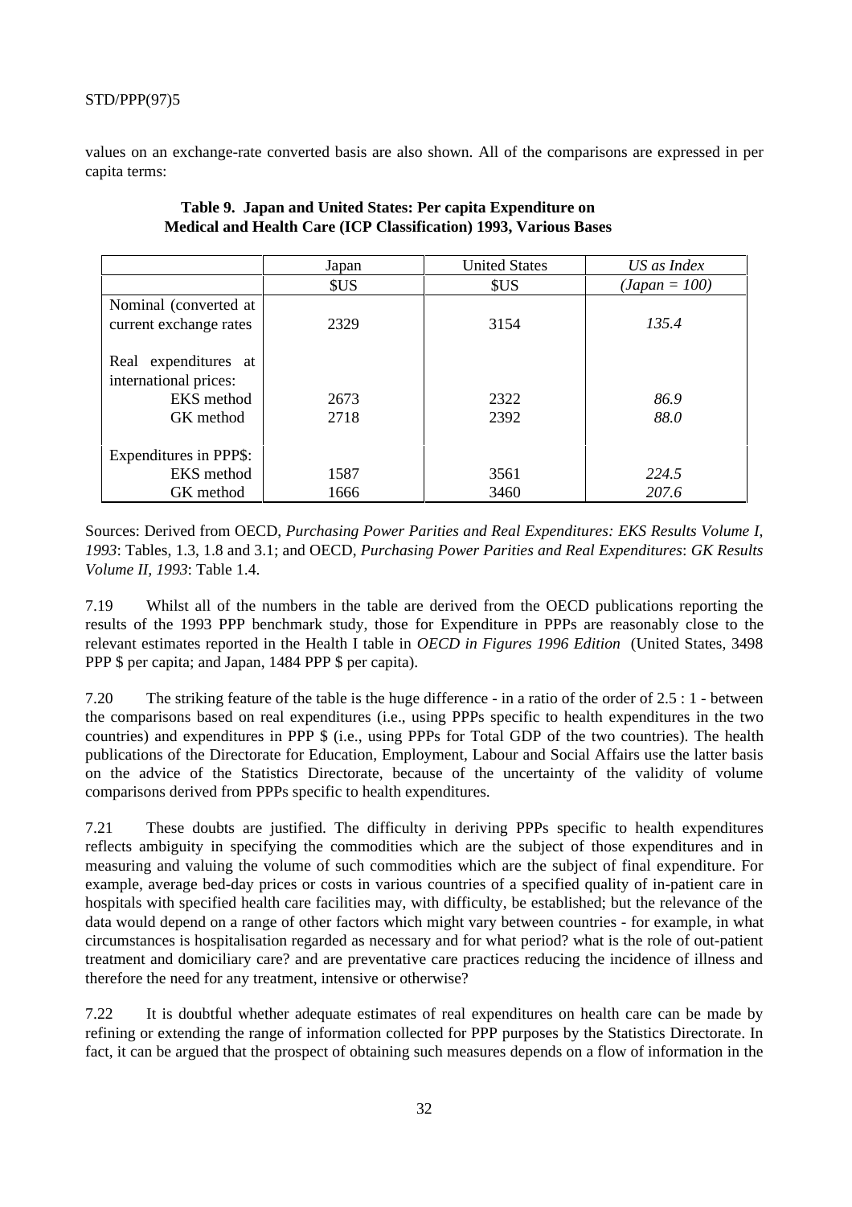values on an exchange-rate converted basis are also shown. All of the comparisons are expressed in per capita terms:

**Table 9. Japan and United States: Per capita Expenditure on Medical and Health Care (ICP Classification) 1993, Various Bases**

| | Japan | United States | *US as Index* |
|---|---|---|---|
| | $US | $US | *(Japan = 100)* |
| Nominal (converted at current exchange rates | 2329 | 3154 | *135.4* |
| Real expenditures at international prices: | | | |
| EKS method | 2673 | 2322 | *86.9* |
| GK method | 2718 | 2392 | *88.0* |
| Expenditures in PPP$: | | | |
| EKS method | 1587 | 3561 | *224.5* |
| GK method | 1666 | 3460 | *207.6* |

Sources: Derived from OECD, *Purchasing Power Parities and Real Expenditures: EKS Results Volume I, 1993*: Tables, 1.3, 1.8 and 3.1; and OECD, *Purchasing Power Parities and Real Expenditures*: *GK Results Volume II, 1993*: Table 1.4.

7.19 Whilst all of the numbers in the table are derived from the OECD publications reporting the results of the 1993 PPP benchmark study, those for Expenditure in PPPs are reasonably close to the relevant estimates reported in the Health I table in *OECD in Figures 1996 Edition* (United States, 3498 PPP $ per capita; and Japan, 1484 PPP $ per capita).

7.20 The striking feature of the table is the huge difference - in a ratio of the order of 2.5 : 1 - between the comparisons based on real expenditures (i.e., using PPPs specific to health expenditures in the two countries) and expenditures in PPP $ (i.e., using PPPs for Total GDP of the two countries). The health publications of the Directorate for Education, Employment, Labour and Social Affairs use the latter basis on the advice of the Statistics Directorate, because of the uncertainty of the validity of volume comparisons derived from PPPs specific to health expenditures.

7.21 These doubts are justified. The difficulty in deriving PPPs specific to health expenditures reflects ambiguity in specifying the commodities which are the subject of those expenditures and in measuring and valuing the volume of such commodities which are the subject of final expenditure. For example, average bed-day prices or costs in various countries of a specified quality of in-patient care in hospitals with specified health care facilities may, with difficulty, be established; but the relevance of the data would depend on a range of other factors which might vary between countries - for example, in what circumstances is hospitalisation regarded as necessary and for what period? what is the role of out-patient treatment and domiciliary care? and are preventative care practices reducing the incidence of illness and therefore the need for any treatment, intensive or otherwise?

7.22 It is doubtful whether adequate estimates of real expenditures on health care can be made by refining or extending the range of information collected for PPP purposes by the Statistics Directorate. In fact, it can be argued that the prospect of obtaining such measures depends on a flow of information in the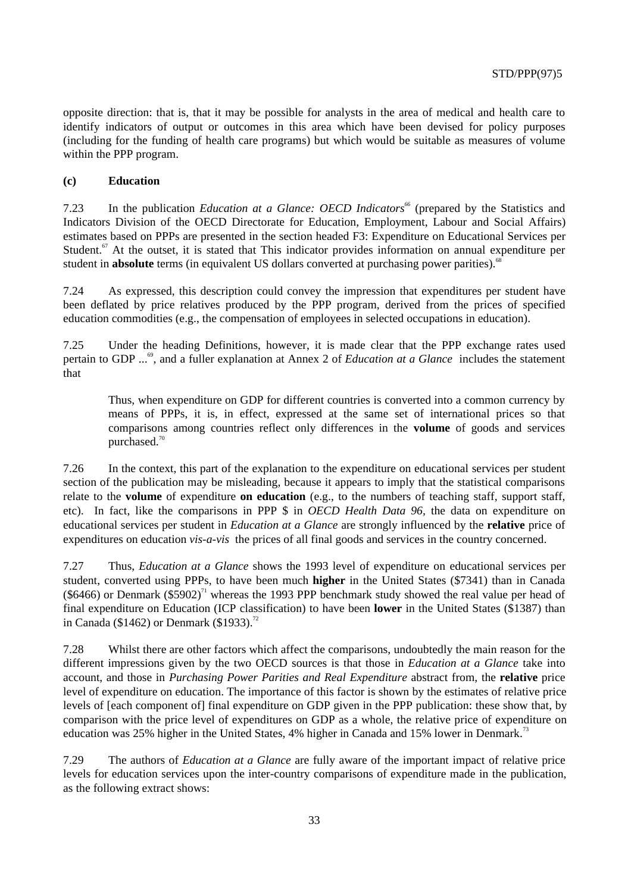opposite direction: that is, that it may be possible for analysts in the area of medical and health care to identify indicators of output or outcomes in this area which have been devised for policy purposes (including for the funding of health care programs) but which would be suitable as measures of volume within the PPP program.

### (c) Education

7.23 In the publication *Education at a Glance: OECD Indicators*[66] (prepared by the Statistics and Indicators Division of the OECD Directorate for Education, Employment, Labour and Social Affairs) estimates based on PPPs are presented in the section headed F3: Expenditure on Educational Services per Student.[67] At the outset, it is stated that This indicator provides information on annual expenditure per student in **absolute** terms (in equivalent US dollars converted at purchasing power parities).[68]

7.24 As expressed, this description could convey the impression that expenditures per student have been deflated by price relatives produced by the PPP program, derived from the prices of specified education commodities (e.g., the compensation of employees in selected occupations in education).

7.25 Under the heading Definitions, however, it is made clear that the PPP exchange rates used pertain to GDP ...[69], and a fuller explanation at Annex 2 of *Education at a Glance* includes the statement that

> Thus, when expenditure on GDP for different countries is converted into a common currency by means of PPPs, it is, in effect, expressed at the same set of international prices so that comparisons among countries reflect only differences in the **volume** of goods and services purchased.[70]

7.26 In the context, this part of the explanation to the expenditure on educational services per student section of the publication may be misleading, because it appears to imply that the statistical comparisons relate to the **volume** of expenditure **on education** (e.g., to the numbers of teaching staff, support staff, etc). In fact, like the comparisons in PPP $ in *OECD Health Data 96,* the data on expenditure on educational services per student in *Education at a Glance* are strongly influenced by the **relative** price of expenditures on education *vis-a-vis* the prices of all final goods and services in the country concerned.

7.27 Thus, *Education at a Glance* shows the 1993 level of expenditure on educational services per student, converted using PPPs, to have been much **higher** in the United States ($7341) than in Canada ($6466) or Denmark ($5902)[71] whereas the 1993 PPP benchmark study showed the real value per head of final expenditure on Education (ICP classification) to have been **lower** in the United States ($1387) than in Canada ($1462) or Denmark ($1933).[72]

7.28 Whilst there are other factors which affect the comparisons, undoubtedly the main reason for the different impressions given by the two OECD sources is that those in *Education at a Glance* take into account, and those in *Purchasing Power Parities and Real Expenditure* abstract from, the **relative** price level of expenditure on education. The importance of this factor is shown by the estimates of relative price levels of [each component of] final expenditure on GDP given in the PPP publication: these show that, by comparison with the price level of expenditures on GDP as a whole, the relative price of expenditure on education was 25% higher in the United States, 4% higher in Canada and 15% lower in Denmark.[73]

7.29 The authors of *Education at a Glance* are fully aware of the important impact of relative price levels for education services upon the inter-country comparisons of expenditure made in the publication, as the following extract shows: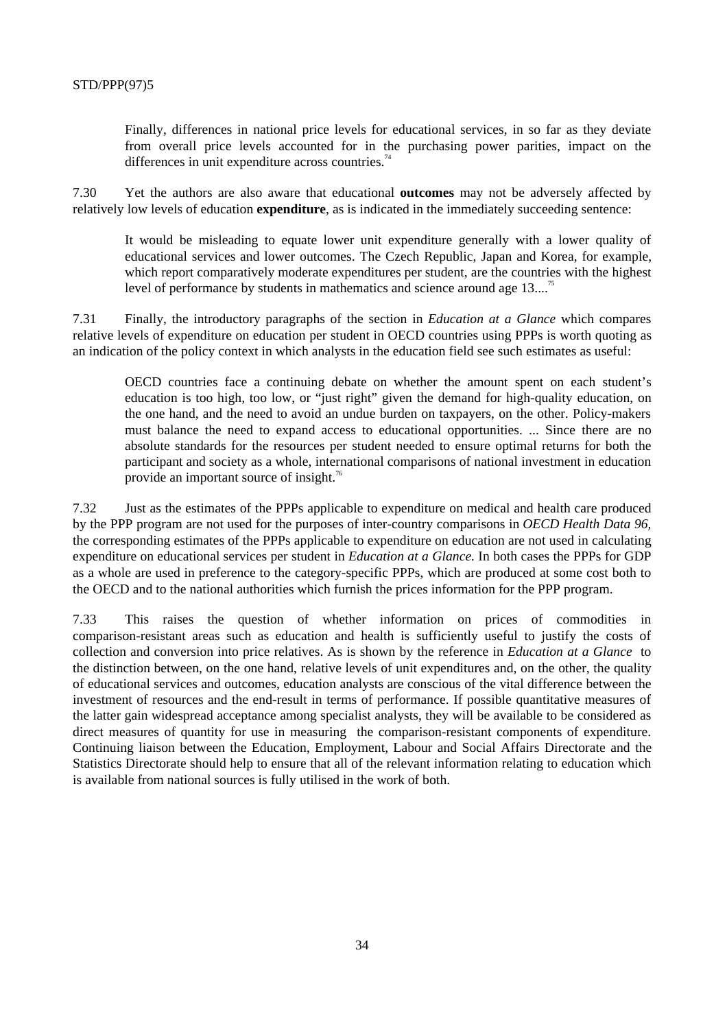> Finally, differences in national price levels for educational services, in so far as they deviate from overall price levels accounted for in the purchasing power parities, impact on the differences in unit expenditure across countries.[74]

7.30 Yet the authors are also aware that educational **outcomes** may not be adversely affected by relatively low levels of education **expenditure**, as is indicated in the immediately succeeding sentence:

> It would be misleading to equate lower unit expenditure generally with a lower quality of educational services and lower outcomes. The Czech Republic, Japan and Korea, for example, which report comparatively moderate expenditures per student, are the countries with the highest level of performance by students in mathematics and science around age 13....[75]

7.31 Finally, the introductory paragraphs of the section in *Education at a Glance* which compares relative levels of expenditure on education per student in OECD countries using PPPs is worth quoting as an indication of the policy context in which analysts in the education field see such estimates as useful:

> OECD countries face a continuing debate on whether the amount spent on each student's education is too high, too low, or "just right" given the demand for high-quality education, on the one hand, and the need to avoid an undue burden on taxpayers, on the other. Policy-makers must balance the need to expand access to educational opportunities. ... Since there are no absolute standards for the resources per student needed to ensure optimal returns for both the participant and society as a whole, international comparisons of national investment in education provide an important source of insight.[76]

7.32 Just as the estimates of the PPPs applicable to expenditure on medical and health care produced by the PPP program are not used for the purposes of inter-country comparisons in *OECD Health Data 96,* the corresponding estimates of the PPPs applicable to expenditure on education are not used in calculating expenditure on educational services per student in *Education at a Glance.* In both cases the PPPs for GDP as a whole are used in preference to the category-specific PPPs, which are produced at some cost both to the OECD and to the national authorities which furnish the prices information for the PPP program.

7.33 This raises the question of whether information on prices of commodities in comparison-resistant areas such as education and health is sufficiently useful to justify the costs of collection and conversion into price relatives. As is shown by the reference in *Education at a Glance* to the distinction between, on the one hand, relative levels of unit expenditures and, on the other, the quality of educational services and outcomes, education analysts are conscious of the vital difference between the investment of resources and the end-result in terms of performance. If possible quantitative measures of the latter gain widespread acceptance among specialist analysts, they will be available to be considered as direct measures of quantity for use in measuring the comparison-resistant components of expenditure. Continuing liaison between the Education, Employment, Labour and Social Affairs Directorate and the Statistics Directorate should help to ensure that all of the relevant information relating to education which is available from national sources is fully utilised in the work of both.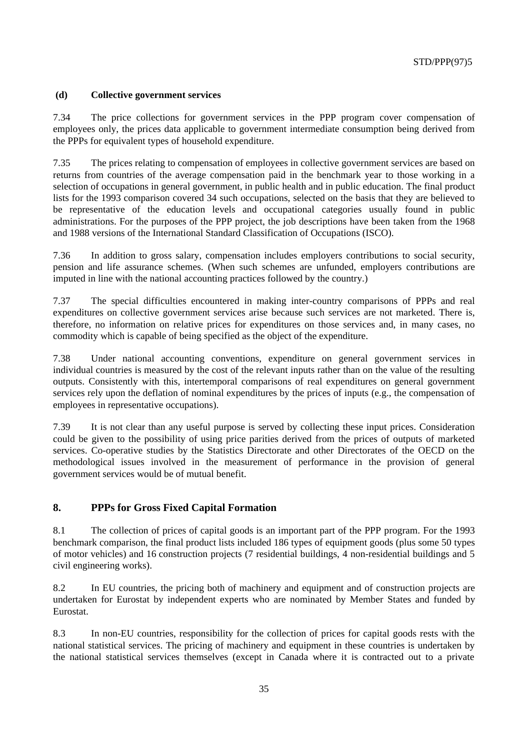### (d) Collective government services

7.34 The price collections for government services in the PPP program cover compensation of employees only, the prices data applicable to government intermediate consumption being derived from the PPPs for equivalent types of household expenditure.

7.35 The prices relating to compensation of employees in collective government services are based on returns from countries of the average compensation paid in the benchmark year to those working in a selection of occupations in general government, in public health and in public education. The final product lists for the 1993 comparison covered 34 such occupations, selected on the basis that they are believed to be representative of the education levels and occupational categories usually found in public administrations. For the purposes of the PPP project, the job descriptions have been taken from the 1968 and 1988 versions of the International Standard Classification of Occupations (ISCO).

7.36 In addition to gross salary, compensation includes employers contributions to social security, pension and life assurance schemes. (When such schemes are unfunded, employers contributions are imputed in line with the national accounting practices followed by the country.)

7.37 The special difficulties encountered in making inter-country comparisons of PPPs and real expenditures on collective government services arise because such services are not marketed. There is, therefore, no information on relative prices for expenditures on those services and, in many cases, no commodity which is capable of being specified as the object of the expenditure.

7.38 Under national accounting conventions, expenditure on general government services in individual countries is measured by the cost of the relevant inputs rather than on the value of the resulting outputs. Consistently with this, intertemporal comparisons of real expenditures on general government services rely upon the deflation of nominal expenditures by the prices of inputs (e.g., the compensation of employees in representative occupations).

7.39 It is not clear than any useful purpose is served by collecting these input prices. Consideration could be given to the possibility of using price parities derived from the prices of outputs of marketed services. Co-operative studies by the Statistics Directorate and other Directorates of the OECD on the methodological issues involved in the measurement of performance in the provision of general government services would be of mutual benefit.

## 8. PPPs for Gross Fixed Capital Formation

8.1 The collection of prices of capital goods is an important part of the PPP program. For the 1993 benchmark comparison, the final product lists included 186 types of equipment goods (plus some 50 types of motor vehicles) and 16 construction projects (7 residential buildings, 4 non-residential buildings and 5 civil engineering works).

8.2 In EU countries, the pricing both of machinery and equipment and of construction projects are undertaken for Eurostat by independent experts who are nominated by Member States and funded by Eurostat.

8.3 In non-EU countries, responsibility for the collection of prices for capital goods rests with the national statistical services. The pricing of machinery and equipment in these countries is undertaken by the national statistical services themselves (except in Canada where it is contracted out to a private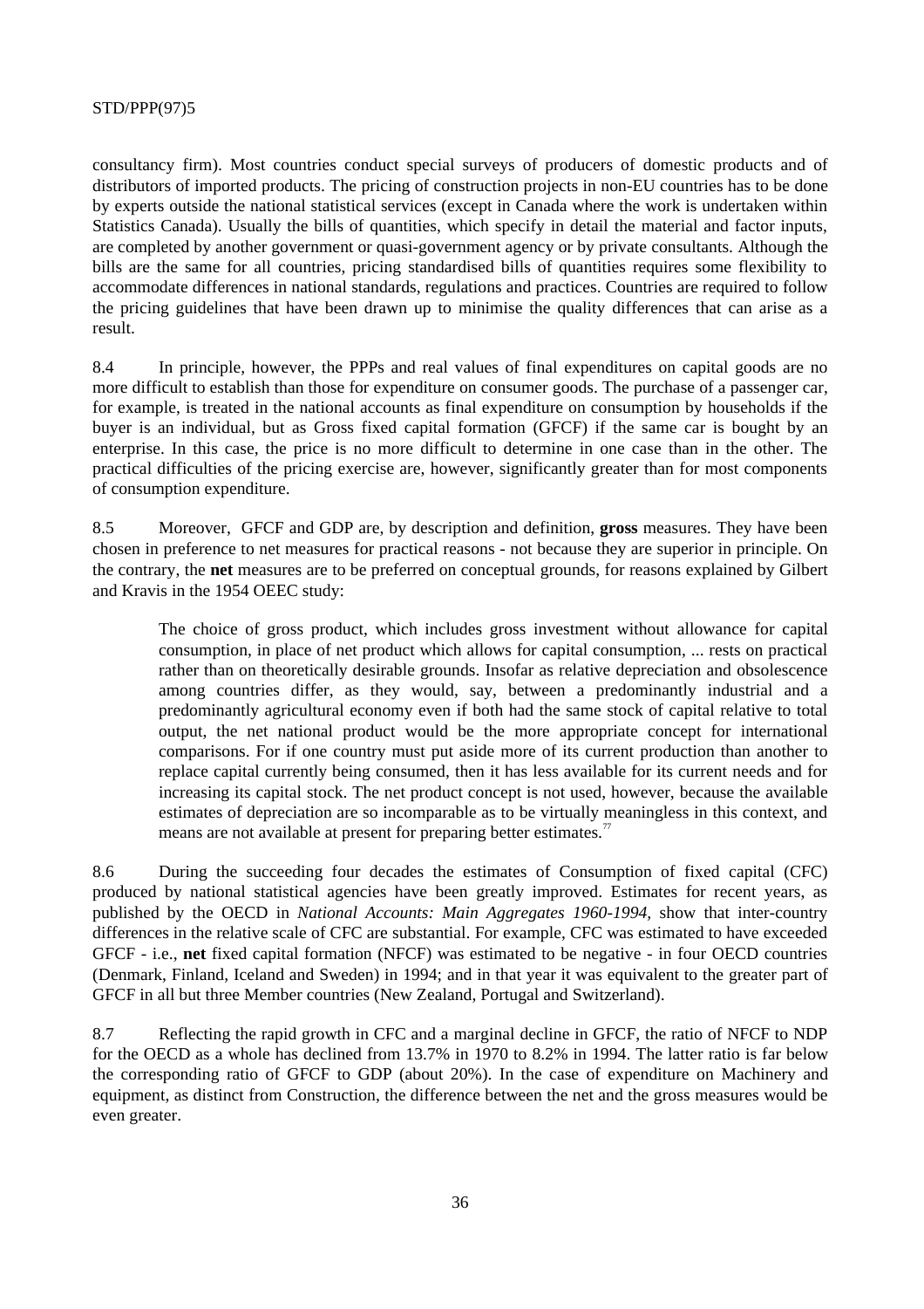consultancy firm). Most countries conduct special surveys of producers of domestic products and of distributors of imported products. The pricing of construction projects in non-EU countries has to be done by experts outside the national statistical services (except in Canada where the work is undertaken within Statistics Canada). Usually the bills of quantities, which specify in detail the material and factor inputs, are completed by another government or quasi-government agency or by private consultants. Although the bills are the same for all countries, pricing standardised bills of quantities requires some flexibility to accommodate differences in national standards, regulations and practices. Countries are required to follow the pricing guidelines that have been drawn up to minimise the quality differences that can arise as a result.

8.4 In principle, however, the PPPs and real values of final expenditures on capital goods are no more difficult to establish than those for expenditure on consumer goods. The purchase of a passenger car, for example, is treated in the national accounts as final expenditure on consumption by households if the buyer is an individual, but as Gross fixed capital formation (GFCF) if the same car is bought by an enterprise. In this case, the price is no more difficult to determine in one case than in the other. The practical difficulties of the pricing exercise are, however, significantly greater than for most components of consumption expenditure.

8.5 Moreover, GFCF and GDP are, by description and definition, **gross** measures. They have been chosen in preference to net measures for practical reasons - not because they are superior in principle. On the contrary, the **net** measures are to be preferred on conceptual grounds, for reasons explained by Gilbert and Kravis in the 1954 OEEC study:

> The choice of gross product, which includes gross investment without allowance for capital consumption, in place of net product which allows for capital consumption, ... rests on practical rather than on theoretically desirable grounds. Insofar as relative depreciation and obsolescence among countries differ, as they would, say, between a predominantly industrial and a predominantly agricultural economy even if both had the same stock of capital relative to total output, the net national product would be the more appropriate concept for international comparisons. For if one country must put aside more of its current production than another to replace capital currently being consumed, then it has less available for its current needs and for increasing its capital stock. The net product concept is not used, however, because the available estimates of depreciation are so incomparable as to be virtually meaningless in this context, and means are not available at present for preparing better estimates.[77]

8.6 During the succeeding four decades the estimates of Consumption of fixed capital (CFC) produced by national statistical agencies have been greatly improved. Estimates for recent years, as published by the OECD in *National Accounts: Main Aggregates 1960-1994*, show that inter-country differences in the relative scale of CFC are substantial. For example, CFC was estimated to have exceeded GFCF - i.e., **net** fixed capital formation (NFCF) was estimated to be negative - in four OECD countries (Denmark, Finland, Iceland and Sweden) in 1994; and in that year it was equivalent to the greater part of GFCF in all but three Member countries (New Zealand, Portugal and Switzerland).

8.7 Reflecting the rapid growth in CFC and a marginal decline in GFCF, the ratio of NFCF to NDP for the OECD as a whole has declined from 13.7% in 1970 to 8.2% in 1994. The latter ratio is far below the corresponding ratio of GFCF to GDP (about 20%). In the case of expenditure on Machinery and equipment, as distinct from Construction, the difference between the net and the gross measures would be even greater.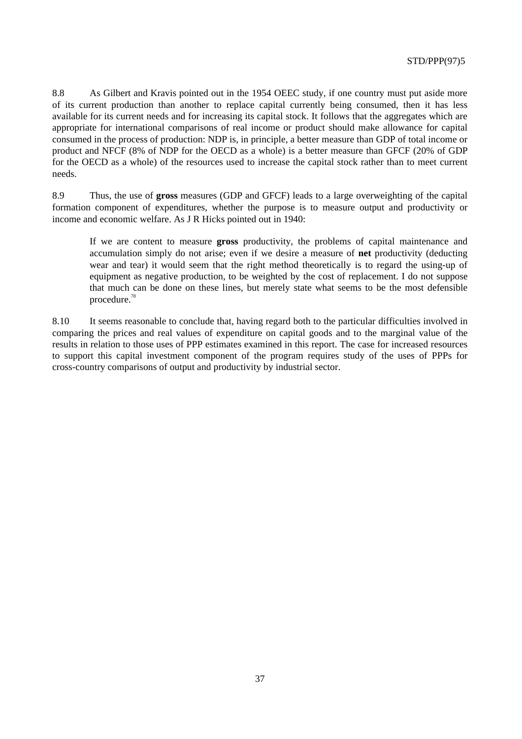8.8 As Gilbert and Kravis pointed out in the 1954 OEEC study, if one country must put aside more of its current production than another to replace capital currently being consumed, then it has less available for its current needs and for increasing its capital stock. It follows that the aggregates which are appropriate for international comparisons of real income or product should make allowance for capital consumed in the process of production: NDP is, in principle, a better measure than GDP of total income or product and NFCF (8% of NDP for the OECD as a whole) is a better measure than GFCF (20% of GDP for the OECD as a whole) of the resources used to increase the capital stock rather than to meet current needs.

8.9 Thus, the use of **gross** measures (GDP and GFCF) leads to a large overweighting of the capital formation component of expenditures, whether the purpose is to measure output and productivity or income and economic welfare. As J R Hicks pointed out in 1940:

> If we are content to measure **gross** productivity, the problems of capital maintenance and accumulation simply do not arise; even if we desire a measure of **net** productivity (deducting wear and tear) it would seem that the right method theoretically is to regard the using-up of equipment as negative production, to be weighted by the cost of replacement. I do not suppose that much can be done on these lines, but merely state what seems to be the most defensible procedure.[78]

8.10 It seems reasonable to conclude that, having regard both to the particular difficulties involved in comparing the prices and real values of expenditure on capital goods and to the marginal value of the results in relation to those uses of PPP estimates examined in this report. The case for increased resources to support this capital investment component of the program requires study of the uses of PPPs for cross-country comparisons of output and productivity by industrial sector.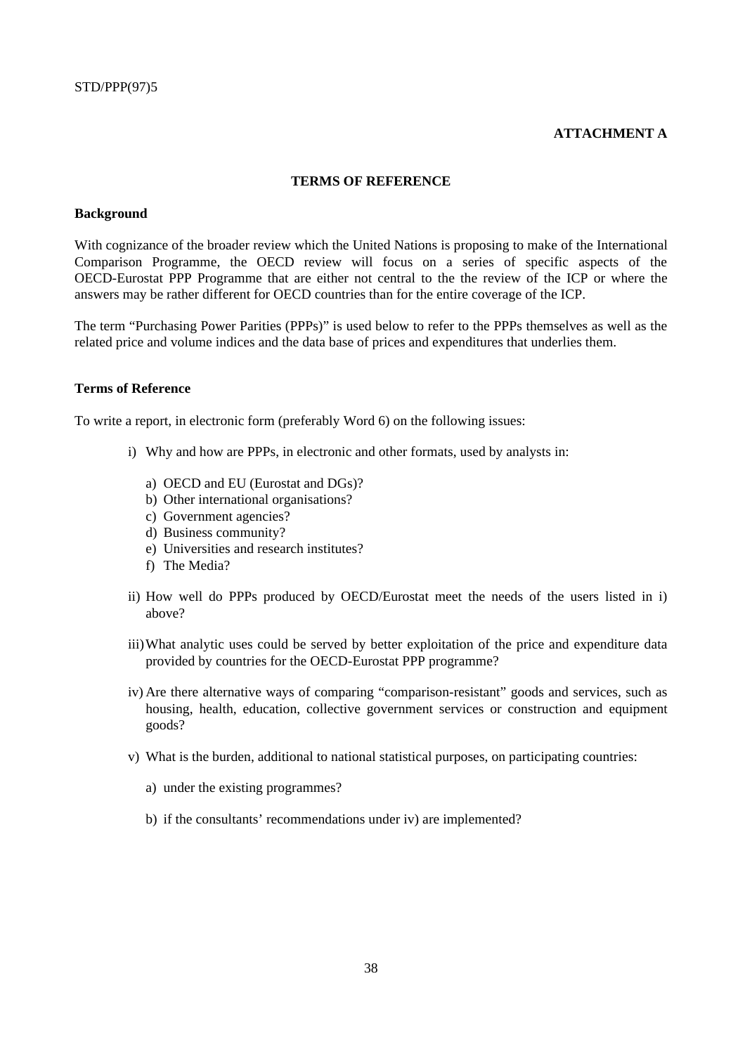**ATTACHMENT A**

## TERMS OF REFERENCE

### Background

With cognizance of the broader review which the United Nations is proposing to make of the International Comparison Programme, the OECD review will focus on a series of specific aspects of the OECD-Eurostat PPP Programme that are either not central to the the review of the ICP or where the answers may be rather different for OECD countries than for the entire coverage of the ICP.

The term "Purchasing Power Parities (PPPs)" is used below to refer to the PPPs themselves as well as the related price and volume indices and the data base of prices and expenditures that underlies them.

### Terms of Reference

To write a report, in electronic form (preferably Word 6) on the following issues:

i) Why and how are PPPs, in electronic and other formats, used by analysts in:

   a) OECD and EU (Eurostat and DGs)?
   b) Other international organisations?
   c) Government agencies?
   d) Business community?
   e) Universities and research institutes?
   f) The Media?

ii) How well do PPPs produced by OECD/Eurostat meet the needs of the users listed in i) above?

iii) What analytic uses could be served by better exploitation of the price and expenditure data provided by countries for the OECD-Eurostat PPP programme?

iv) Are there alternative ways of comparing "comparison-resistant" goods and services, such as housing, health, education, collective government services or construction and equipment goods?

v) What is the burden, additional to national statistical purposes, on participating countries:

   a) under the existing programmes?

   b) if the consultants' recommendations under iv) are implemented?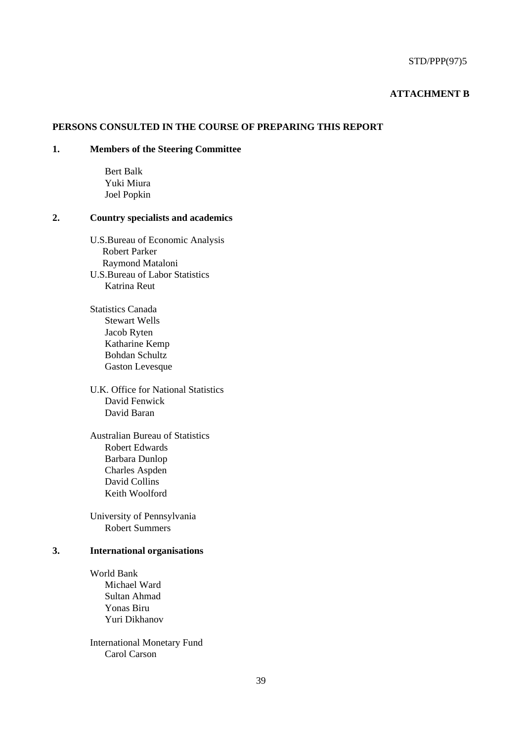STD/PPP(97)5

**ATTACHMENT B**

## PERSONS CONSULTED IN THE COURSE OF PREPARING THIS REPORT

### 1. Members of the Steering Committee

Bert Balk
Yuki Miura
Joel Popkin

### 2. Country specialists and academics

U.S.Bureau of Economic Analysis
  Robert Parker
  Raymond Mataloni
U.S.Bureau of Labor Statistics
  Katrina Reut

Statistics Canada
  Stewart Wells
  Jacob Ryten
  Katharine Kemp
  Bohdan Schultz
  Gaston Levesque

U.K. Office for National Statistics
  David Fenwick
  David Baran

Australian Bureau of Statistics
  Robert Edwards
  Barbara Dunlop
  Charles Aspden
  David Collins
  Keith Woolford

University of Pennsylvania
  Robert Summers

### 3. International organisations

World Bank
  Michael Ward
  Sultan Ahmad
  Yonas Biru
  Yuri Dikhanov

International Monetary Fund
  Carol Carson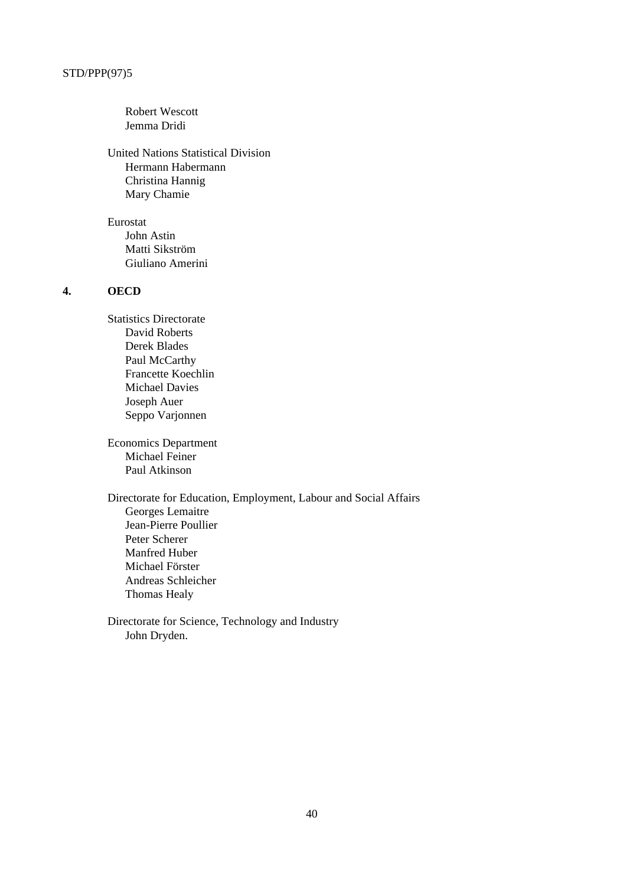Robert Wescott
Jemma Dridi

United Nations Statistical Division
- Hermann Habermann
- Christina Hannig
- Mary Chamie

Eurostat
- John Astin
- Matti Sikström
- Giuliano Amerini

## 4. OECD

Statistics Directorate
- David Roberts
- Derek Blades
- Paul McCarthy
- Francette Koechlin
- Michael Davies
- Joseph Auer
- Seppo Varjonnen

Economics Department
- Michael Feiner
- Paul Atkinson

Directorate for Education, Employment, Labour and Social Affairs
- Georges Lemaitre
- Jean-Pierre Poullier
- Peter Scherer
- Manfred Huber
- Michael Förster
- Andreas Schleicher
- Thomas Healy

Directorate for Science, Technology and Industry
- John Dryden.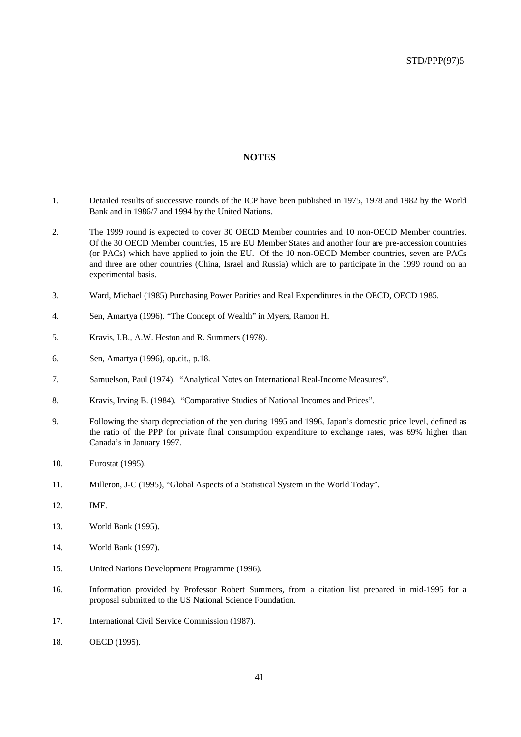## NOTES

1. Detailed results of successive rounds of the ICP have been published in 1975, 1978 and 1982 by the World Bank and in 1986/7 and 1994 by the United Nations.

2. The 1999 round is expected to cover 30 OECD Member countries and 10 non-OECD Member countries. Of the 30 OECD Member countries, 15 are EU Member States and another four are pre-accession countries (or PACs) which have applied to join the EU. Of the 10 non-OECD Member countries, seven are PACs and three are other countries (China, Israel and Russia) which are to participate in the 1999 round on an experimental basis.

3. Ward, Michael (1985) Purchasing Power Parities and Real Expenditures in the OECD, OECD 1985.

4. Sen, Amartya (1996). "The Concept of Wealth" in Myers, Ramon H.

5. Kravis, I.B., A.W. Heston and R. Summers (1978).

6. Sen, Amartya (1996), op.cit., p.18.

7. Samuelson, Paul (1974). "Analytical Notes on International Real-Income Measures".

8. Kravis, Irving B. (1984). "Comparative Studies of National Incomes and Prices".

9. Following the sharp depreciation of the yen during 1995 and 1996, Japan's domestic price level, defined as the ratio of the PPP for private final consumption expenditure to exchange rates, was 69% higher than Canada's in January 1997.

10. Eurostat (1995).

11. Milleron, J-C (1995), "Global Aspects of a Statistical System in the World Today".

12. IMF.

13. World Bank (1995).

14. World Bank (1997).

15. United Nations Development Programme (1996).

16. Information provided by Professor Robert Summers, from a citation list prepared in mid-1995 for a proposal submitted to the US National Science Foundation.

17. International Civil Service Commission (1987).

18. OECD (1995).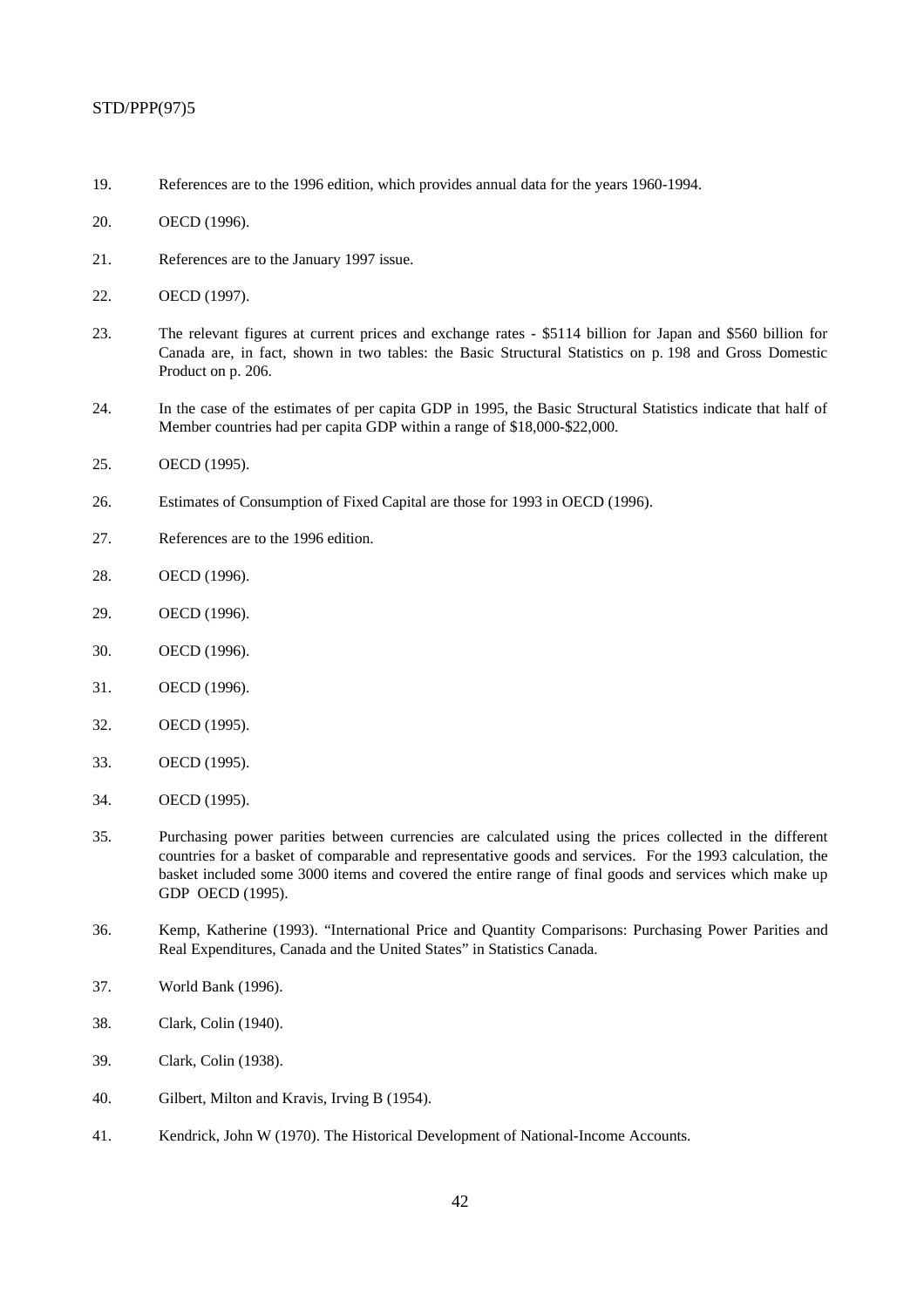19. References are to the 1996 edition, which provides annual data for the years 1960-1994.

20. OECD (1996).

21. References are to the January 1997 issue.

22. OECD (1997).

23. The relevant figures at current prices and exchange rates - $5114 billion for Japan and $560 billion for Canada are, in fact, shown in two tables: the Basic Structural Statistics on p. 198 and Gross Domestic Product on p. 206.

24. In the case of the estimates of per capita GDP in 1995, the Basic Structural Statistics indicate that half of Member countries had per capita GDP within a range of $18,000-$22,000.

25. OECD (1995).

26. Estimates of Consumption of Fixed Capital are those for 1993 in OECD (1996).

27. References are to the 1996 edition.

28. OECD (1996).

29. OECD (1996).

30. OECD (1996).

31. OECD (1996).

32. OECD (1995).

33. OECD (1995).

34. OECD (1995).

35. Purchasing power parities between currencies are calculated using the prices collected in the different countries for a basket of comparable and representative goods and services. For the 1993 calculation, the basket included some 3000 items and covered the entire range of final goods and services which make up GDP OECD (1995).

36. Kemp, Katherine (1993). "International Price and Quantity Comparisons: Purchasing Power Parities and Real Expenditures, Canada and the United States" in Statistics Canada.

37. World Bank (1996).

38. Clark, Colin (1940).

39. Clark, Colin (1938).

40. Gilbert, Milton and Kravis, Irving B (1954).

41. Kendrick, John W (1970). The Historical Development of National-Income Accounts.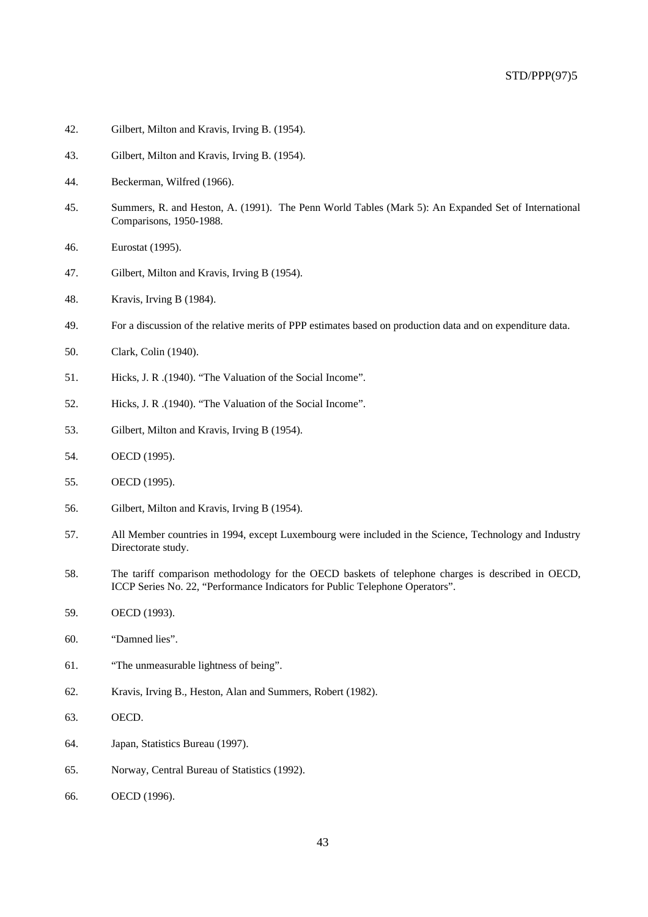42. Gilbert, Milton and Kravis, Irving B. (1954).

43. Gilbert, Milton and Kravis, Irving B. (1954).

44. Beckerman, Wilfred (1966).

45. Summers, R. and Heston, A. (1991). The Penn World Tables (Mark 5): An Expanded Set of International Comparisons, 1950-1988.

46. Eurostat (1995).

47. Gilbert, Milton and Kravis, Irving B (1954).

48. Kravis, Irving B (1984).

49. For a discussion of the relative merits of PPP estimates based on production data and on expenditure data.

50. Clark, Colin (1940).

51. Hicks, J. R .(1940). “The Valuation of the Social Income”.

52. Hicks, J. R .(1940). “The Valuation of the Social Income”.

53. Gilbert, Milton and Kravis, Irving B (1954).

54. OECD (1995).

55. OECD (1995).

56. Gilbert, Milton and Kravis, Irving B (1954).

57. All Member countries in 1994, except Luxembourg were included in the Science, Technology and Industry Directorate study.

58. The tariff comparison methodology for the OECD baskets of telephone charges is described in OECD, ICCP Series No. 22, “Performance Indicators for Public Telephone Operators”.

59. OECD (1993).

60. “Damned lies”.

61. “The unmeasurable lightness of being”.

62. Kravis, Irving B., Heston, Alan and Summers, Robert (1982).

63. OECD.

64. Japan, Statistics Bureau (1997).

65. Norway, Central Bureau of Statistics (1992).

66. OECD (1996).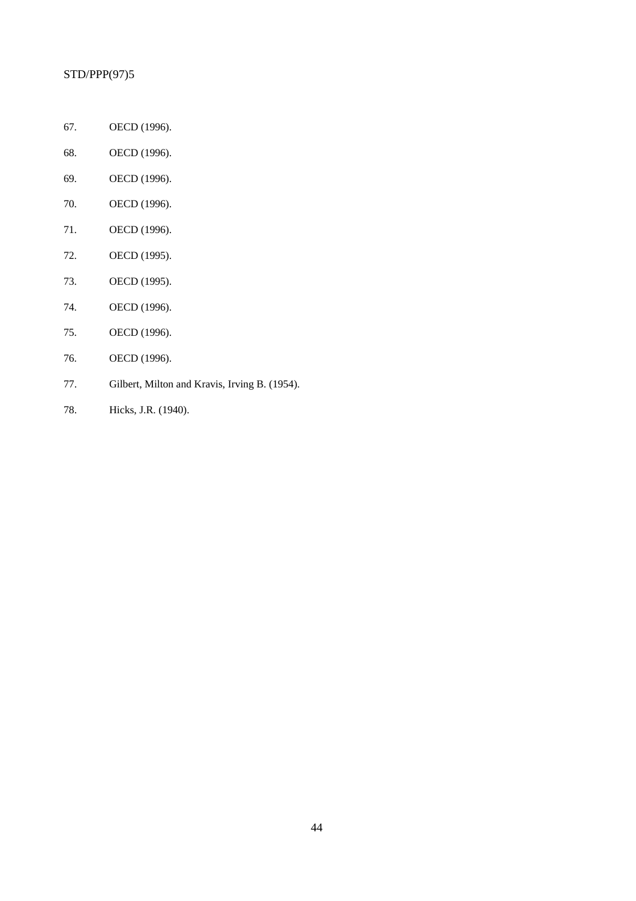67. OECD (1996).

68. OECD (1996).

69. OECD (1996).

70. OECD (1996).

71. OECD (1996).

72. OECD (1995).

73. OECD (1995).

74. OECD (1996).

75. OECD (1996).

76. OECD (1996).

77. Gilbert, Milton and Kravis, Irving B. (1954).

78. Hicks, J.R. (1940).